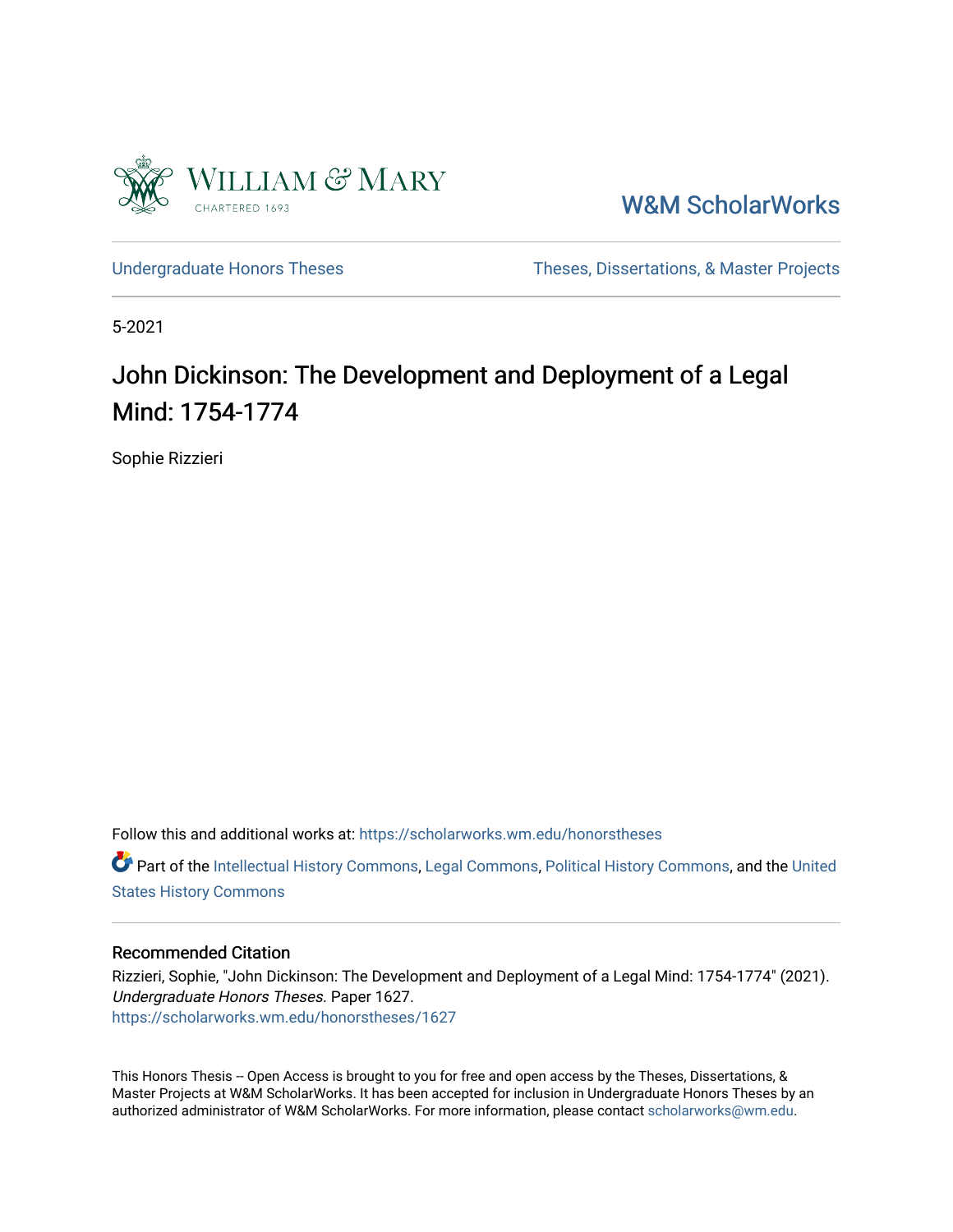William & Mary

CHARTERED 1693

W&M ScholarWorks

Undergraduate Honors Theses

Theses, Dissertations, & Master Projects

5-2021

# John Dickinson: The Development and Deployment of a Legal Mind: 1754-1774

Sophie Rizzieri

Follow this and additional works at: https://scholarworks.wm.edu/honorstheses

Part of the Intellectual History Commons, Legal Commons, Political History Commons, and the United States History Commons

## Recommended Citation

Rizzieri, Sophie, "John Dickinson: The Development and Deployment of a Legal Mind: 1754-1774" (2021). *Undergraduate Honors Theses.* Paper 1627.
https://scholarworks.wm.edu/honorstheses/1627

This Honors Thesis -- Open Access is brought to you for free and open access by the Theses, Dissertations, & Master Projects at W&M ScholarWorks. It has been accepted for inclusion in Undergraduate Honors Theses by an authorized administrator of W&M ScholarWorks. For more information, please contact scholarworks@wm.edu.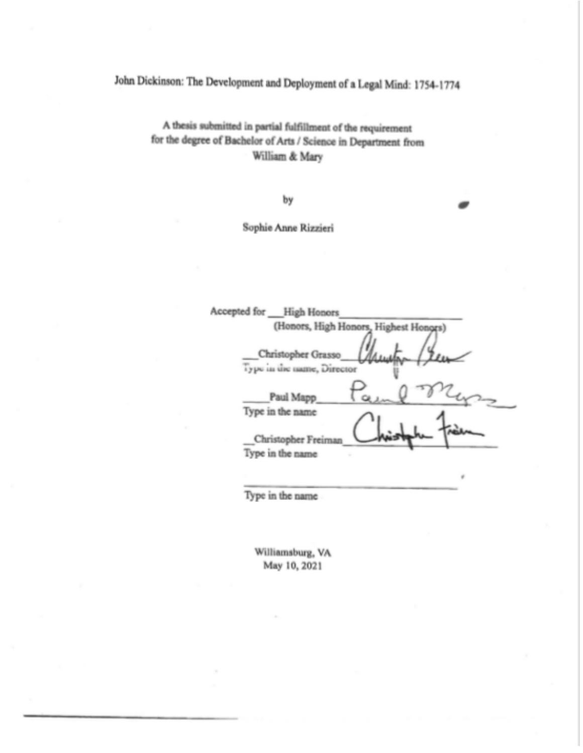John Dickinson: The Development and Deployment of a Legal Mind: 1754-1774

A thesis submitted in partial fulfillment of the requirement
for the degree of Bachelor of Arts / Science in Department from
William & Mary

by

Sophie Anne Rizzieri

Accepted for ___High Honors___________________
(Honors, High Honors, Highest Honors)

__Christopher Grasso________________________
Type in the name, Director

_____Paul Mapp____________________________
Type in the name

__Christopher Freiman_______________________
Type in the name

_________________________________________
Type in the name

Williamsburg, VA
May 10, 2021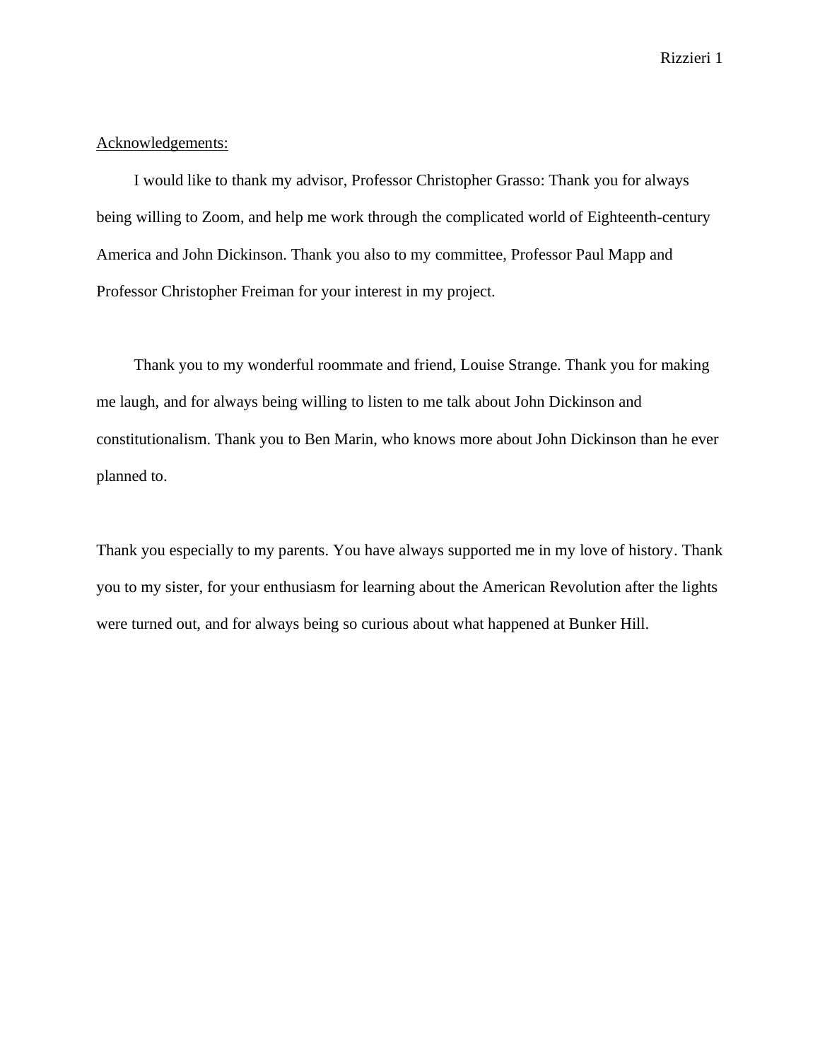Acknowledgements:

I would like to thank my advisor, Professor Christopher Grasso: Thank you for always being willing to Zoom, and help me work through the complicated world of Eighteenth-century America and John Dickinson. Thank you also to my committee, Professor Paul Mapp and Professor Christopher Freiman for your interest in my project.

Thank you to my wonderful roommate and friend, Louise Strange. Thank you for making me laugh, and for always being willing to listen to me talk about John Dickinson and constitutionalism. Thank you to Ben Marin, who knows more about John Dickinson than he ever planned to.

Thank you especially to my parents. You have always supported me in my love of history. Thank you to my sister, for your enthusiasm for learning about the American Revolution after the lights were turned out, and for always being so curious about what happened at Bunker Hill.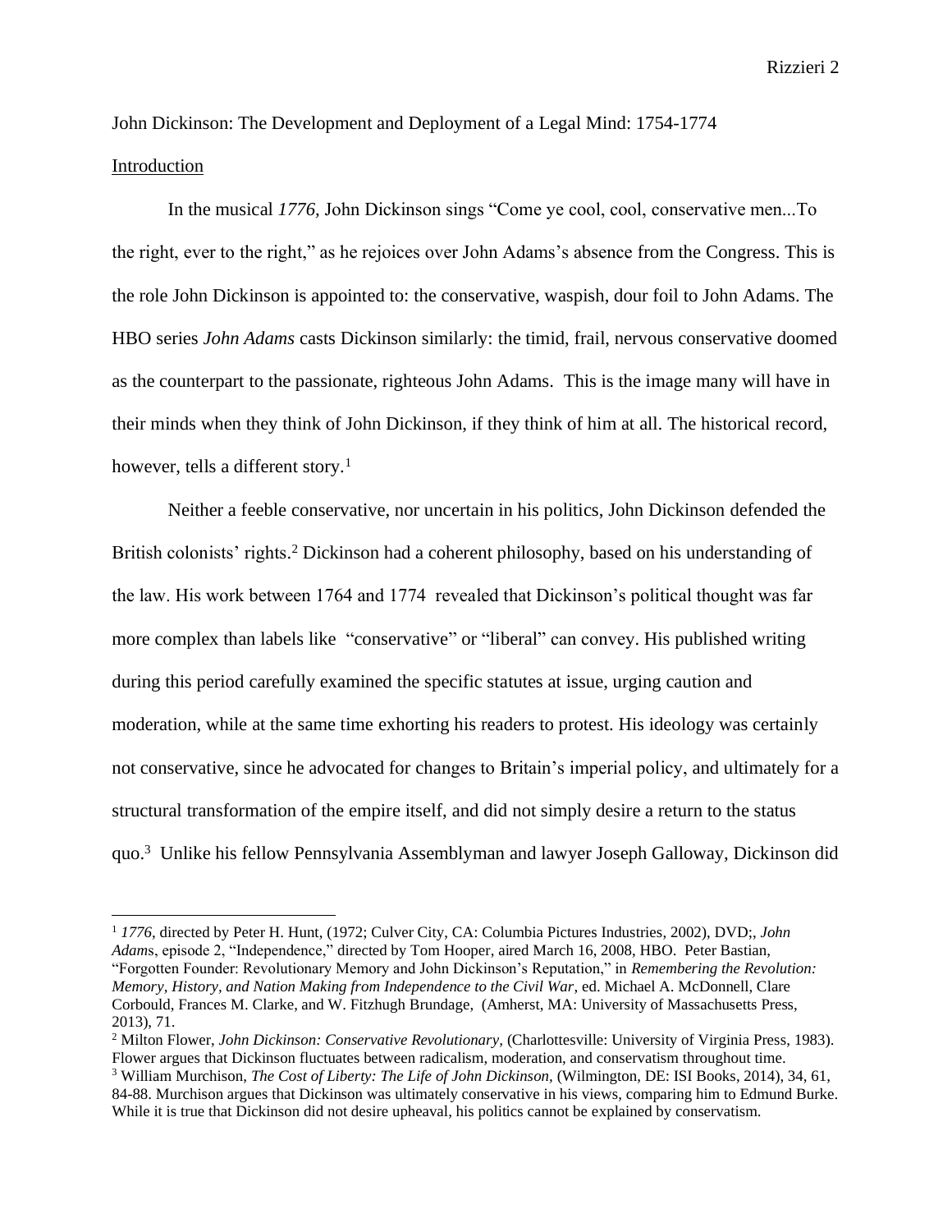John Dickinson: The Development and Deployment of a Legal Mind: 1754-1774

Introduction

In the musical *1776,* John Dickinson sings "Come ye cool, cool, conservative men...To the right, ever to the right," as he rejoices over John Adams's absence from the Congress. This is the role John Dickinson is appointed to: the conservative, waspish, dour foil to John Adams. The HBO series *John Adams* casts Dickinson similarly: the timid, frail, nervous conservative doomed as the counterpart to the passionate, righteous John Adams. This is the image many will have in their minds when they think of John Dickinson, if they think of him at all. The historical record, however, tells a different story.[1]

Neither a feeble conservative, nor uncertain in his politics, John Dickinson defended the British colonists' rights.[2] Dickinson had a coherent philosophy, based on his understanding of the law. His work between 1764 and 1774 revealed that Dickinson's political thought was far more complex than labels like "conservative" or "liberal" can convey. His published writing during this period carefully examined the specific statutes at issue, urging caution and moderation, while at the same time exhorting his readers to protest. His ideology was certainly not conservative, since he advocated for changes to Britain's imperial policy, and ultimately for a structural transformation of the empire itself, and did not simply desire a return to the status quo.[3] Unlike his fellow Pennsylvania Assemblyman and lawyer Joseph Galloway, Dickinson did

---

[1] *1776*, directed by Peter H. Hunt, (1972; Culver City, CA: Columbia Pictures Industries, 2002), DVD;, *John Adams*, episode 2, "Independence," directed by Tom Hooper, aired March 16, 2008, HBO. Peter Bastian, "Forgotten Founder: Revolutionary Memory and John Dickinson's Reputation," in *Remembering the Revolution: Memory, History, and Nation Making from Independence to the Civil War*, ed. Michael A. McDonnell, Clare Corbould, Frances M. Clarke, and W. Fitzhugh Brundage, (Amherst, MA: University of Massachusetts Press, 2013), 71.

[2] Milton Flower, *John Dickinson: Conservative Revolutionary,* (Charlottesville: University of Virginia Press, 1983). Flower argues that Dickinson fluctuates between radicalism, moderation, and conservatism throughout time.

[3] William Murchison, *The Cost of Liberty: The Life of John Dickinson,* (Wilmington, DE: ISI Books, 2014), 34, 61, 84-88. Murchison argues that Dickinson was ultimately conservative in his views, comparing him to Edmund Burke. While it is true that Dickinson did not desire upheaval, his politics cannot be explained by conservatism.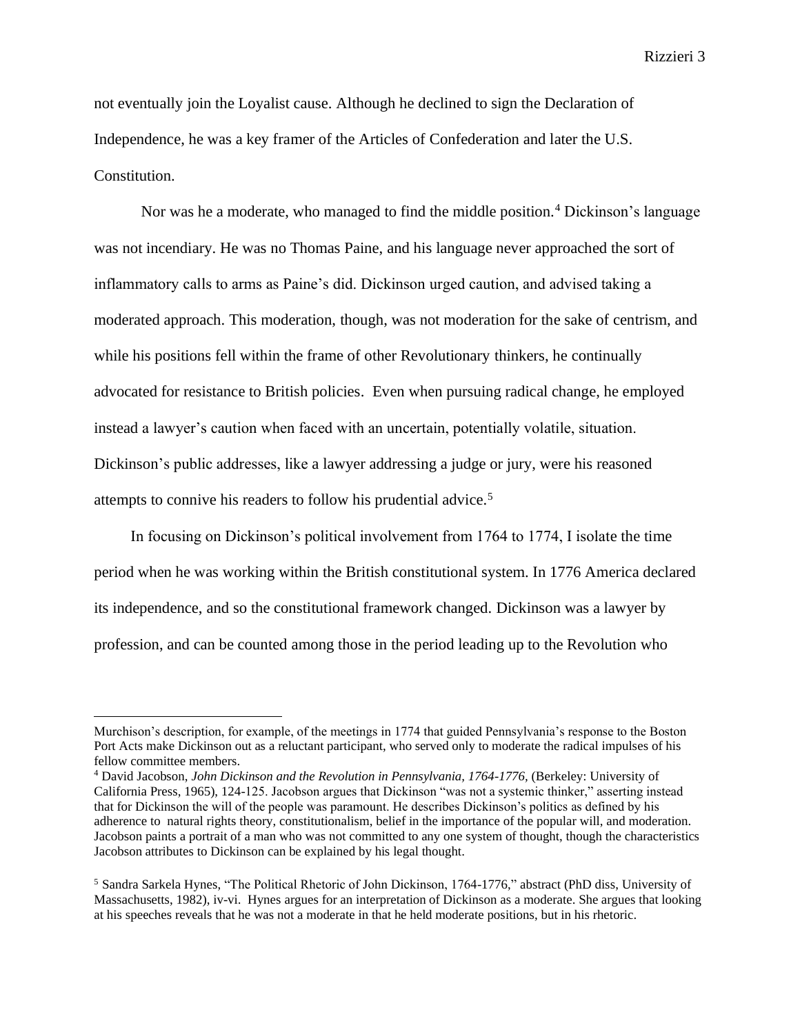not eventually join the Loyalist cause. Although he declined to sign the Declaration of Independence, he was a key framer of the Articles of Confederation and later the U.S. Constitution.

Nor was he a moderate, who managed to find the middle position.[4] Dickinson's language was not incendiary. He was no Thomas Paine, and his language never approached the sort of inflammatory calls to arms as Paine's did. Dickinson urged caution, and advised taking a moderated approach. This moderation, though, was not moderation for the sake of centrism, and while his positions fell within the frame of other Revolutionary thinkers, he continually advocated for resistance to British policies. Even when pursuing radical change, he employed instead a lawyer's caution when faced with an uncertain, potentially volatile, situation. Dickinson's public addresses, like a lawyer addressing a judge or jury, were his reasoned attempts to connive his readers to follow his prudential advice.[5]

In focusing on Dickinson's political involvement from 1764 to 1774, I isolate the time period when he was working within the British constitutional system. In 1776 America declared its independence, and so the constitutional framework changed. Dickinson was a lawyer by profession, and can be counted among those in the period leading up to the Revolution who

---

Murchison's description, for example, of the meetings in 1774 that guided Pennsylvania's response to the Boston Port Acts make Dickinson out as a reluctant participant, who served only to moderate the radical impulses of his fellow committee members.

[4] David Jacobson, *John Dickinson and the Revolution in Pennsylvania, 1764-1776*, (Berkeley: University of California Press, 1965), 124-125. Jacobson argues that Dickinson "was not a systemic thinker," asserting instead that for Dickinson the will of the people was paramount. He describes Dickinson's politics as defined by his adherence to natural rights theory, constitutionalism, belief in the importance of the popular will, and moderation. Jacobson paints a portrait of a man who was not committed to any one system of thought, though the characteristics Jacobson attributes to Dickinson can be explained by his legal thought.

[5] Sandra Sarkela Hynes, "The Political Rhetoric of John Dickinson, 1764-1776," abstract (PhD diss, University of Massachusetts, 1982), iv-vi. Hynes argues for an interpretation of Dickinson as a moderate. She argues that looking at his speeches reveals that he was not a moderate in that he held moderate positions, but in his rhetoric.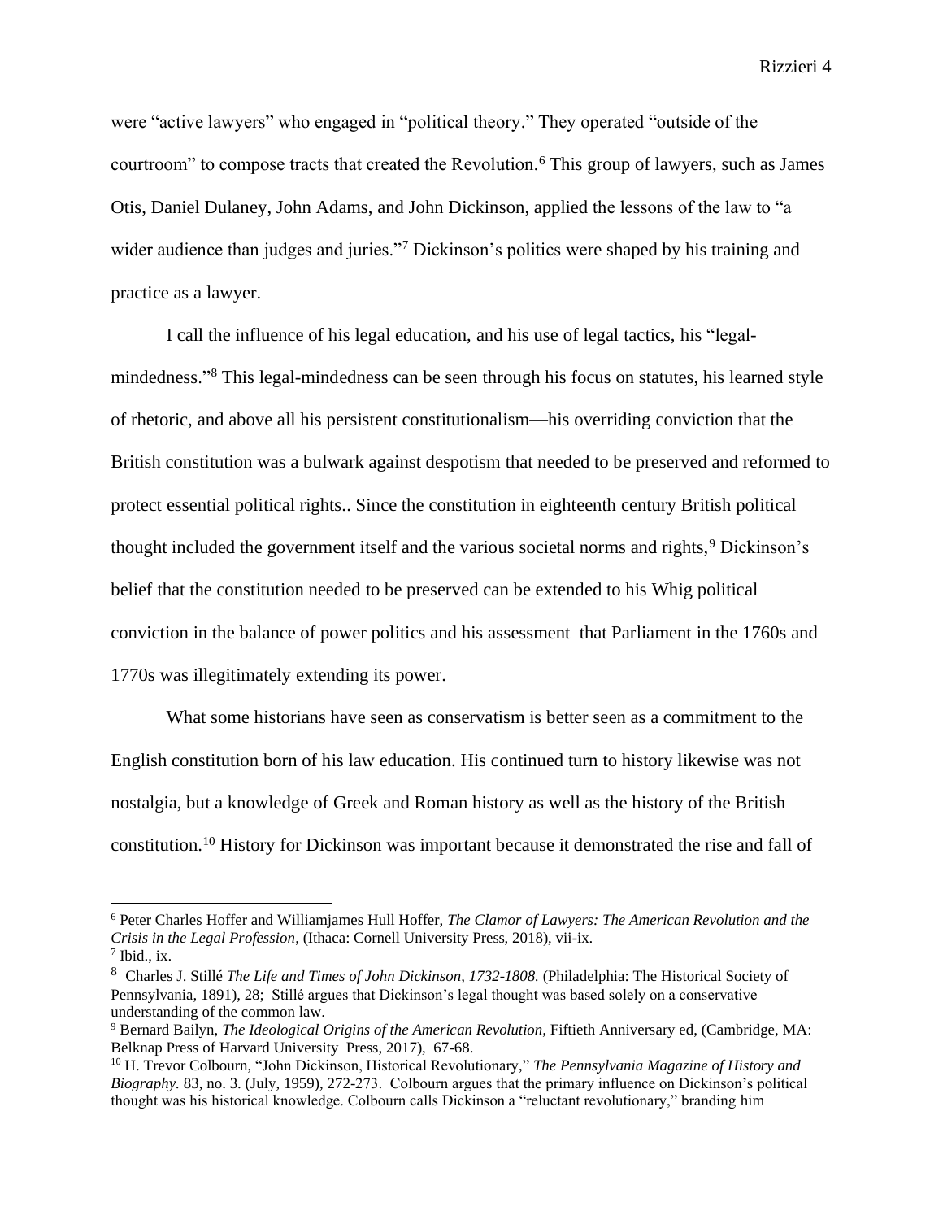were "active lawyers" who engaged in "political theory." They operated "outside of the courtroom" to compose tracts that created the Revolution.[6] This group of lawyers, such as James Otis, Daniel Dulaney, John Adams, and John Dickinson, applied the lessons of the law to "a wider audience than judges and juries."[7] Dickinson's politics were shaped by his training and practice as a lawyer.

I call the influence of his legal education, and his use of legal tactics, his "legal-mindedness."[8] This legal-mindedness can be seen through his focus on statutes, his learned style of rhetoric, and above all his persistent constitutionalism—his overriding conviction that the British constitution was a bulwark against despotism that needed to be preserved and reformed to protect essential political rights.. Since the constitution in eighteenth century British political thought included the government itself and the various societal norms and rights,[9] Dickinson's belief that the constitution needed to be preserved can be extended to his Whig political conviction in the balance of power politics and his assessment that Parliament in the 1760s and 1770s was illegitimately extending its power.

What some historians have seen as conservatism is better seen as a commitment to the English constitution born of his law education. His continued turn to history likewise was not nostalgia, but a knowledge of Greek and Roman history as well as the history of the British constitution.[10] History for Dickinson was important because it demonstrated the rise and fall of

---

[6] Peter Charles Hoffer and Williamjames Hull Hoffer, *The Clamor of Lawyers: The American Revolution and the Crisis in the Legal Profession*, (Ithaca: Cornell University Press, 2018), vii-ix.

[7] Ibid., ix.

[8] Charles J. Stillé *The Life and Times of John Dickinson, 1732-1808.* (Philadelphia: The Historical Society of Pennsylvania, 1891), 28; Stillé argues that Dickinson's legal thought was based solely on a conservative understanding of the common law.

[9] Bernard Bailyn, *The Ideological Origins of the American Revolution,* Fiftieth Anniversary ed, (Cambridge, MA: Belknap Press of Harvard University Press, 2017), 67-68.

[10] H. Trevor Colbourn, "John Dickinson, Historical Revolutionary," *The Pennsylvania Magazine of History and Biography.* 83, no. 3. (July, 1959), 272-273. Colbourn argues that the primary influence on Dickinson's political thought was his historical knowledge. Colbourn calls Dickinson a "reluctant revolutionary," branding him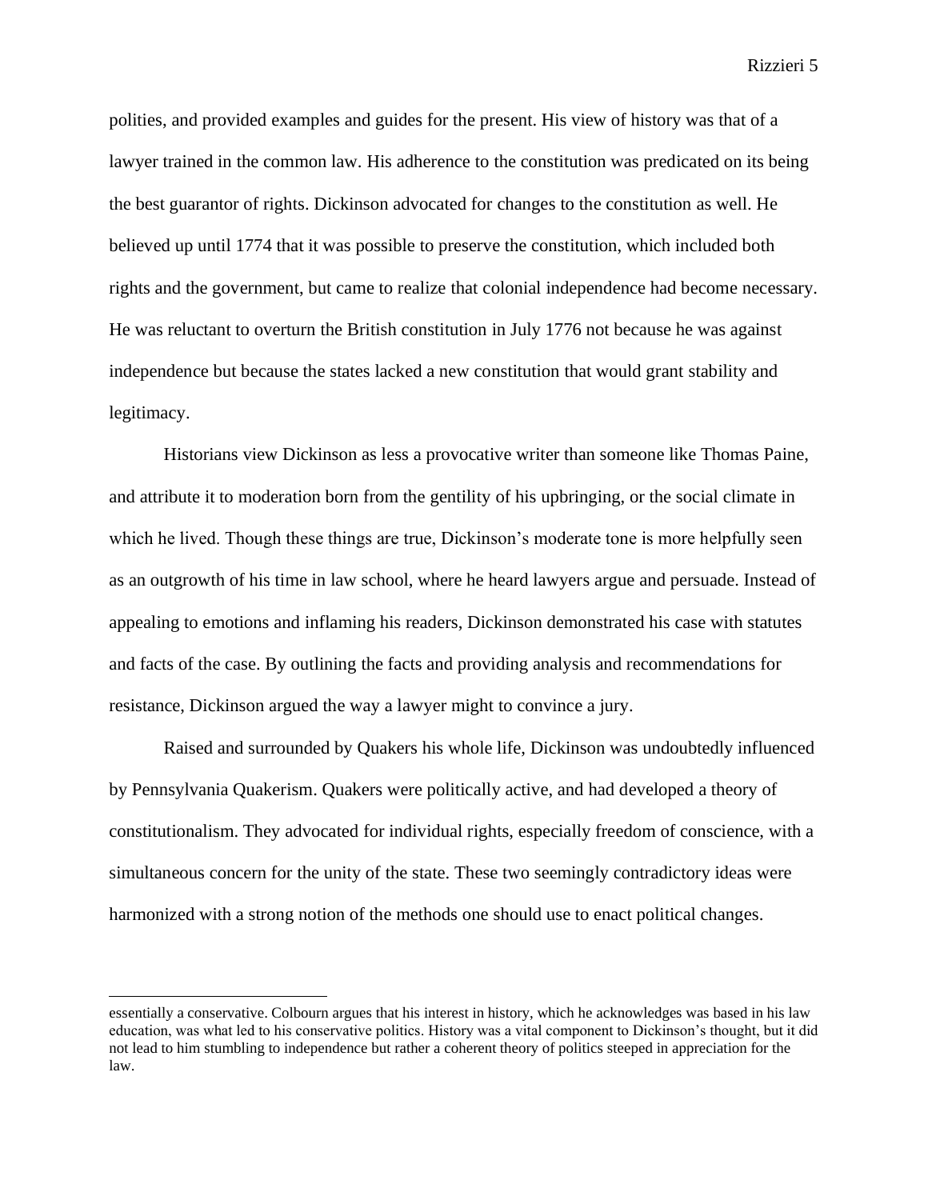polities, and provided examples and guides for the present. His view of history was that of a lawyer trained in the common law. His adherence to the constitution was predicated on its being the best guarantor of rights. Dickinson advocated for changes to the constitution as well. He believed up until 1774 that it was possible to preserve the constitution, which included both rights and the government, but came to realize that colonial independence had become necessary. He was reluctant to overturn the British constitution in July 1776 not because he was against independence but because the states lacked a new constitution that would grant stability and legitimacy.

Historians view Dickinson as less a provocative writer than someone like Thomas Paine, and attribute it to moderation born from the gentility of his upbringing, or the social climate in which he lived. Though these things are true, Dickinson's moderate tone is more helpfully seen as an outgrowth of his time in law school, where he heard lawyers argue and persuade. Instead of appealing to emotions and inflaming his readers, Dickinson demonstrated his case with statutes and facts of the case. By outlining the facts and providing analysis and recommendations for resistance, Dickinson argued the way a lawyer might to convince a jury.

Raised and surrounded by Quakers his whole life, Dickinson was undoubtedly influenced by Pennsylvania Quakerism. Quakers were politically active, and had developed a theory of constitutionalism. They advocated for individual rights, especially freedom of conscience, with a simultaneous concern for the unity of the state. These two seemingly contradictory ideas were harmonized with a strong notion of the methods one should use to enact political changes.

---

essentially a conservative. Colbourn argues that his interest in history, which he acknowledges was based in his law education, was what led to his conservative politics. History was a vital component to Dickinson's thought, but it did not lead to him stumbling to independence but rather a coherent theory of politics steeped in appreciation for the law.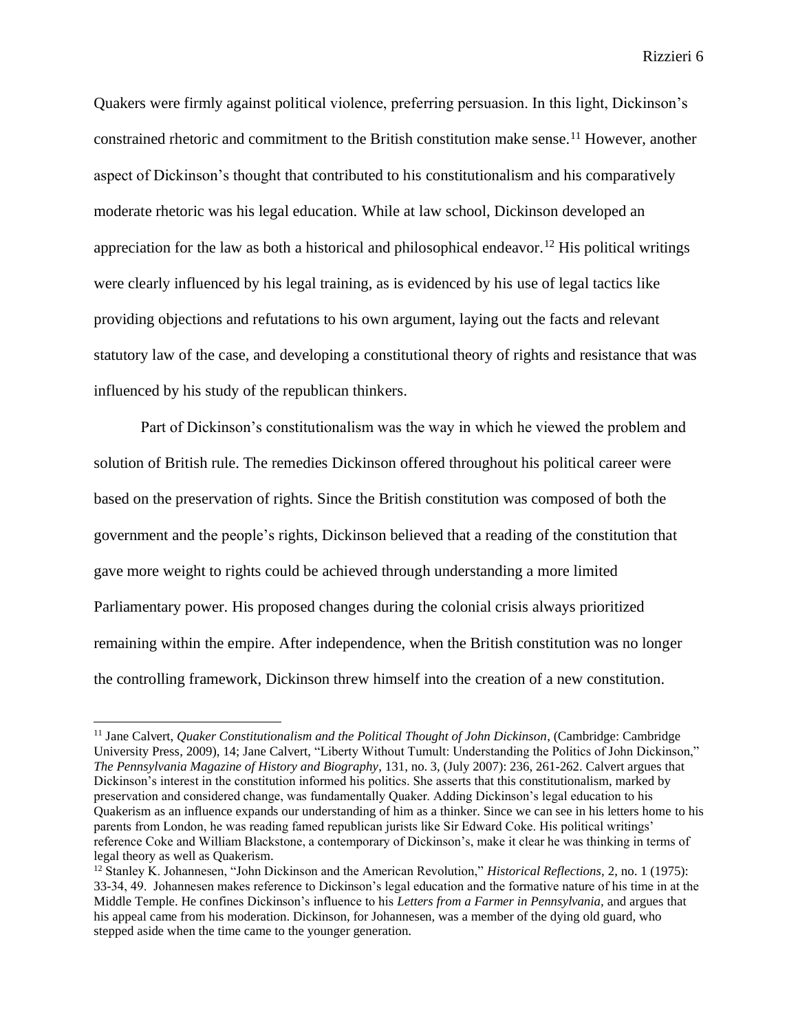Quakers were firmly against political violence, preferring persuasion. In this light, Dickinson's constrained rhetoric and commitment to the British constitution make sense.[11] However, another aspect of Dickinson's thought that contributed to his constitutionalism and his comparatively moderate rhetoric was his legal education. While at law school, Dickinson developed an appreciation for the law as both a historical and philosophical endeavor.[12] His political writings were clearly influenced by his legal training, as is evidenced by his use of legal tactics like providing objections and refutations to his own argument, laying out the facts and relevant statutory law of the case, and developing a constitutional theory of rights and resistance that was influenced by his study of the republican thinkers.

Part of Dickinson's constitutionalism was the way in which he viewed the problem and solution of British rule. The remedies Dickinson offered throughout his political career were based on the preservation of rights. Since the British constitution was composed of both the government and the people's rights, Dickinson believed that a reading of the constitution that gave more weight to rights could be achieved through understanding a more limited Parliamentary power. His proposed changes during the colonial crisis always prioritized remaining within the empire. After independence, when the British constitution was no longer the controlling framework, Dickinson threw himself into the creation of a new constitution.

---

[11] Jane Calvert, *Quaker Constitutionalism and the Political Thought of John Dickinson*, (Cambridge: Cambridge University Press, 2009), 14; Jane Calvert, "Liberty Without Tumult: Understanding the Politics of John Dickinson," *The Pennsylvania Magazine of History and Biography*, 131, no. 3, (July 2007): 236, 261-262. Calvert argues that Dickinson's interest in the constitution informed his politics. She asserts that this constitutionalism, marked by preservation and considered change, was fundamentally Quaker. Adding Dickinson's legal education to his Quakerism as an influence expands our understanding of him as a thinker. Since we can see in his letters home to his parents from London, he was reading famed republican jurists like Sir Edward Coke. His political writings' reference Coke and William Blackstone, a contemporary of Dickinson's, make it clear he was thinking in terms of legal theory as well as Quakerism.

[12] Stanley K. Johannesen, "John Dickinson and the American Revolution," *Historical Reflections*, 2, no. 1 (1975): 33-34, 49. Johannesen makes reference to Dickinson's legal education and the formative nature of his time in at the Middle Temple. He confines Dickinson's influence to his *Letters from a Farmer in Pennsylvania*, and argues that his appeal came from his moderation. Dickinson, for Johannesen, was a member of the dying old guard, who stepped aside when the time came to the younger generation.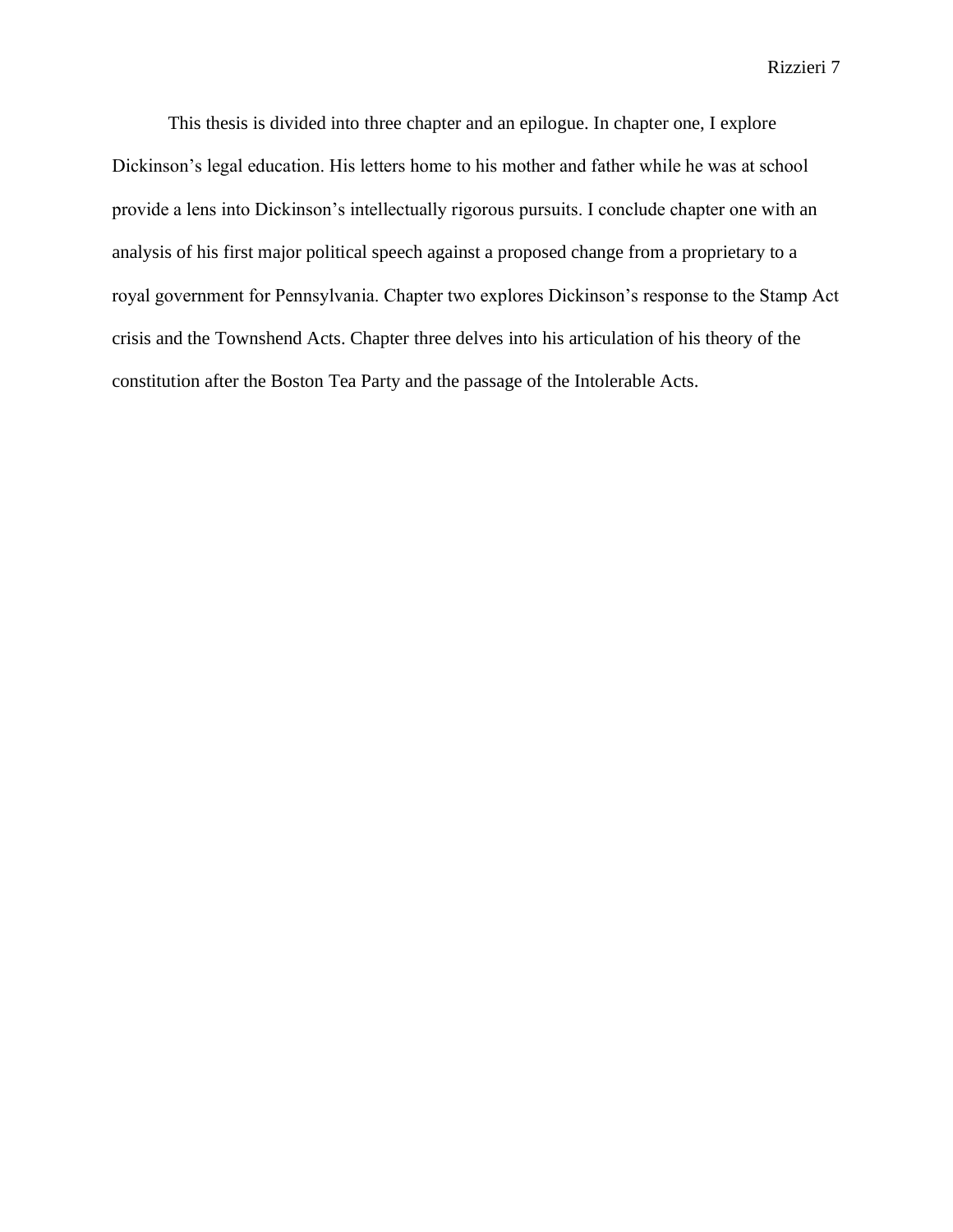This thesis is divided into three chapter and an epilogue. In chapter one, I explore Dickinson's legal education. His letters home to his mother and father while he was at school provide a lens into Dickinson's intellectually rigorous pursuits. I conclude chapter one with an analysis of his first major political speech against a proposed change from a proprietary to a royal government for Pennsylvania. Chapter two explores Dickinson's response to the Stamp Act crisis and the Townshend Acts. Chapter three delves into his articulation of his theory of the constitution after the Boston Tea Party and the passage of the Intolerable Acts.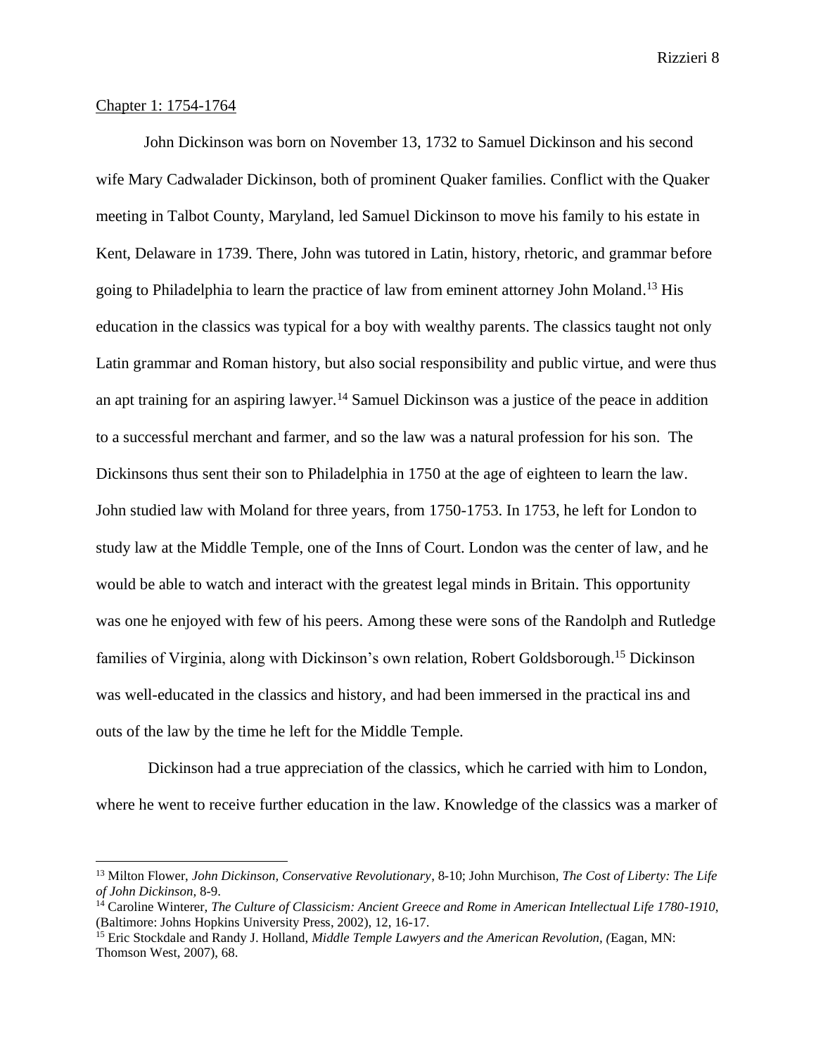## Chapter 1: 1754-1764

John Dickinson was born on November 13, 1732 to Samuel Dickinson and his second wife Mary Cadwalader Dickinson, both of prominent Quaker families. Conflict with the Quaker meeting in Talbot County, Maryland, led Samuel Dickinson to move his family to his estate in Kent, Delaware in 1739. There, John was tutored in Latin, history, rhetoric, and grammar before going to Philadelphia to learn the practice of law from eminent attorney John Moland.[13] His education in the classics was typical for a boy with wealthy parents. The classics taught not only Latin grammar and Roman history, but also social responsibility and public virtue, and were thus an apt training for an aspiring lawyer.[14] Samuel Dickinson was a justice of the peace in addition to a successful merchant and farmer, and so the law was a natural profession for his son. The Dickinsons thus sent their son to Philadelphia in 1750 at the age of eighteen to learn the law. John studied law with Moland for three years, from 1750-1753. In 1753, he left for London to study law at the Middle Temple, one of the Inns of Court. London was the center of law, and he would be able to watch and interact with the greatest legal minds in Britain. This opportunity was one he enjoyed with few of his peers. Among these were sons of the Randolph and Rutledge families of Virginia, along with Dickinson's own relation, Robert Goldsborough.[15] Dickinson was well-educated in the classics and history, and had been immersed in the practical ins and outs of the law by the time he left for the Middle Temple.

Dickinson had a true appreciation of the classics, which he carried with him to London, where he went to receive further education in the law. Knowledge of the classics was a marker of

---

[13] Milton Flower, *John Dickinson, Conservative Revolutionary*, 8-10; John Murchison, *The Cost of Liberty: The Life of John Dickinson,* 8-9.

[14] Caroline Winterer, *The Culture of Classicism: Ancient Greece and Rome in American Intellectual Life 1780-1910*, (Baltimore: Johns Hopkins University Press, 2002), 12, 16-17.

[15] Eric Stockdale and Randy J. Holland, *Middle Temple Lawyers and the American Revolution, (*Eagan, MN: Thomson West, 2007), 68.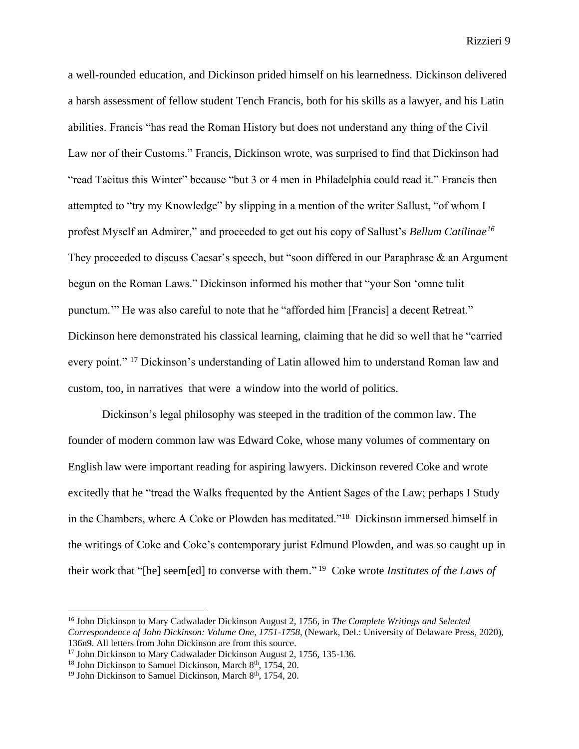a well-rounded education, and Dickinson prided himself on his learnedness. Dickinson delivered a harsh assessment of fellow student Tench Francis, both for his skills as a lawyer, and his Latin abilities. Francis "has read the Roman History but does not understand any thing of the Civil Law nor of their Customs." Francis, Dickinson wrote, was surprised to find that Dickinson had "read Tacitus this Winter" because "but 3 or 4 men in Philadelphia could read it." Francis then attempted to "try my Knowledge" by slipping in a mention of the writer Sallust, "of whom I profest Myself an Admirer," and proceeded to get out his copy of Sallust's *Bellum Catilinae*[16] They proceeded to discuss Caesar's speech, but "soon differed in our Paraphrase & an Argument begun on the Roman Laws." Dickinson informed his mother that "your Son 'omne tulit punctum.'" He was also careful to note that he "afforded him [Francis] a decent Retreat." Dickinson here demonstrated his classical learning, claiming that he did so well that he "carried every point." [17] Dickinson's understanding of Latin allowed him to understand Roman law and custom, too, in narratives that were a window into the world of politics.

Dickinson's legal philosophy was steeped in the tradition of the common law. The founder of modern common law was Edward Coke, whose many volumes of commentary on English law were important reading for aspiring lawyers. Dickinson revered Coke and wrote excitedly that he "tread the Walks frequented by the Antient Sages of the Law; perhaps I Study in the Chambers, where A Coke or Plowden has meditated."[18] Dickinson immersed himself in the writings of Coke and Coke's contemporary jurist Edmund Plowden, and was so caught up in their work that "[he] seem[ed] to converse with them." [19] Coke wrote *Institutes of the Laws of*

---

[16] John Dickinson to Mary Cadwalader Dickinson August 2, 1756, in *The Complete Writings and Selected Correspondence of John Dickinson: Volume One, 1751-1758*, (Newark, Del.: University of Delaware Press, 2020), 136n9. All letters from John Dickinson are from this source.

[17] John Dickinson to Mary Cadwalader Dickinson August 2, 1756, 135-136.

[18] John Dickinson to Samuel Dickinson, March 8th, 1754, 20.

[19] John Dickinson to Samuel Dickinson, March 8th, 1754, 20.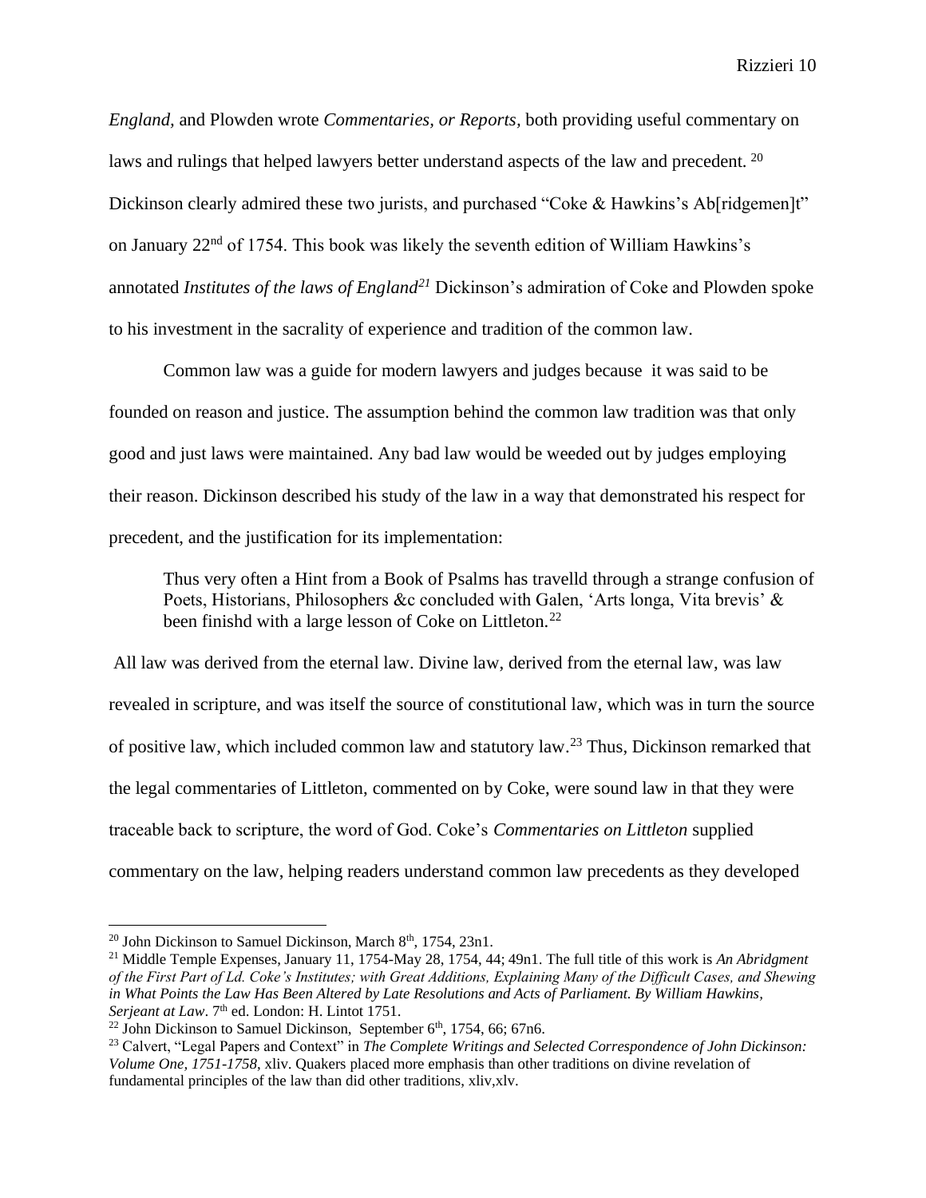*England,* and Plowden wrote *Commentaries, or Reports,* both providing useful commentary on laws and rulings that helped lawyers better understand aspects of the law and precedent. [20] Dickinson clearly admired these two jurists, and purchased "Coke & Hawkins's Ab[ridgemen]t" on January 22nd of 1754. This book was likely the seventh edition of William Hawkins's annotated *Institutes of the laws of England*[21] Dickinson's admiration of Coke and Plowden spoke to his investment in the sacrality of experience and tradition of the common law.

Common law was a guide for modern lawyers and judges because it was said to be founded on reason and justice. The assumption behind the common law tradition was that only good and just laws were maintained. Any bad law would be weeded out by judges employing their reason. Dickinson described his study of the law in a way that demonstrated his respect for precedent, and the justification for its implementation:

> Thus very often a Hint from a Book of Psalms has travelld through a strange confusion of Poets, Historians, Philosophers &c concluded with Galen, 'Arts longa, Vita brevis' & been finishd with a large lesson of Coke on Littleton.[22]

All law was derived from the eternal law. Divine law, derived from the eternal law, was law revealed in scripture, and was itself the source of constitutional law, which was in turn the source of positive law, which included common law and statutory law.[23] Thus, Dickinson remarked that the legal commentaries of Littleton, commented on by Coke, were sound law in that they were traceable back to scripture, the word of God. Coke's *Commentaries on Littleton* supplied commentary on the law, helping readers understand common law precedents as they developed

---

[20] John Dickinson to Samuel Dickinson, March 8th, 1754, 23n1.

[21] Middle Temple Expenses, January 11, 1754-May 28, 1754, 44; 49n1. The full title of this work is *An Abridgment of the First Part of Ld. Coke's Institutes; with Great Additions, Explaining Many of the Difficult Cases, and Shewing in What Points the Law Has Been Altered by Late Resolutions and Acts of Parliament. By William Hawkins, Serjeant at Law*. 7th ed. London: H. Lintot 1751.

[22] John Dickinson to Samuel Dickinson, September 6th, 1754, 66; 67n6.

[23] Calvert, "Legal Papers and Context" in *The Complete Writings and Selected Correspondence of John Dickinson: Volume One, 1751-1758,* xliv. Quakers placed more emphasis than other traditions on divine revelation of fundamental principles of the law than did other traditions, xliv,xlv.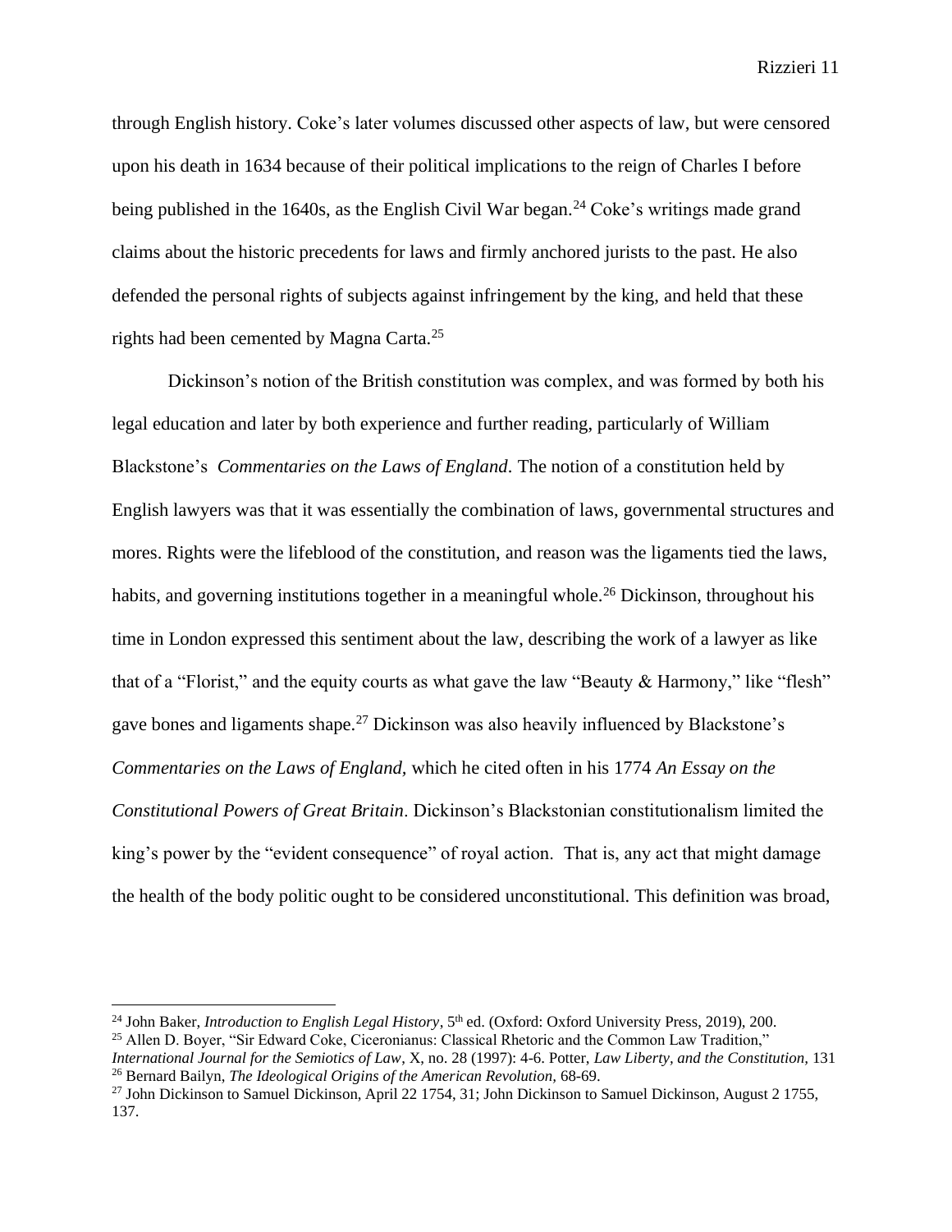through English history. Coke's later volumes discussed other aspects of law, but were censored upon his death in 1634 because of their political implications to the reign of Charles I before being published in the 1640s, as the English Civil War began.[24] Coke's writings made grand claims about the historic precedents for laws and firmly anchored jurists to the past. He also defended the personal rights of subjects against infringement by the king, and held that these rights had been cemented by Magna Carta.[25]

Dickinson's notion of the British constitution was complex, and was formed by both his legal education and later by both experience and further reading, particularly of William Blackstone's *Commentaries on the Laws of England.* The notion of a constitution held by English lawyers was that it was essentially the combination of laws, governmental structures and mores. Rights were the lifeblood of the constitution, and reason was the ligaments tied the laws, habits, and governing institutions together in a meaningful whole.[26] Dickinson, throughout his time in London expressed this sentiment about the law, describing the work of a lawyer as like that of a "Florist," and the equity courts as what gave the law "Beauty & Harmony," like "flesh" gave bones and ligaments shape.[27] Dickinson was also heavily influenced by Blackstone's *Commentaries on the Laws of England,* which he cited often in his 1774 *An Essay on the Constitutional Powers of Great Britain*. Dickinson's Blackstonian constitutionalism limited the king's power by the "evident consequence" of royal action. That is, any act that might damage the health of the body politic ought to be considered unconstitutional. This definition was broad,

---

[24] John Baker, *Introduction to English Legal History*, 5th ed. (Oxford: Oxford University Press, 2019), 200.

[25] Allen D. Boyer, "Sir Edward Coke, Ciceronianus: Classical Rhetoric and the Common Law Tradition," *International Journal for the Semiotics of Law*, X, no. 28 (1997): 4-6. Potter, *Law Liberty, and the Constitution,* 131

[26] Bernard Bailyn, *The Ideological Origins of the American Revolution,* 68-69.

[27] John Dickinson to Samuel Dickinson, April 22 1754, 31; John Dickinson to Samuel Dickinson, August 2 1755, 137.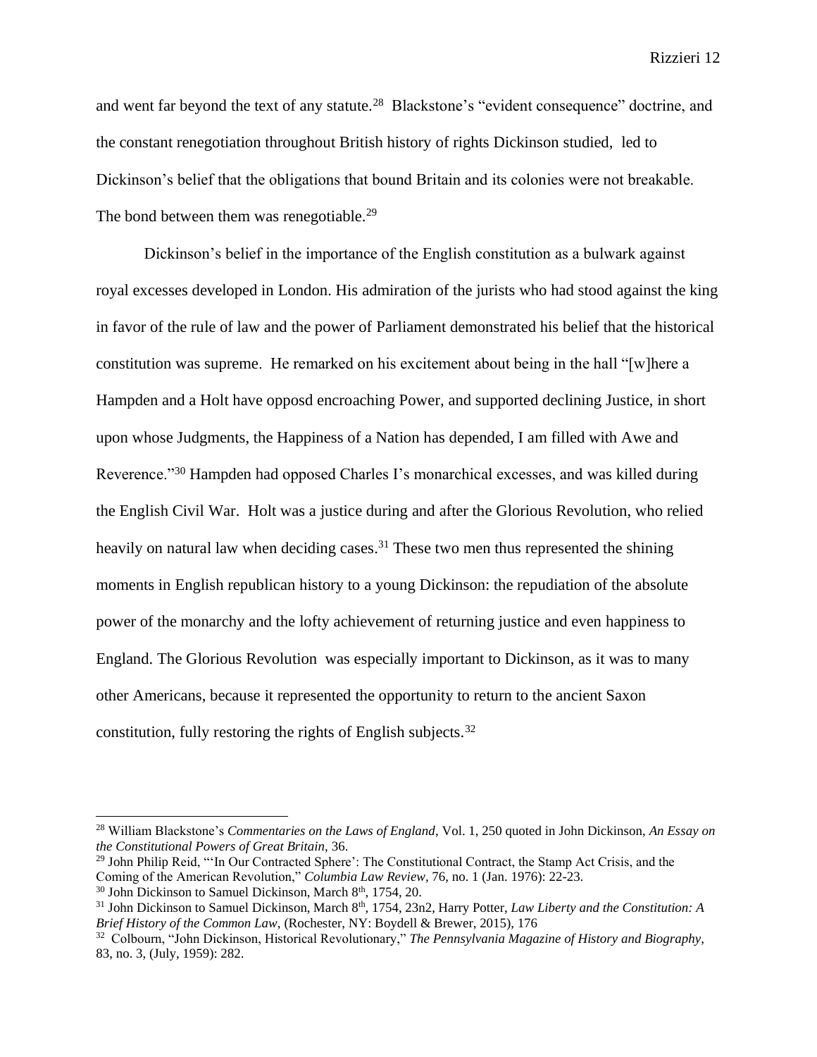and went far beyond the text of any statute.[28] Blackstone's "evident consequence" doctrine, and the constant renegotiation throughout British history of rights Dickinson studied, led to Dickinson's belief that the obligations that bound Britain and its colonies were not breakable. The bond between them was renegotiable.[29]

Dickinson's belief in the importance of the English constitution as a bulwark against royal excesses developed in London. His admiration of the jurists who had stood against the king in favor of the rule of law and the power of Parliament demonstrated his belief that the historical constitution was supreme. He remarked on his excitement about being in the hall "[w]here a Hampden and a Holt have opposd encroaching Power, and supported declining Justice, in short upon whose Judgments, the Happiness of a Nation has depended, I am filled with Awe and Reverence."[30] Hampden had opposed Charles I's monarchical excesses, and was killed during the English Civil War. Holt was a justice during and after the Glorious Revolution, who relied heavily on natural law when deciding cases.[31] These two men thus represented the shining moments in English republican history to a young Dickinson: the repudiation of the absolute power of the monarchy and the lofty achievement of returning justice and even happiness to England. The Glorious Revolution was especially important to Dickinson, as it was to many other Americans, because it represented the opportunity to return to the ancient Saxon constitution, fully restoring the rights of English subjects.[32]

---

[28] William Blackstone's *Commentaries on the Laws of England*, Vol. 1, 250 quoted in John Dickinson, *An Essay on the Constitutional Powers of Great Britain*, 36.

[29] John Philip Reid, "'In Our Contracted Sphere': The Constitutional Contract, the Stamp Act Crisis, and the Coming of the American Revolution," *Columbia Law Review*, 76, no. 1 (Jan. 1976): 22-23.

[30] John Dickinson to Samuel Dickinson, March 8th, 1754, 20.

[31] John Dickinson to Samuel Dickinson, March 8th, 1754, 23n2, Harry Potter, *Law Liberty and the Constitution: A Brief History of the Common Law*, (Rochester, NY: Boydell & Brewer, 2015), 176

[32] Colbourn, "John Dickinson, Historical Revolutionary," *The Pennsylvania Magazine of History and Biography*, 83, no. 3, (July, 1959): 282.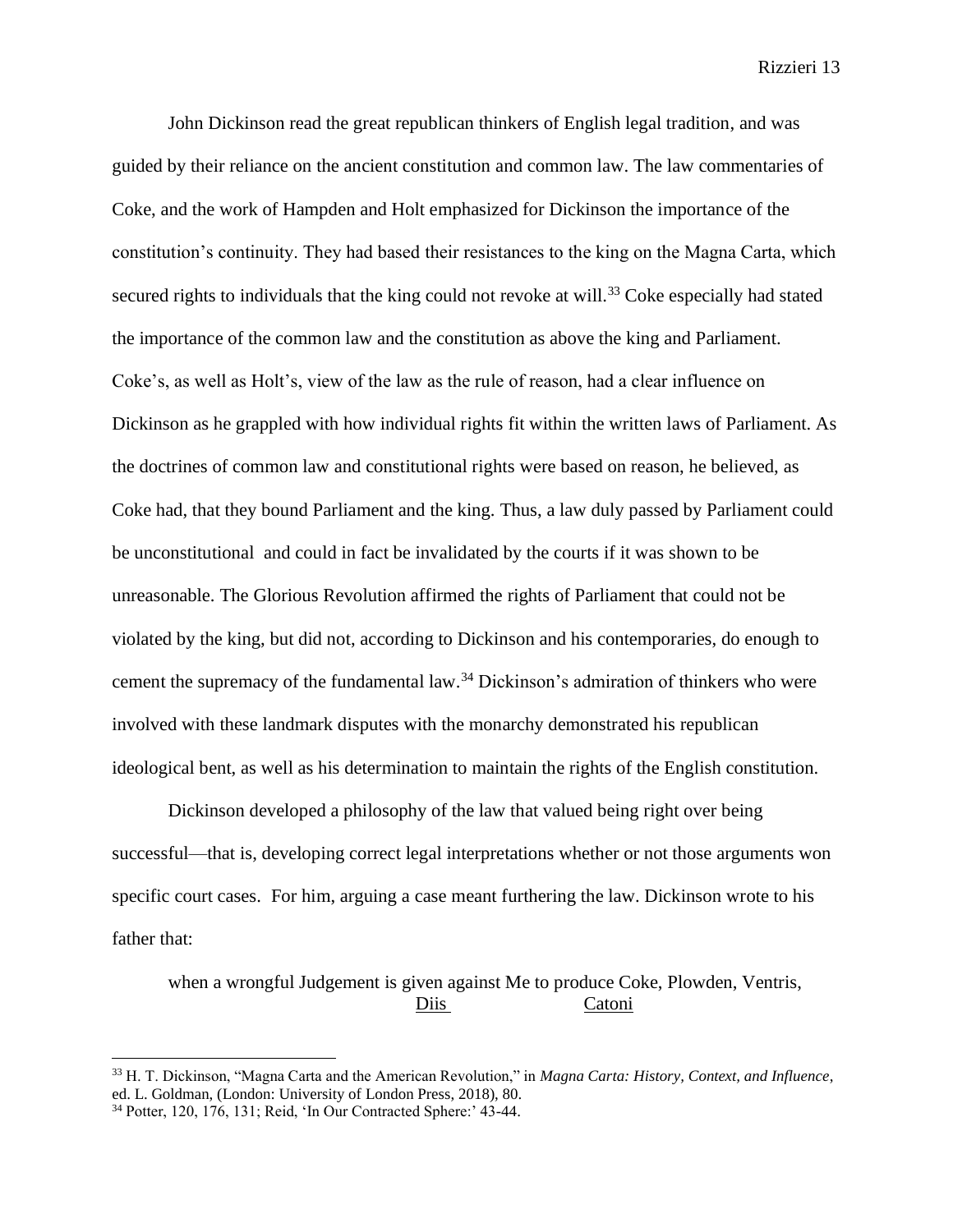John Dickinson read the great republican thinkers of English legal tradition, and was guided by their reliance on the ancient constitution and common law. The law commentaries of Coke, and the work of Hampden and Holt emphasized for Dickinson the importance of the constitution's continuity. They had based their resistances to the king on the Magna Carta, which secured rights to individuals that the king could not revoke at will.[33] Coke especially had stated the importance of the common law and the constitution as above the king and Parliament. Coke's, as well as Holt's, view of the law as the rule of reason, had a clear influence on Dickinson as he grappled with how individual rights fit within the written laws of Parliament. As the doctrines of common law and constitutional rights were based on reason, he believed, as Coke had, that they bound Parliament and the king. Thus, a law duly passed by Parliament could be unconstitutional and could in fact be invalidated by the courts if it was shown to be unreasonable. The Glorious Revolution affirmed the rights of Parliament that could not be violated by the king, but did not, according to Dickinson and his contemporaries, do enough to cement the supremacy of the fundamental law.[34] Dickinson's admiration of thinkers who were involved with these landmark disputes with the monarchy demonstrated his republican ideological bent, as well as his determination to maintain the rights of the English constitution.

Dickinson developed a philosophy of the law that valued being right over being successful—that is, developing correct legal interpretations whether or not those arguments won specific court cases. For him, arguing a case meant furthering the law. Dickinson wrote to his father that:

> when a wrongful Judgement is given against Me to produce Coke, Plowden, Ventris, Diis Catoni

[33] H. T. Dickinson, "Magna Carta and the American Revolution," in *Magna Carta: History, Context, and Influence*, ed. L. Goldman, (London: University of London Press, 2018), 80.

[34] Potter, 120, 176, 131; Reid, 'In Our Contracted Sphere:' 43-44.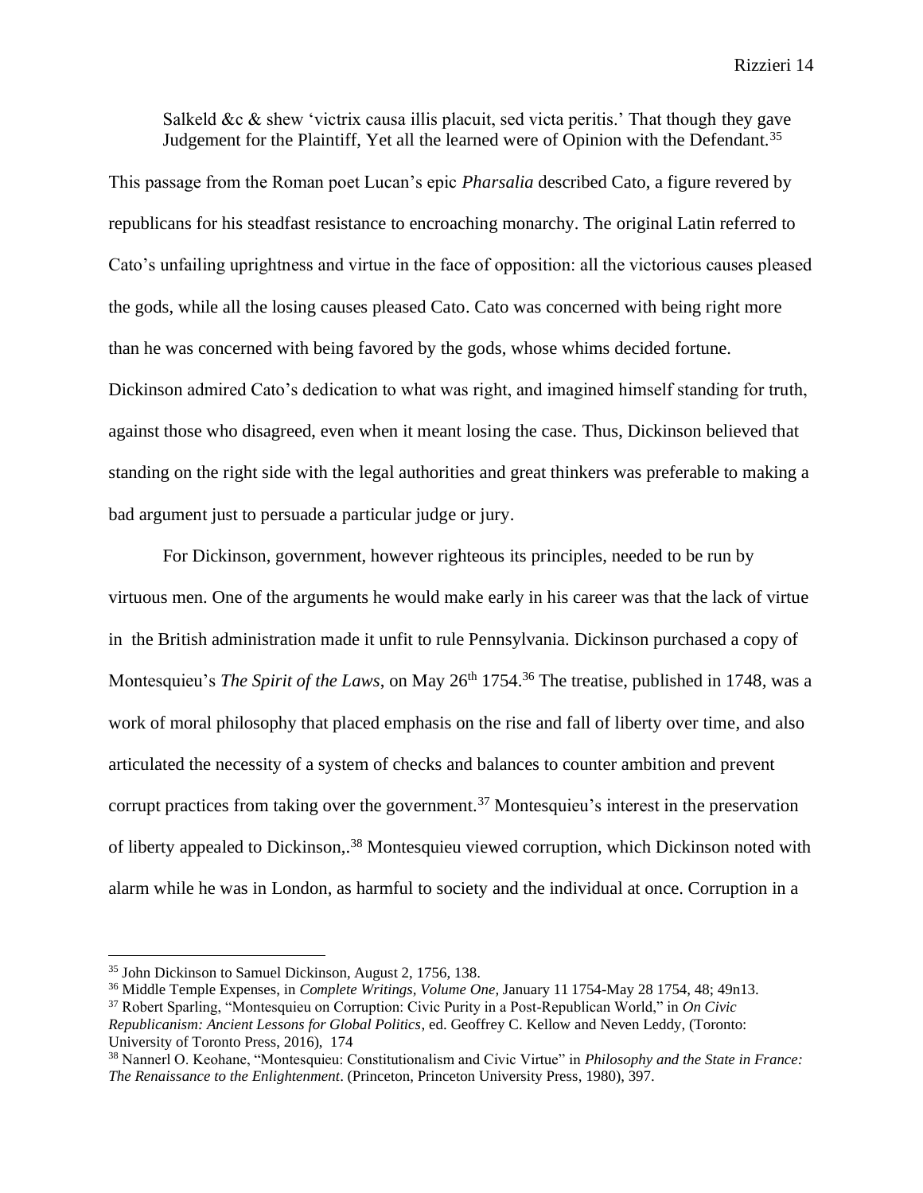> Salkeld &c & shew 'victrix causa illis placuit, sed victa peritis.' That though they gave Judgement for the Plaintiff, Yet all the learned were of Opinion with the Defendant.[35]

This passage from the Roman poet Lucan's epic *Pharsalia* described Cato, a figure revered by republicans for his steadfast resistance to encroaching monarchy. The original Latin referred to Cato's unfailing uprightness and virtue in the face of opposition: all the victorious causes pleased the gods, while all the losing causes pleased Cato. Cato was concerned with being right more than he was concerned with being favored by the gods, whose whims decided fortune. Dickinson admired Cato's dedication to what was right, and imagined himself standing for truth, against those who disagreed, even when it meant losing the case. Thus, Dickinson believed that standing on the right side with the legal authorities and great thinkers was preferable to making a bad argument just to persuade a particular judge or jury.

For Dickinson, government, however righteous its principles, needed to be run by virtuous men. One of the arguments he would make early in his career was that the lack of virtue in the British administration made it unfit to rule Pennsylvania. Dickinson purchased a copy of Montesquieu's *The Spirit of the Laws*, on May 26th 1754.[36] The treatise, published in 1748, was a work of moral philosophy that placed emphasis on the rise and fall of liberty over time, and also articulated the necessity of a system of checks and balances to counter ambition and prevent corrupt practices from taking over the government.[37] Montesquieu's interest in the preservation of liberty appealed to Dickinson,.[38] Montesquieu viewed corruption, which Dickinson noted with alarm while he was in London, as harmful to society and the individual at once. Corruption in a

---

[35] John Dickinson to Samuel Dickinson, August 2, 1756, 138.

[36] Middle Temple Expenses, in *Complete Writings, Volume One,* January 11 1754-May 28 1754, 48; 49n13.

[37] Robert Sparling, "Montesquieu on Corruption: Civic Purity in a Post-Republican World," in *On Civic Republicanism: Ancient Lessons for Global Politics*, ed. Geoffrey C. Kellow and Neven Leddy, (Toronto: University of Toronto Press, 2016), 174

[38] Nannerl O. Keohane, "Montesquieu: Constitutionalism and Civic Virtue" in *Philosophy and the State in France: The Renaissance to the Enlightenment*. (Princeton, Princeton University Press, 1980), 397.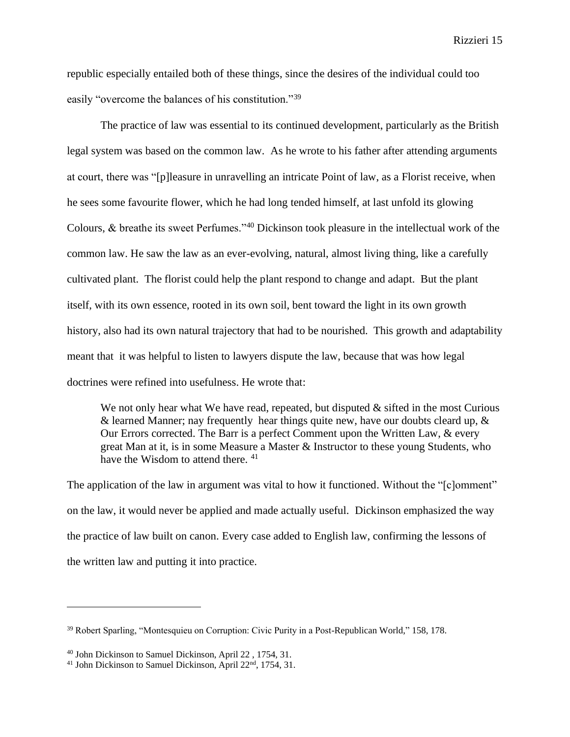republic especially entailed both of these things, since the desires of the individual could too easily "overcome the balances of his constitution."[39]

The practice of law was essential to its continued development, particularly as the British legal system was based on the common law. As he wrote to his father after attending arguments at court, there was "[p]leasure in unravelling an intricate Point of law, as a Florist receive, when he sees some favourite flower, which he had long tended himself, at last unfold its glowing Colours, & breathe its sweet Perfumes."[40] Dickinson took pleasure in the intellectual work of the common law. He saw the law as an ever-evolving, natural, almost living thing, like a carefully cultivated plant. The florist could help the plant respond to change and adapt. But the plant itself, with its own essence, rooted in its own soil, bent toward the light in its own growth history, also had its own natural trajectory that had to be nourished. This growth and adaptability meant that it was helpful to listen to lawyers dispute the law, because that was how legal doctrines were refined into usefulness. He wrote that:

> We not only hear what We have read, repeated, but disputed & sifted in the most Curious & learned Manner; nay frequently hear things quite new, have our doubts cleard up, & Our Errors corrected. The Barr is a perfect Comment upon the Written Law, & every great Man at it, is in some Measure a Master & Instructor to these young Students, who have the Wisdom to attend there.[41]

The application of the law in argument was vital to how it functioned. Without the "[c]omment" on the law, it would never be applied and made actually useful. Dickinson emphasized the way the practice of law built on canon. Every case added to English law, confirming the lessons of the written law and putting it into practice.

---

[39] Robert Sparling, "Montesquieu on Corruption: Civic Purity in a Post-Republican World," 158, 178.

[40] John Dickinson to Samuel Dickinson, April 22 , 1754, 31.

[41] John Dickinson to Samuel Dickinson, April 22nd, 1754, 31.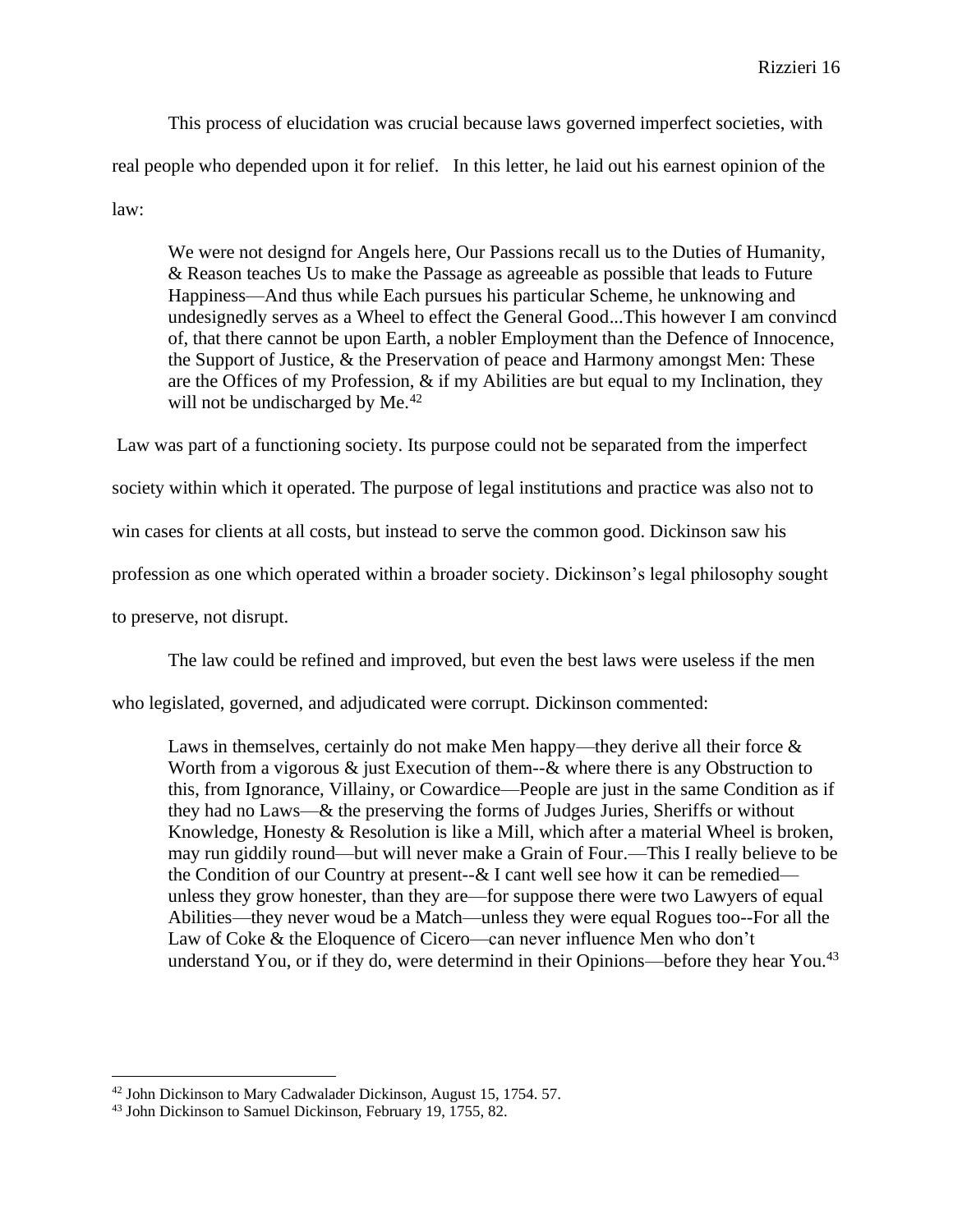This process of elucidation was crucial because laws governed imperfect societies, with real people who depended upon it for relief. In this letter, he laid out his earnest opinion of the law:

> We were not designd for Angels here, Our Passions recall us to the Duties of Humanity, & Reason teaches Us to make the Passage as agreeable as possible that leads to Future Happiness—And thus while Each pursues his particular Scheme, he unknowing and undesignedly serves as a Wheel to effect the General Good...This however I am convincd of, that there cannot be upon Earth, a nobler Employment than the Defence of Innocence, the Support of Justice, & the Preservation of peace and Harmony amongst Men: These are the Offices of my Profession, & if my Abilities are but equal to my Inclination, they will not be undischarged by Me.[42]

Law was part of a functioning society. Its purpose could not be separated from the imperfect society within which it operated. The purpose of legal institutions and practice was also not to win cases for clients at all costs, but instead to serve the common good. Dickinson saw his profession as one which operated within a broader society. Dickinson's legal philosophy sought to preserve, not disrupt.

The law could be refined and improved, but even the best laws were useless if the men who legislated, governed, and adjudicated were corrupt. Dickinson commented:

> Laws in themselves, certainly do not make Men happy—they derive all their force & Worth from a vigorous & just Execution of them--& where there is any Obstruction to this, from Ignorance, Villainy, or Cowardice—People are just in the same Condition as if they had no Laws—& the preserving the forms of Judges Juries, Sheriffs or without Knowledge, Honesty & Resolution is like a Mill, which after a material Wheel is broken, may run giddily round—but will never make a Grain of Four.—This I really believe to be the Condition of our Country at present--& I cant well see how it can be remedied—unless they grow honester, than they are—for suppose there were two Lawyers of equal Abilities—they never woud be a Match—unless they were equal Rogues too--For all the Law of Coke & the Eloquence of Cicero—can never influence Men who don't understand You, or if they do, were determind in their Opinions—before they hear You.[43]

---

[42] John Dickinson to Mary Cadwalader Dickinson, August 15, 1754. 57.

[43] John Dickinson to Samuel Dickinson, February 19, 1755, 82.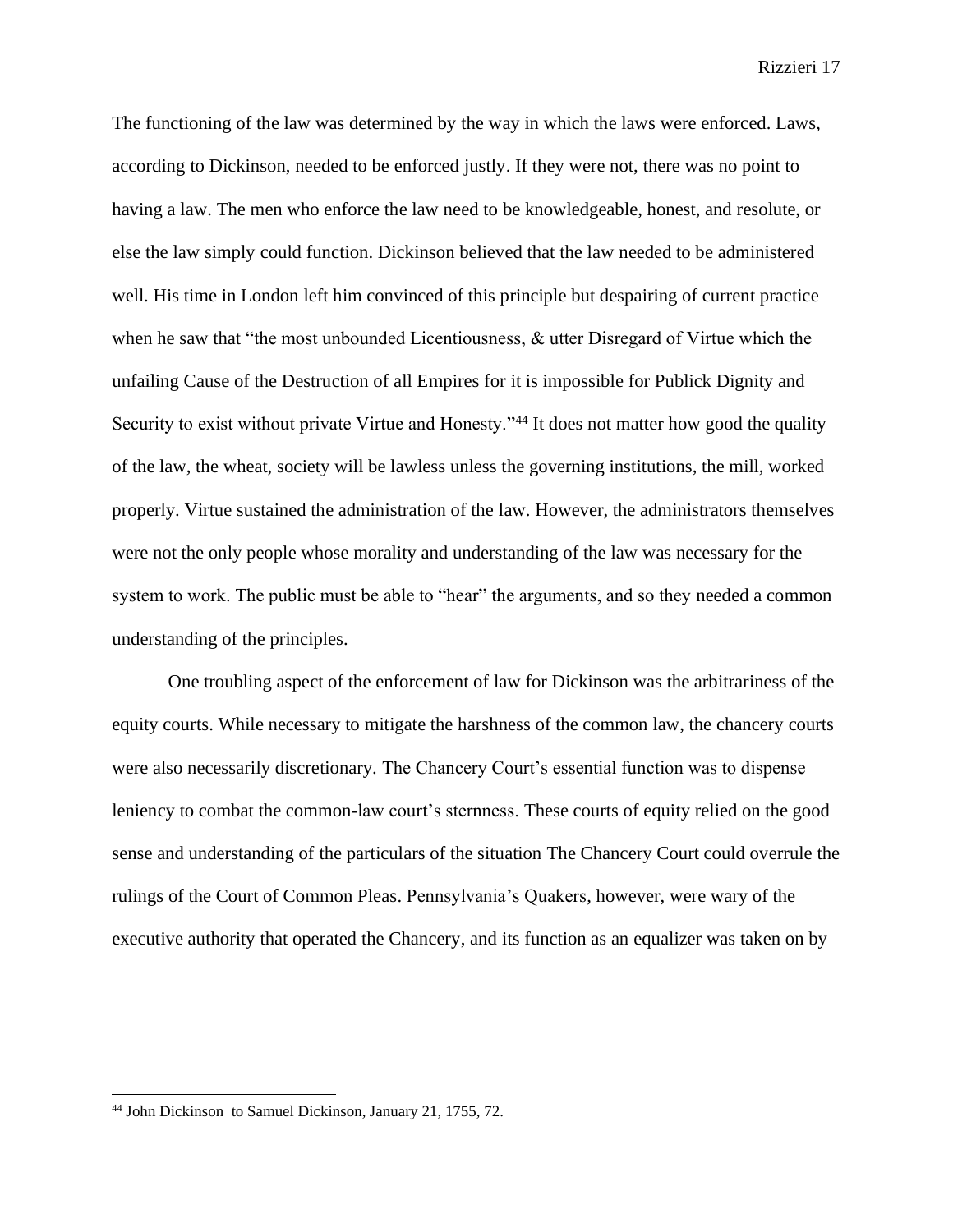The functioning of the law was determined by the way in which the laws were enforced. Laws, according to Dickinson, needed to be enforced justly. If they were not, there was no point to having a law. The men who enforce the law need to be knowledgeable, honest, and resolute, or else the law simply could function. Dickinson believed that the law needed to be administered well. His time in London left him convinced of this principle but despairing of current practice when he saw that "the most unbounded Licentiousness, & utter Disregard of Virtue which the unfailing Cause of the Destruction of all Empires for it is impossible for Publick Dignity and Security to exist without private Virtue and Honesty."[44] It does not matter how good the quality of the law, the wheat, society will be lawless unless the governing institutions, the mill, worked properly. Virtue sustained the administration of the law. However, the administrators themselves were not the only people whose morality and understanding of the law was necessary for the system to work. The public must be able to "hear" the arguments, and so they needed a common understanding of the principles.

One troubling aspect of the enforcement of law for Dickinson was the arbitrariness of the equity courts. While necessary to mitigate the harshness of the common law, the chancery courts were also necessarily discretionary. The Chancery Court's essential function was to dispense leniency to combat the common-law court's sternness. These courts of equity relied on the good sense and understanding of the particulars of the situation The Chancery Court could overrule the rulings of the Court of Common Pleas. Pennsylvania's Quakers, however, were wary of the executive authority that operated the Chancery, and its function as an equalizer was taken on by

[44] John Dickinson to Samuel Dickinson, January 21, 1755, 72.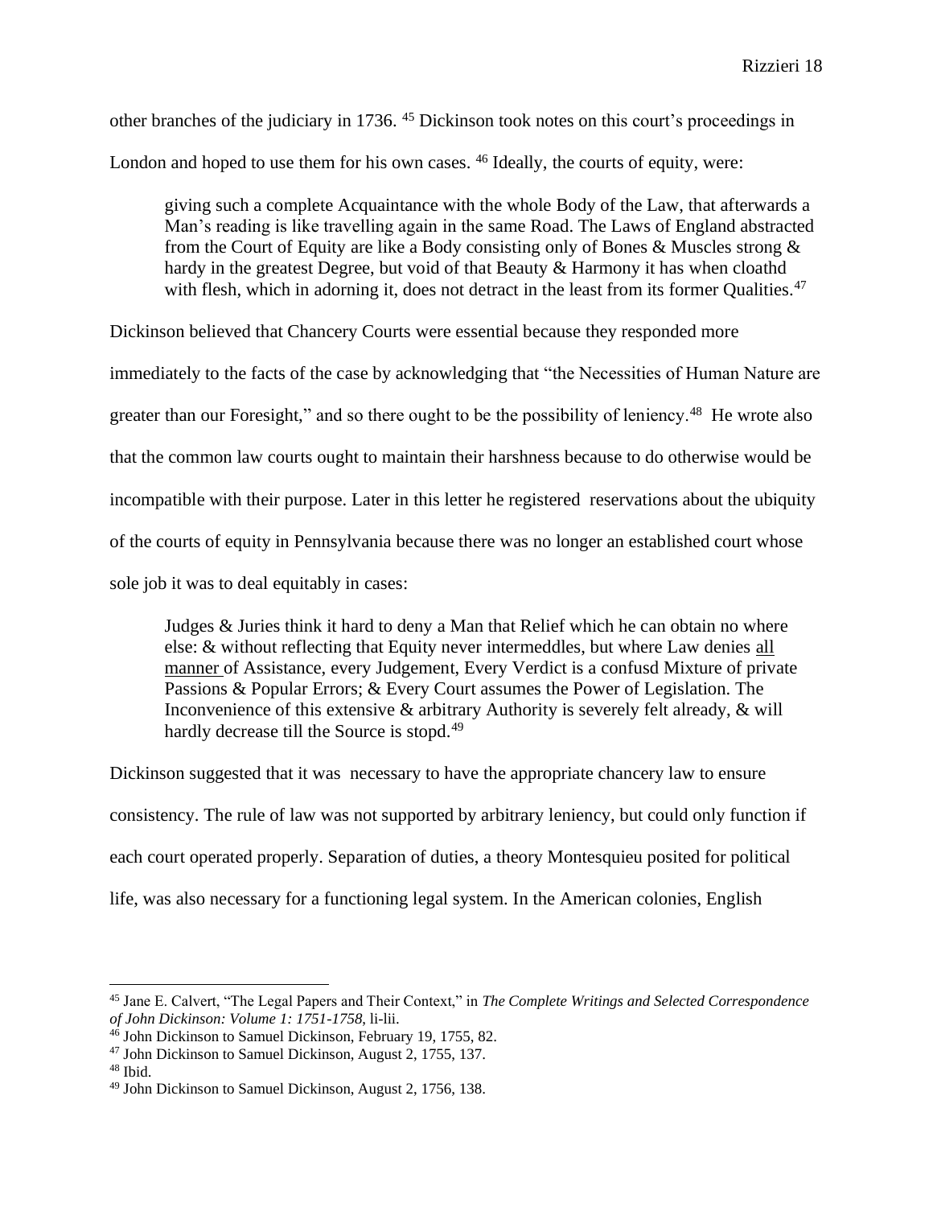other branches of the judiciary in 1736. [45] Dickinson took notes on this court's proceedings in London and hoped to use them for his own cases. [46] Ideally, the courts of equity, were:

> giving such a complete Acquaintance with the whole Body of the Law, that afterwards a Man's reading is like travelling again in the same Road. The Laws of England abstracted from the Court of Equity are like a Body consisting only of Bones & Muscles strong & hardy in the greatest Degree, but void of that Beauty & Harmony it has when cloathd with flesh, which in adorning it, does not detract in the least from its former Qualities.[47]

Dickinson believed that Chancery Courts were essential because they responded more immediately to the facts of the case by acknowledging that "the Necessities of Human Nature are greater than our Foresight," and so there ought to be the possibility of leniency.[48] He wrote also that the common law courts ought to maintain their harshness because to do otherwise would be incompatible with their purpose. Later in this letter he registered reservations about the ubiquity of the courts of equity in Pennsylvania because there was no longer an established court whose sole job it was to deal equitably in cases:

> Judges & Juries think it hard to deny a Man that Relief which he can obtain no where else: & without reflecting that Equity never intermeddles, but where Law denies all manner of Assistance, every Judgement, Every Verdict is a confusd Mixture of private Passions & Popular Errors; & Every Court assumes the Power of Legislation. The Inconvenience of this extensive & arbitrary Authority is severely felt already, & will hardly decrease till the Source is stopd.[49]

Dickinson suggested that it was necessary to have the appropriate chancery law to ensure consistency. The rule of law was not supported by arbitrary leniency, but could only function if each court operated properly. Separation of duties, a theory Montesquieu posited for political life, was also necessary for a functioning legal system. In the American colonies, English

---

[45] Jane E. Calvert, "The Legal Papers and Their Context," in *The Complete Writings and Selected Correspondence of John Dickinson: Volume 1: 1751-1758*, li-lii.

[46] John Dickinson to Samuel Dickinson, February 19, 1755, 82.

[47] John Dickinson to Samuel Dickinson, August 2, 1755, 137.

[48] Ibid.

[49] John Dickinson to Samuel Dickinson, August 2, 1756, 138.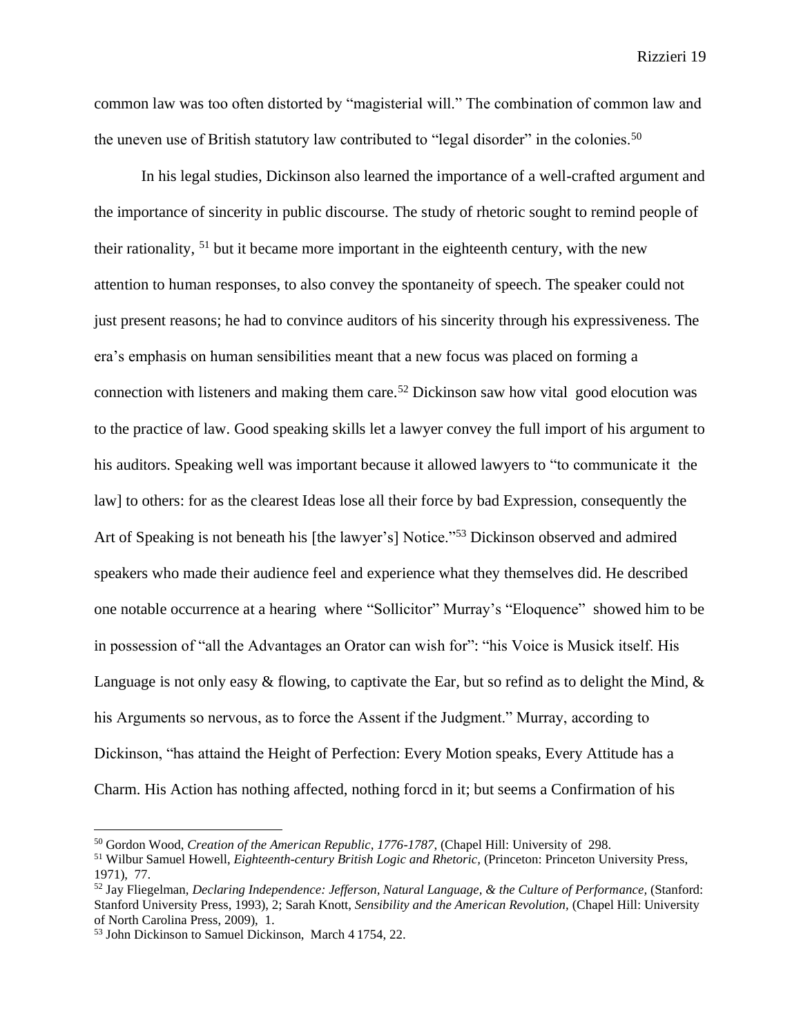common law was too often distorted by "magisterial will." The combination of common law and the uneven use of British statutory law contributed to "legal disorder" in the colonies.[50]

In his legal studies, Dickinson also learned the importance of a well-crafted argument and the importance of sincerity in public discourse. The study of rhetoric sought to remind people of their rationality, [51] but it became more important in the eighteenth century, with the new attention to human responses, to also convey the spontaneity of speech. The speaker could not just present reasons; he had to convince auditors of his sincerity through his expressiveness. The era's emphasis on human sensibilities meant that a new focus was placed on forming a connection with listeners and making them care.[52] Dickinson saw how vital good elocution was to the practice of law. Good speaking skills let a lawyer convey the full import of his argument to his auditors. Speaking well was important because it allowed lawyers to "to communicate it the law] to others: for as the clearest Ideas lose all their force by bad Expression, consequently the Art of Speaking is not beneath his [the lawyer's] Notice."[53] Dickinson observed and admired speakers who made their audience feel and experience what they themselves did. He described one notable occurrence at a hearing where "Sollicitor" Murray's "Eloquence" showed him to be in possession of "all the Advantages an Orator can wish for": "his Voice is Musick itself. His Language is not only easy & flowing, to captivate the Ear, but so refind as to delight the Mind, & his Arguments so nervous, as to force the Assent if the Judgment." Murray, according to Dickinson, "has attaind the Height of Perfection: Every Motion speaks, Every Attitude has a Charm. His Action has nothing affected, nothing forcd in it; but seems a Confirmation of his

---

[50] Gordon Wood, *Creation of the American Republic, 1776-1787,* (Chapel Hill: University of 298.

[51] Wilbur Samuel Howell, *Eighteenth-century British Logic and Rhetoric,* (Princeton: Princeton University Press, 1971), 77.

[52] Jay Fliegelman, *Declaring Independence: Jefferson, Natural Language, & the Culture of Performance,* (Stanford: Stanford University Press, 1993), 2; Sarah Knott, *Sensibility and the American Revolution,* (Chapel Hill: University of North Carolina Press, 2009), 1.

[53] John Dickinson to Samuel Dickinson, March 4 1754, 22.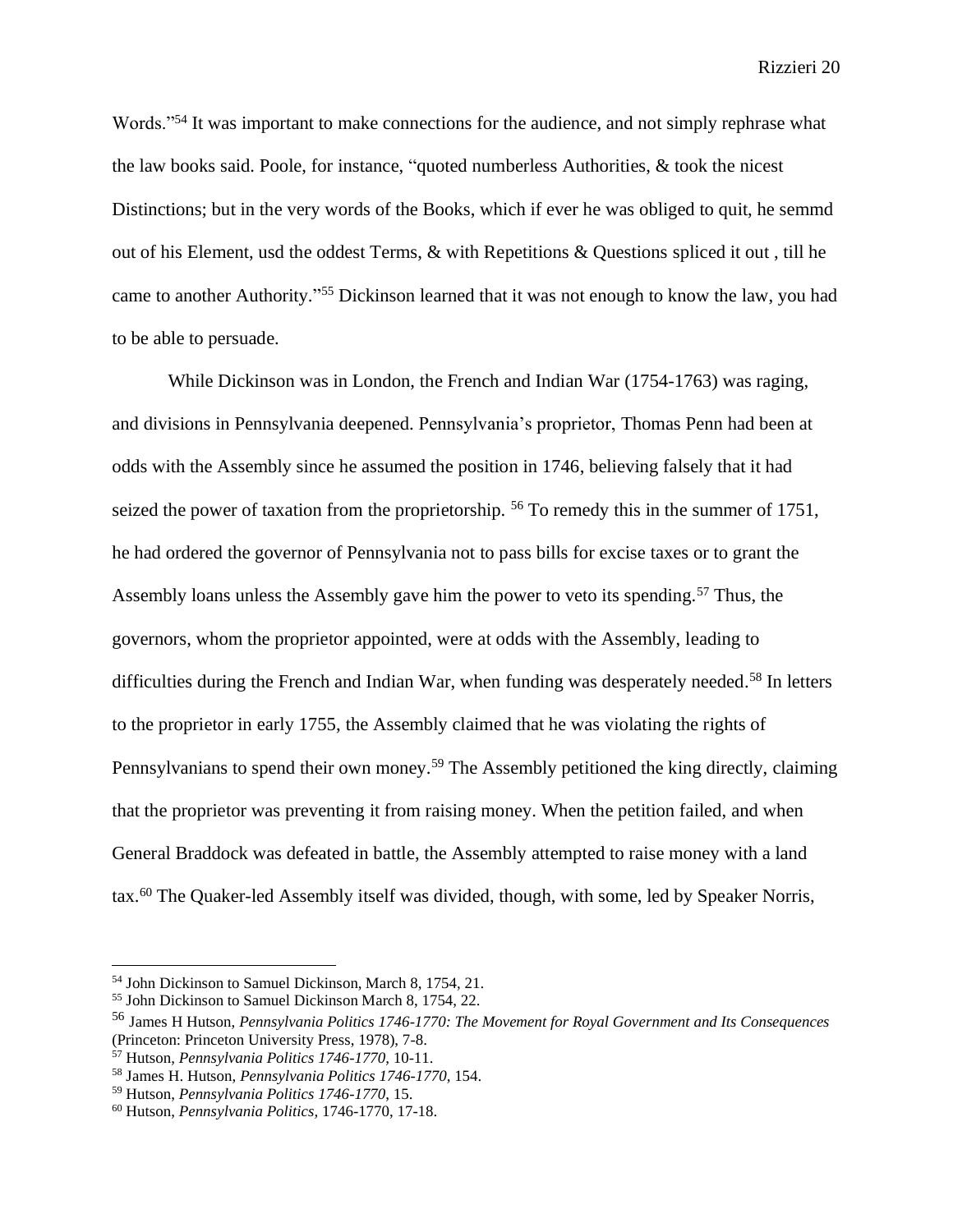Words."[54] It was important to make connections for the audience, and not simply rephrase what the law books said. Poole, for instance, "quoted numberless Authorities, & took the nicest Distinctions; but in the very words of the Books, which if ever he was obliged to quit, he semmd out of his Element, usd the oddest Terms, & with Repetitions & Questions spliced it out , till he came to another Authority."[55] Dickinson learned that it was not enough to know the law, you had to be able to persuade.

While Dickinson was in London, the French and Indian War (1754-1763) was raging, and divisions in Pennsylvania deepened. Pennsylvania's proprietor, Thomas Penn had been at odds with the Assembly since he assumed the position in 1746, believing falsely that it had seized the power of taxation from the proprietorship. [56] To remedy this in the summer of 1751, he had ordered the governor of Pennsylvania not to pass bills for excise taxes or to grant the Assembly loans unless the Assembly gave him the power to veto its spending.[57] Thus, the governors, whom the proprietor appointed, were at odds with the Assembly, leading to difficulties during the French and Indian War, when funding was desperately needed.[58] In letters to the proprietor in early 1755, the Assembly claimed that he was violating the rights of Pennsylvanians to spend their own money.[59] The Assembly petitioned the king directly, claiming that the proprietor was preventing it from raising money. When the petition failed, and when General Braddock was defeated in battle, the Assembly attempted to raise money with a land tax.[60] The Quaker-led Assembly itself was divided, though, with some, led by Speaker Norris,

---

[54] John Dickinson to Samuel Dickinson, March 8, 1754, 21.

[55] John Dickinson to Samuel Dickinson March 8, 1754, 22.

[56] James H Hutson, *Pennsylvania Politics 1746-1770: The Movement for Royal Government and Its Consequences* (Princeton: Princeton University Press, 1978), 7-8.

[57] Hutson, *Pennsylvania Politics 1746-1770*, 10-11.

[58] James H. Hutson, *Pennsylvania Politics 1746-1770*, 154.

[59] Hutson, *Pennsylvania Politics 1746-1770*, 15.

[60] Hutson, *Pennsylvania Politics,* 1746-1770, 17-18.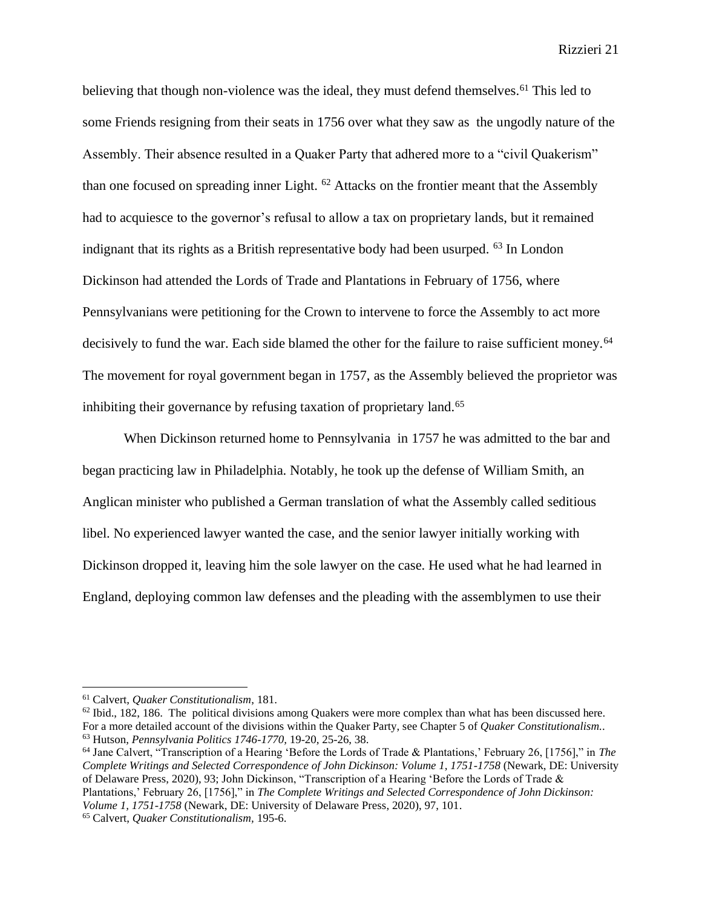believing that though non-violence was the ideal, they must defend themselves.[61] This led to some Friends resigning from their seats in 1756 over what they saw as the ungodly nature of the Assembly. Their absence resulted in a Quaker Party that adhered more to a "civil Quakerism" than one focused on spreading inner Light. [62] Attacks on the frontier meant that the Assembly had to acquiesce to the governor's refusal to allow a tax on proprietary lands, but it remained indignant that its rights as a British representative body had been usurped. [63] In London Dickinson had attended the Lords of Trade and Plantations in February of 1756, where Pennsylvanians were petitioning for the Crown to intervene to force the Assembly to act more decisively to fund the war. Each side blamed the other for the failure to raise sufficient money.[64] The movement for royal government began in 1757, as the Assembly believed the proprietor was inhibiting their governance by refusing taxation of proprietary land.[65]

When Dickinson returned home to Pennsylvania in 1757 he was admitted to the bar and began practicing law in Philadelphia. Notably, he took up the defense of William Smith, an Anglican minister who published a German translation of what the Assembly called seditious libel. No experienced lawyer wanted the case, and the senior lawyer initially working with Dickinson dropped it, leaving him the sole lawyer on the case. He used what he had learned in England, deploying common law defenses and the pleading with the assemblymen to use their

---

[61] Calvert, *Quaker Constitutionalism*, 181.

[62] Ibid., 182, 186. The political divisions among Quakers were more complex than what has been discussed here. For a more detailed account of the divisions within the Quaker Party, see Chapter 5 of *Quaker Constitutionalism.*.

[63] Hutson, *Pennsylvania Politics 1746-1770*, 19-20, 25-26, 38.

[64] Jane Calvert, "Transcription of a Hearing 'Before the Lords of Trade & Plantations,' February 26, [1756]," in *The Complete Writings and Selected Correspondence of John Dickinson: Volume 1, 1751-1758* (Newark, DE: University of Delaware Press, 2020), 93; John Dickinson, "Transcription of a Hearing 'Before the Lords of Trade & Plantations,' February 26, [1756]," in *The Complete Writings and Selected Correspondence of John Dickinson: Volume 1, 1751-1758* (Newark, DE: University of Delaware Press, 2020), 97, 101.

[65] Calvert, *Quaker Constitutionalism*, 195-6.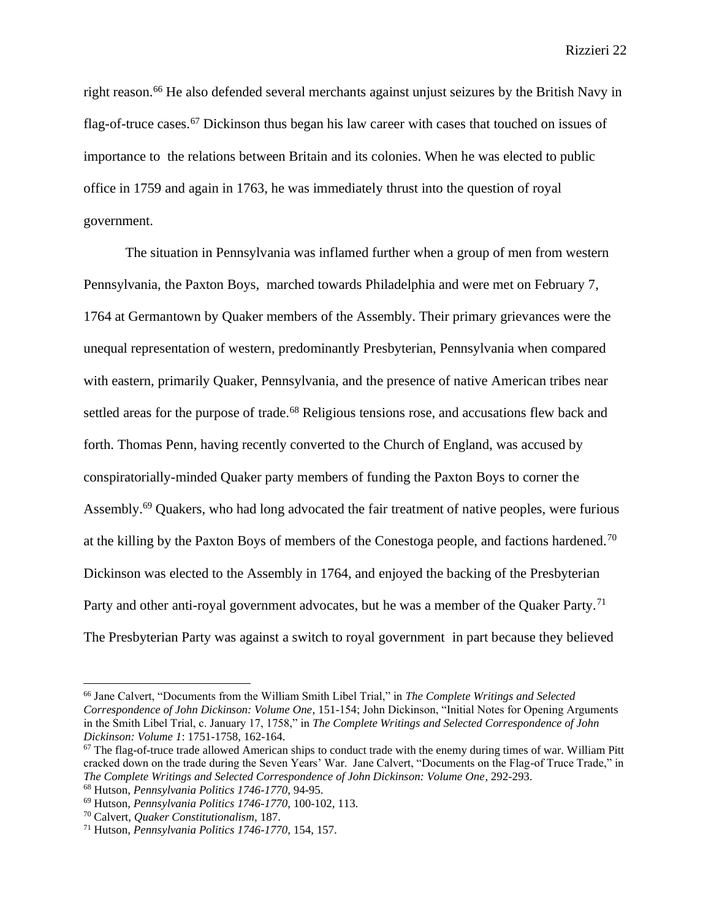right reason.[66] He also defended several merchants against unjust seizures by the British Navy in flag-of-truce cases.[67] Dickinson thus began his law career with cases that touched on issues of importance to the relations between Britain and its colonies. When he was elected to public office in 1759 and again in 1763, he was immediately thrust into the question of royal government.

The situation in Pennsylvania was inflamed further when a group of men from western Pennsylvania, the Paxton Boys, marched towards Philadelphia and were met on February 7, 1764 at Germantown by Quaker members of the Assembly. Their primary grievances were the unequal representation of western, predominantly Presbyterian, Pennsylvania when compared with eastern, primarily Quaker, Pennsylvania, and the presence of native American tribes near settled areas for the purpose of trade.[68] Religious tensions rose, and accusations flew back and forth. Thomas Penn, having recently converted to the Church of England, was accused by conspiratorially-minded Quaker party members of funding the Paxton Boys to corner the Assembly.[69] Quakers, who had long advocated the fair treatment of native peoples, were furious at the killing by the Paxton Boys of members of the Conestoga people, and factions hardened.[70] Dickinson was elected to the Assembly in 1764, and enjoyed the backing of the Presbyterian Party and other anti-royal government advocates, but he was a member of the Quaker Party.[71] The Presbyterian Party was against a switch to royal government in part because they believed

---

[66] Jane Calvert, "Documents from the William Smith Libel Trial," in *The Complete Writings and Selected Correspondence of John Dickinson: Volume One*, 151-154; John Dickinson, "Initial Notes for Opening Arguments in the Smith Libel Trial, c. January 17, 1758," in *The Complete Writings and Selected Correspondence of John Dickinson: Volume 1*: 1751-1758, 162-164.

[67] The flag-of-truce trade allowed American ships to conduct trade with the enemy during times of war. William Pitt cracked down on the trade during the Seven Years' War. Jane Calvert, "Documents on the Flag-of Truce Trade," in *The Complete Writings and Selected Correspondence of John Dickinson: Volume One*, 292-293.

[68] Hutson, *Pennsylvania Politics 1746-1770,* 94-95.

[69] Hutson, *Pennsylvania Politics 1746-1770*, 100-102, 113.

[70] Calvert, *Quaker Constitutionalism,* 187.

[71] Hutson, *Pennsylvania Politics 1746-1770*, 154, 157.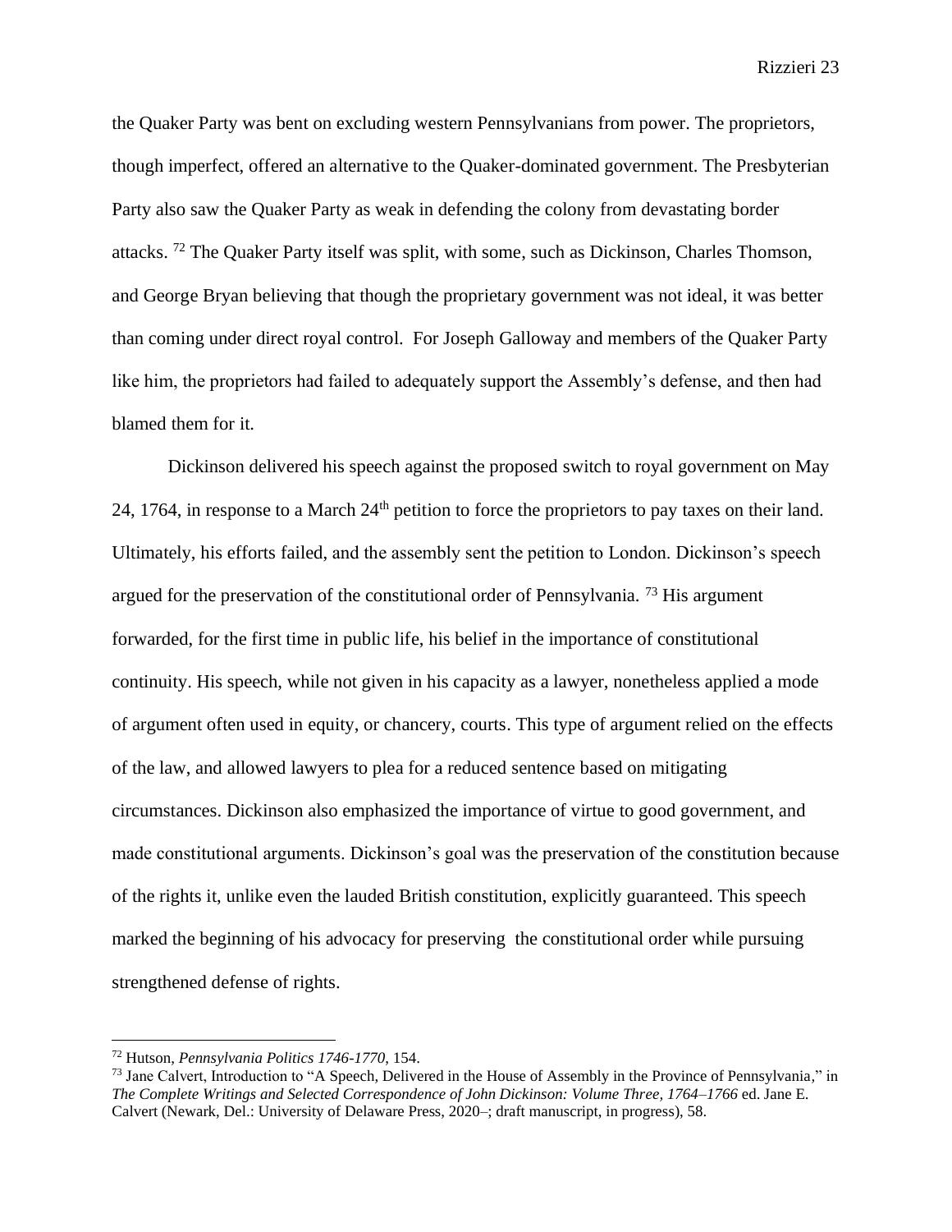the Quaker Party was bent on excluding western Pennsylvanians from power. The proprietors, though imperfect, offered an alternative to the Quaker-dominated government. The Presbyterian Party also saw the Quaker Party as weak in defending the colony from devastating border attacks. [72] The Quaker Party itself was split, with some, such as Dickinson, Charles Thomson, and George Bryan believing that though the proprietary government was not ideal, it was better than coming under direct royal control. For Joseph Galloway and members of the Quaker Party like him, the proprietors had failed to adequately support the Assembly's defense, and then had blamed them for it.

Dickinson delivered his speech against the proposed switch to royal government on May 24, 1764, in response to a March 24th petition to force the proprietors to pay taxes on their land. Ultimately, his efforts failed, and the assembly sent the petition to London. Dickinson's speech argued for the preservation of the constitutional order of Pennsylvania. [73] His argument forwarded, for the first time in public life, his belief in the importance of constitutional continuity. His speech, while not given in his capacity as a lawyer, nonetheless applied a mode of argument often used in equity, or chancery, courts. This type of argument relied on the effects of the law, and allowed lawyers to plea for a reduced sentence based on mitigating circumstances. Dickinson also emphasized the importance of virtue to good government, and made constitutional arguments. Dickinson's goal was the preservation of the constitution because of the rights it, unlike even the lauded British constitution, explicitly guaranteed. This speech marked the beginning of his advocacy for preserving the constitutional order while pursuing strengthened defense of rights.

---

[72] Hutson, *Pennsylvania Politics 1746-1770*, 154.

[73] Jane Calvert, Introduction to "A Speech, Delivered in the House of Assembly in the Province of Pennsylvania," in *The Complete Writings and Selected Correspondence of John Dickinson: Volume Three, 1764–1766* ed. Jane E. Calvert (Newark, Del.: University of Delaware Press, 2020–; draft manuscript, in progress), 58.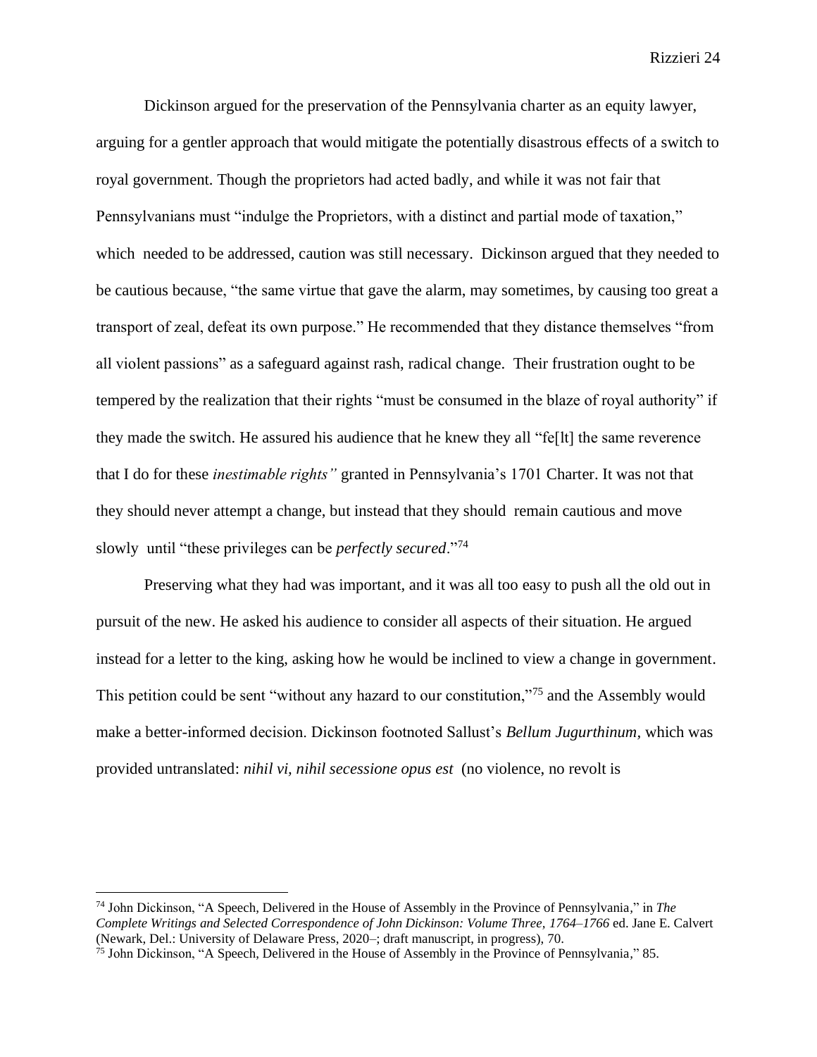Dickinson argued for the preservation of the Pennsylvania charter as an equity lawyer, arguing for a gentler approach that would mitigate the potentially disastrous effects of a switch to royal government. Though the proprietors had acted badly, and while it was not fair that Pennsylvanians must "indulge the Proprietors, with a distinct and partial mode of taxation," which needed to be addressed, caution was still necessary. Dickinson argued that they needed to be cautious because, "the same virtue that gave the alarm, may sometimes, by causing too great a transport of zeal, defeat its own purpose." He recommended that they distance themselves "from all violent passions" as a safeguard against rash, radical change. Their frustration ought to be tempered by the realization that their rights "must be consumed in the blaze of royal authority" if they made the switch. He assured his audience that he knew they all "fe[lt] the same reverence that I do for these *inestimable rights"* granted in Pennsylvania's 1701 Charter. It was not that they should never attempt a change, but instead that they should remain cautious and move slowly until "these privileges can be *perfectly secured*."[74]

Preserving what they had was important, and it was all too easy to push all the old out in pursuit of the new. He asked his audience to consider all aspects of their situation. He argued instead for a letter to the king, asking how he would be inclined to view a change in government. This petition could be sent "without any hazard to our constitution,"[75] and the Assembly would make a better-informed decision. Dickinson footnoted Sallust's *Bellum Jugurthinum*, which was provided untranslated: *nihil vi, nihil secessione opus est* (no violence, no revolt is

---

[74] John Dickinson, "A Speech, Delivered in the House of Assembly in the Province of Pennsylvania," in *The Complete Writings and Selected Correspondence of John Dickinson: Volume Three, 1764–1766* ed. Jane E. Calvert (Newark, Del.: University of Delaware Press, 2020–; draft manuscript, in progress), 70.

[75] John Dickinson, "A Speech, Delivered in the House of Assembly in the Province of Pennsylvania," 85.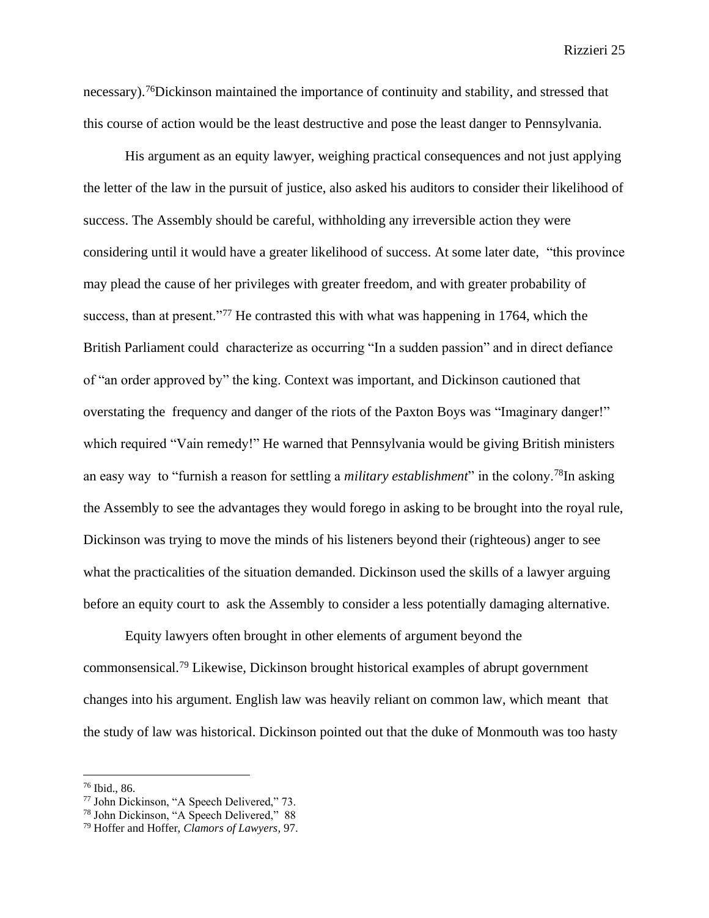necessary).[76]Dickinson maintained the importance of continuity and stability, and stressed that this course of action would be the least destructive and pose the least danger to Pennsylvania.

His argument as an equity lawyer, weighing practical consequences and not just applying the letter of the law in the pursuit of justice, also asked his auditors to consider their likelihood of success. The Assembly should be careful, withholding any irreversible action they were considering until it would have a greater likelihood of success. At some later date, "this province may plead the cause of her privileges with greater freedom, and with greater probability of success, than at present."[77] He contrasted this with what was happening in 1764, which the British Parliament could characterize as occurring "In a sudden passion" and in direct defiance of "an order approved by" the king. Context was important, and Dickinson cautioned that overstating the frequency and danger of the riots of the Paxton Boys was "Imaginary danger!" which required "Vain remedy!" He warned that Pennsylvania would be giving British ministers an easy way to "furnish a reason for settling a *military establishment*" in the colony.[78]In asking the Assembly to see the advantages they would forego in asking to be brought into the royal rule, Dickinson was trying to move the minds of his listeners beyond their (righteous) anger to see what the practicalities of the situation demanded. Dickinson used the skills of a lawyer arguing before an equity court to ask the Assembly to consider a less potentially damaging alternative.

Equity lawyers often brought in other elements of argument beyond the commonsensical.[79] Likewise, Dickinson brought historical examples of abrupt government changes into his argument. English law was heavily reliant on common law, which meant that the study of law was historical. Dickinson pointed out that the duke of Monmouth was too hasty

---

[76] Ibid., 86.

[77] John Dickinson, "A Speech Delivered," 73.

[78] John Dickinson, "A Speech Delivered," 88

[79] Hoffer and Hoffer, *Clamors of Lawyers,* 97.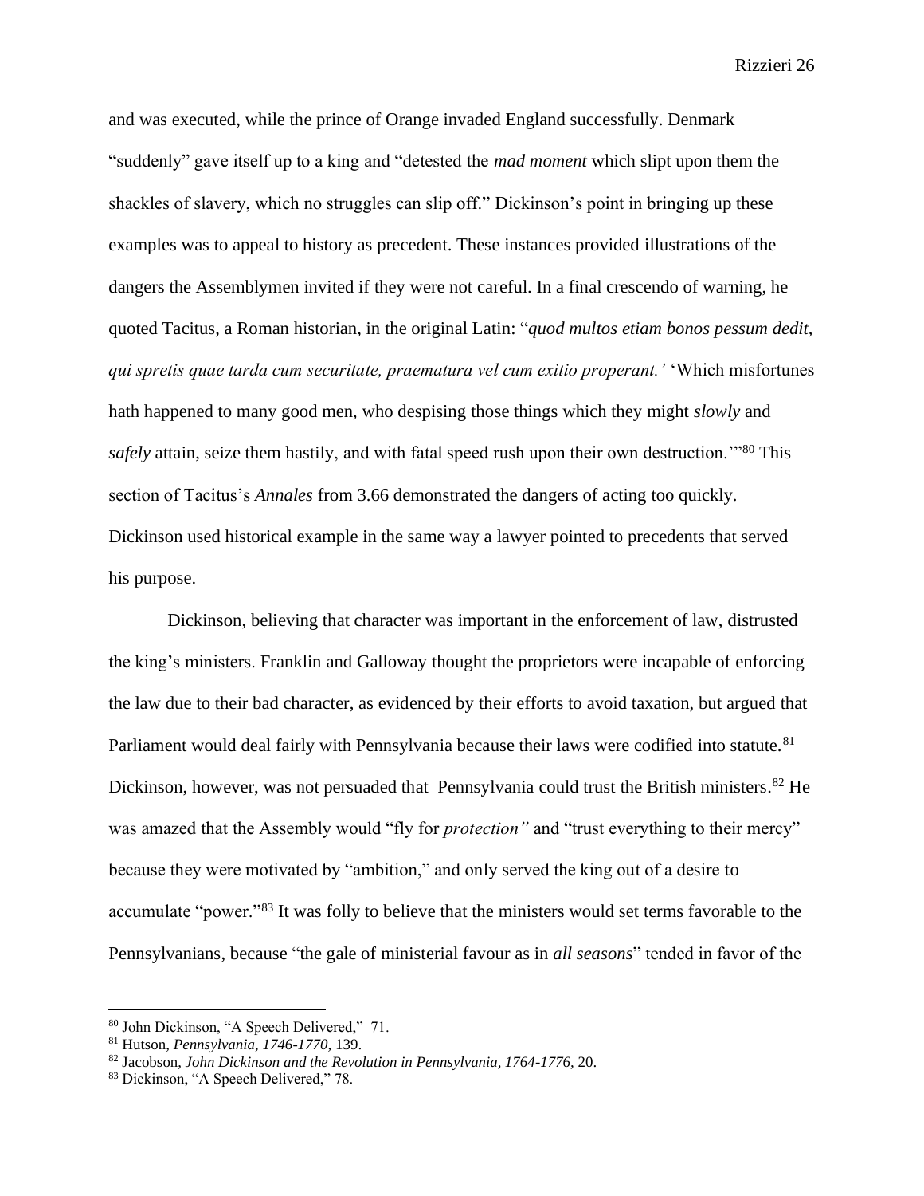and was executed, while the prince of Orange invaded England successfully. Denmark "suddenly" gave itself up to a king and "detested the *mad moment* which slipt upon them the shackles of slavery, which no struggles can slip off." Dickinson's point in bringing up these examples was to appeal to history as precedent. These instances provided illustrations of the dangers the Assemblymen invited if they were not careful. In a final crescendo of warning, he quoted Tacitus, a Roman historian, in the original Latin: "*quod multos etiam bonos pessum dedit, qui spretis quae tarda cum securitate, praematura vel cum exitio properant.'* 'Which misfortunes hath happened to many good men, who despising those things which they might *slowly* and *safely* attain, seize them hastily, and with fatal speed rush upon their own destruction.'"[80] This section of Tacitus's *Annales* from 3.66 demonstrated the dangers of acting too quickly. Dickinson used historical example in the same way a lawyer pointed to precedents that served his purpose.

Dickinson, believing that character was important in the enforcement of law, distrusted the king's ministers. Franklin and Galloway thought the proprietors were incapable of enforcing the law due to their bad character, as evidenced by their efforts to avoid taxation, but argued that Parliament would deal fairly with Pennsylvania because their laws were codified into statute.[81] Dickinson, however, was not persuaded that Pennsylvania could trust the British ministers.[82] He was amazed that the Assembly would "fly for *protection"* and "trust everything to their mercy" because they were motivated by "ambition," and only served the king out of a desire to accumulate "power."[83] It was folly to believe that the ministers would set terms favorable to the Pennsylvanians, because "the gale of ministerial favour as in *all seasons*" tended in favor of the

---

[80] John Dickinson, "A Speech Delivered," 71.

[81] Hutson, *Pennsylvania, 1746-1770,* 139.

[82] Jacobson, *John Dickinson and the Revolution in Pennsylvania, 1764-1776,* 20.

[83] Dickinson, "A Speech Delivered," 78.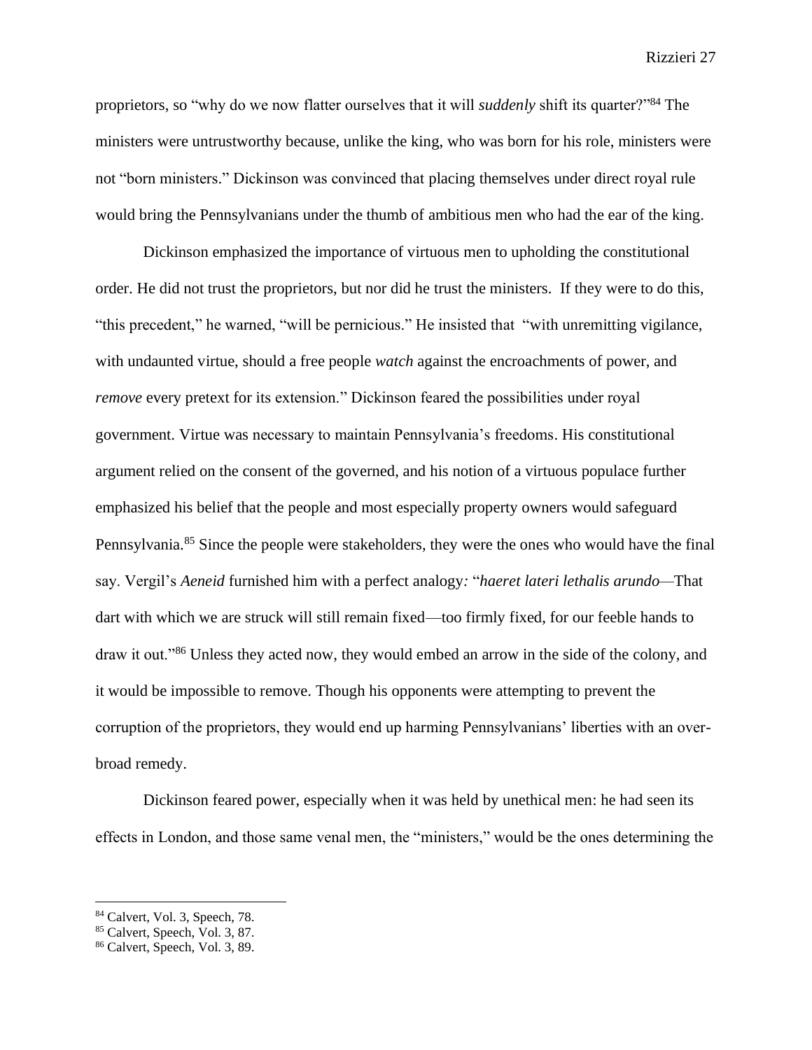proprietors, so "why do we now flatter ourselves that it will *suddenly* shift its quarter?"[84] The ministers were untrustworthy because, unlike the king, who was born for his role, ministers were not "born ministers." Dickinson was convinced that placing themselves under direct royal rule would bring the Pennsylvanians under the thumb of ambitious men who had the ear of the king.

Dickinson emphasized the importance of virtuous men to upholding the constitutional order. He did not trust the proprietors, but nor did he trust the ministers. If they were to do this, "this precedent," he warned, "will be pernicious." He insisted that "with unremitting vigilance, with undaunted virtue, should a free people *watch* against the encroachments of power, and *remove* every pretext for its extension." Dickinson feared the possibilities under royal government. Virtue was necessary to maintain Pennsylvania's freedoms. His constitutional argument relied on the consent of the governed, and his notion of a virtuous populace further emphasized his belief that the people and most especially property owners would safeguard Pennsylvania.[85] Since the people were stakeholders, they were the ones who would have the final say. Vergil's *Aeneid* furnished him with a perfect analogy: "*haeret lateri lethalis arundo*—That dart with which we are struck will still remain fixed—too firmly fixed, for our feeble hands to draw it out."[86] Unless they acted now, they would embed an arrow in the side of the colony, and it would be impossible to remove. Though his opponents were attempting to prevent the corruption of the proprietors, they would end up harming Pennsylvanians' liberties with an over-broad remedy.

Dickinson feared power, especially when it was held by unethical men: he had seen its effects in London, and those same venal men, the "ministers," would be the ones determining the

---

[84] Calvert, Vol. 3, Speech, 78.

[85] Calvert, Speech, Vol. 3, 87.

[86] Calvert, Speech, Vol. 3, 89.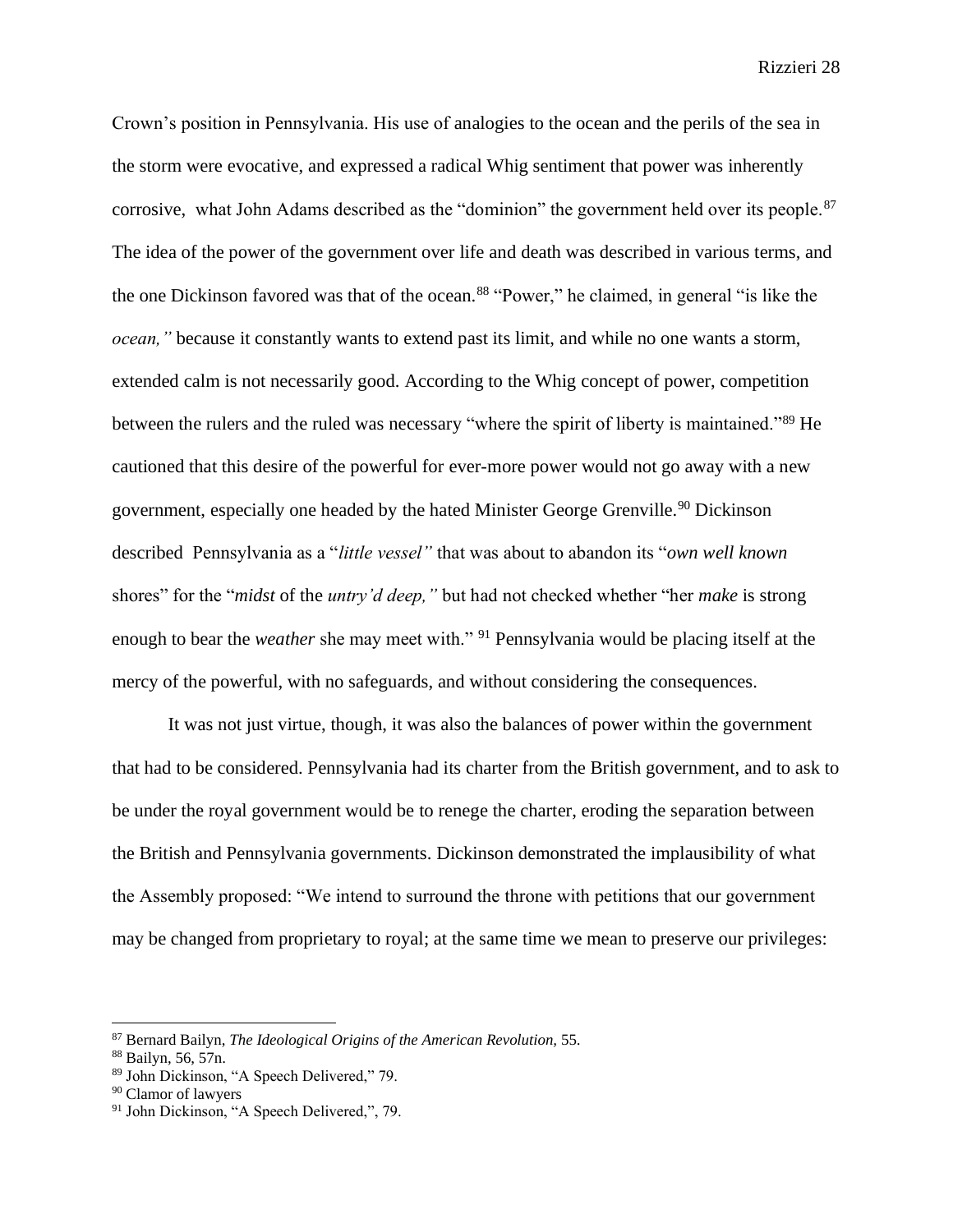Crown's position in Pennsylvania. His use of analogies to the ocean and the perils of the sea in the storm were evocative, and expressed a radical Whig sentiment that power was inherently corrosive, what John Adams described as the "dominion" the government held over its people.[87] The idea of the power of the government over life and death was described in various terms, and the one Dickinson favored was that of the ocean.[88] "Power," he claimed, in general "is like the *ocean,"* because it constantly wants to extend past its limit, and while no one wants a storm, extended calm is not necessarily good. According to the Whig concept of power, competition between the rulers and the ruled was necessary "where the spirit of liberty is maintained."[89] He cautioned that this desire of the powerful for ever-more power would not go away with a new government, especially one headed by the hated Minister George Grenville.[90] Dickinson described Pennsylvania as a "*little vessel"* that was about to abandon its "*own well known* shores" for the "*midst* of the *untry'd deep,"* but had not checked whether "her *make* is strong enough to bear the *weather* she may meet with." [91] Pennsylvania would be placing itself at the mercy of the powerful, with no safeguards, and without considering the consequences.

It was not just virtue, though, it was also the balances of power within the government that had to be considered. Pennsylvania had its charter from the British government, and to ask to be under the royal government would be to renege the charter, eroding the separation between the British and Pennsylvania governments. Dickinson demonstrated the implausibility of what the Assembly proposed: "We intend to surround the throne with petitions that our government may be changed from proprietary to royal; at the same time we mean to preserve our privileges:

---

[87] Bernard Bailyn, *The Ideological Origins of the American Revolution,* 55.
[88] Bailyn, 56, 57n.
[89] John Dickinson, "A Speech Delivered," 79.
[90] Clamor of lawyers
[91] John Dickinson, "A Speech Delivered,", 79.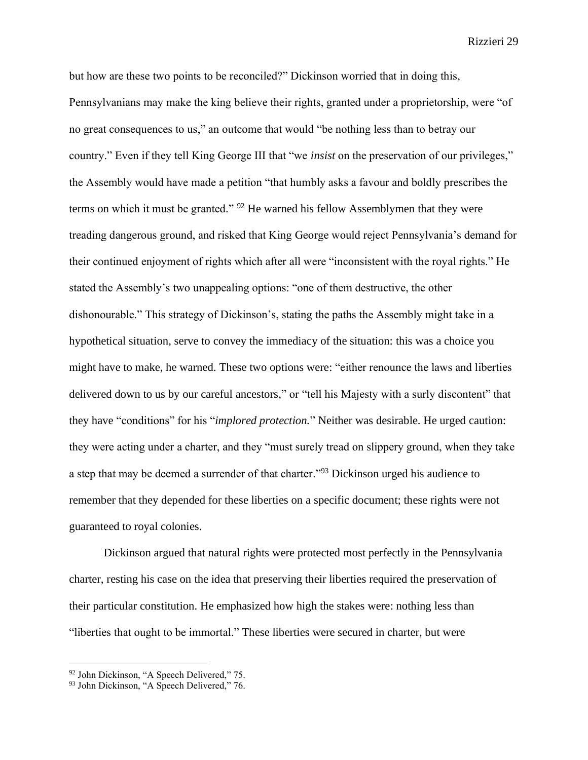but how are these two points to be reconciled?" Dickinson worried that in doing this, Pennsylvanians may make the king believe their rights, granted under a proprietorship, were "of no great consequences to us," an outcome that would "be nothing less than to betray our country." Even if they tell King George III that "we *insist* on the preservation of our privileges," the Assembly would have made a petition "that humbly asks a favour and boldly prescribes the terms on which it must be granted." [92] He warned his fellow Assemblymen that they were treading dangerous ground, and risked that King George would reject Pennsylvania's demand for their continued enjoyment of rights which after all were "inconsistent with the royal rights." He stated the Assembly's two unappealing options: "one of them destructive, the other dishonourable." This strategy of Dickinson's, stating the paths the Assembly might take in a hypothetical situation, serve to convey the immediacy of the situation: this was a choice you might have to make, he warned. These two options were: "either renounce the laws and liberties delivered down to us by our careful ancestors," or "tell his Majesty with a surly discontent" that they have "conditions" for his "*implored protection.*" Neither was desirable. He urged caution: they were acting under a charter, and they "must surely tread on slippery ground, when they take a step that may be deemed a surrender of that charter."[93] Dickinson urged his audience to remember that they depended for these liberties on a specific document; these rights were not guaranteed to royal colonies.

Dickinson argued that natural rights were protected most perfectly in the Pennsylvania charter, resting his case on the idea that preserving their liberties required the preservation of their particular constitution. He emphasized how high the stakes were: nothing less than "liberties that ought to be immortal." These liberties were secured in charter, but were

---

[92] John Dickinson, "A Speech Delivered," 75.

[93] John Dickinson, "A Speech Delivered," 76.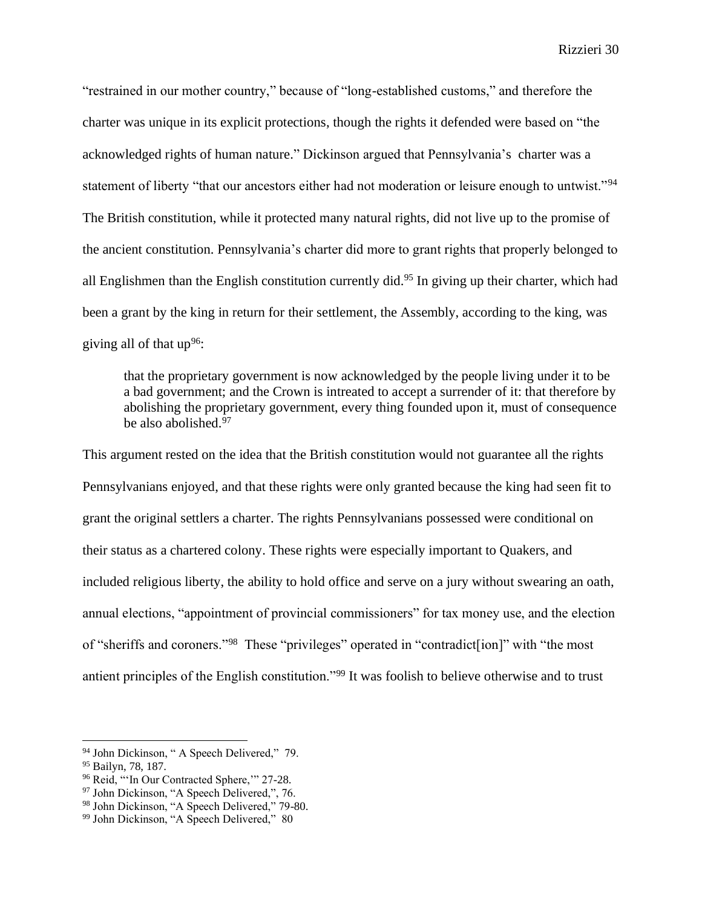"restrained in our mother country," because of "long-established customs," and therefore the charter was unique in its explicit protections, though the rights it defended were based on "the acknowledged rights of human nature." Dickinson argued that Pennsylvania's charter was a statement of liberty "that our ancestors either had not moderation or leisure enough to untwist."[94] The British constitution, while it protected many natural rights, did not live up to the promise of the ancient constitution. Pennsylvania's charter did more to grant rights that properly belonged to all Englishmen than the English constitution currently did.[95] In giving up their charter, which had been a grant by the king in return for their settlement, the Assembly, according to the king, was giving all of that up[96]:

> that the proprietary government is now acknowledged by the people living under it to be a bad government; and the Crown is intreated to accept a surrender of it: that therefore by abolishing the proprietary government, every thing founded upon it, must of consequence be also abolished.[97]

This argument rested on the idea that the British constitution would not guarantee all the rights Pennsylvanians enjoyed, and that these rights were only granted because the king had seen fit to grant the original settlers a charter. The rights Pennsylvanians possessed were conditional on their status as a chartered colony. These rights were especially important to Quakers, and included religious liberty, the ability to hold office and serve on a jury without swearing an oath, annual elections, "appointment of provincial commissioners" for tax money use, and the election of "sheriffs and coroners."[98] These "privileges" operated in "contradict[ion]" with "the most antient principles of the English constitution."[99] It was foolish to believe otherwise and to trust

---

[94] John Dickinson, " A Speech Delivered," 79.

[95] Bailyn, 78, 187.

[96] Reid, "'In Our Contracted Sphere,'" 27-28.

[97] John Dickinson, "A Speech Delivered,", 76.

[98] John Dickinson, "A Speech Delivered," 79-80.

[99] John Dickinson, "A Speech Delivered," 80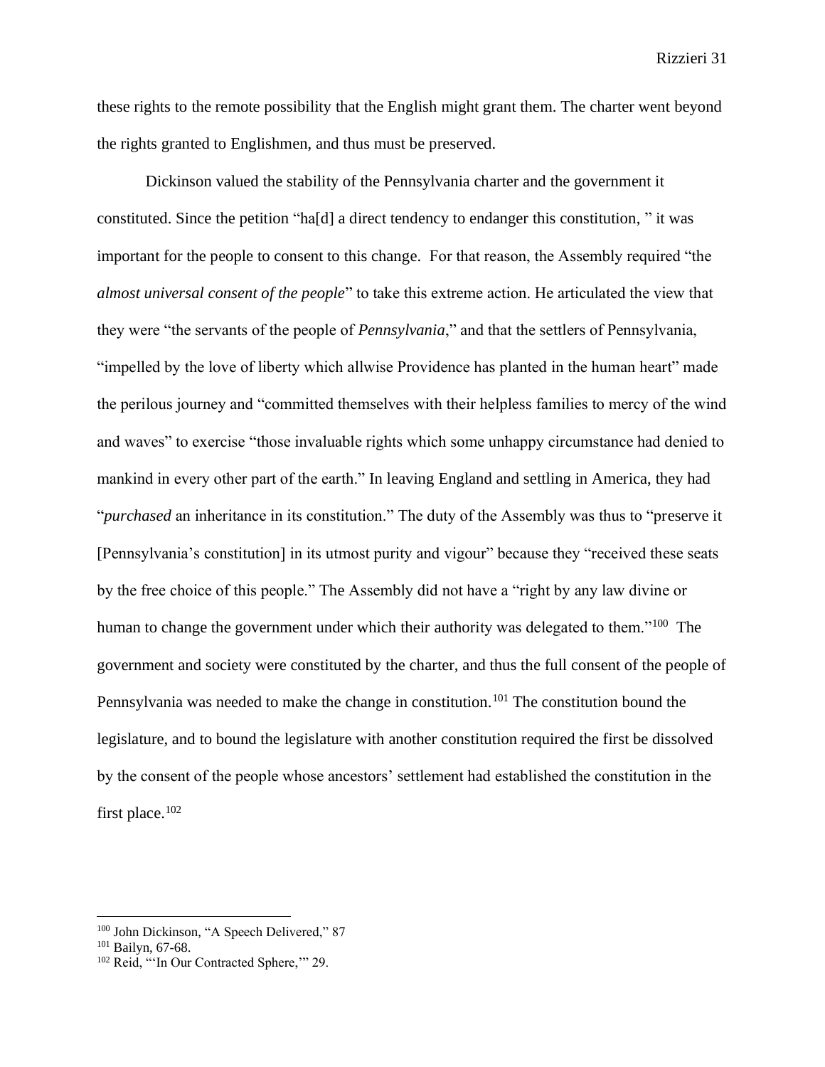these rights to the remote possibility that the English might grant them. The charter went beyond the rights granted to Englishmen, and thus must be preserved.

Dickinson valued the stability of the Pennsylvania charter and the government it constituted. Since the petition "ha[d] a direct tendency to endanger this constitution, " it was important for the people to consent to this change. For that reason, the Assembly required "the *almost universal consent of the people*" to take this extreme action. He articulated the view that they were "the servants of the people of *Pennsylvania*," and that the settlers of Pennsylvania, "impelled by the love of liberty which allwise Providence has planted in the human heart" made the perilous journey and "committed themselves with their helpless families to mercy of the wind and waves" to exercise "those invaluable rights which some unhappy circumstance had denied to mankind in every other part of the earth." In leaving England and settling in America, they had "*purchased* an inheritance in its constitution." The duty of the Assembly was thus to "preserve it [Pennsylvania's constitution] in its utmost purity and vigour" because they "received these seats by the free choice of this people." The Assembly did not have a "right by any law divine or human to change the government under which their authority was delegated to them."[100] The government and society were constituted by the charter, and thus the full consent of the people of Pennsylvania was needed to make the change in constitution.[101] The constitution bound the legislature, and to bound the legislature with another constitution required the first be dissolved by the consent of the people whose ancestors' settlement had established the constitution in the first place.[102]

---

[100] John Dickinson, "A Speech Delivered," 87

[101] Bailyn, 67-68.

[102] Reid, "'In Our Contracted Sphere,'" 29.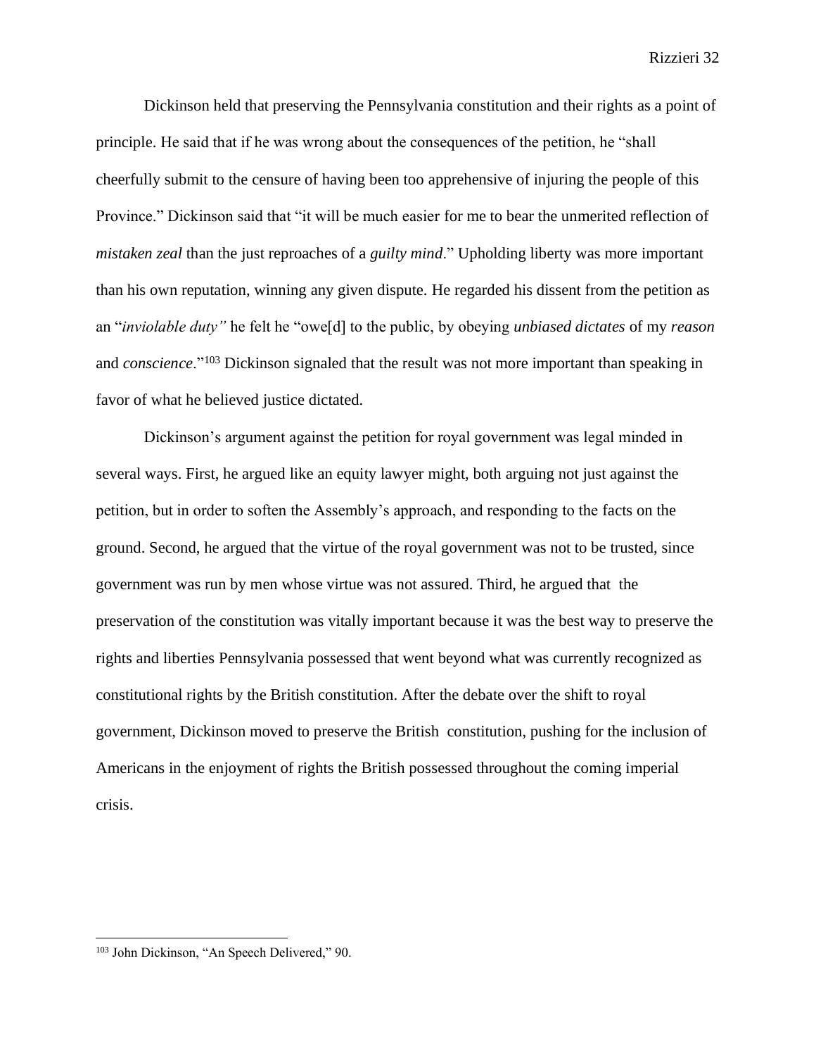Dickinson held that preserving the Pennsylvania constitution and their rights as a point of principle. He said that if he was wrong about the consequences of the petition, he "shall cheerfully submit to the censure of having been too apprehensive of injuring the people of this Province." Dickinson said that "it will be much easier for me to bear the unmerited reflection of *mistaken zeal* than the just reproaches of a *guilty mind*." Upholding liberty was more important than his own reputation, winning any given dispute. He regarded his dissent from the petition as an "*inviolable duty"* he felt he "owe[d] to the public, by obeying *unbiased dictates* of my *reason* and *conscience*."[103] Dickinson signaled that the result was not more important than speaking in favor of what he believed justice dictated.

Dickinson's argument against the petition for royal government was legal minded in several ways. First, he argued like an equity lawyer might, both arguing not just against the petition, but in order to soften the Assembly's approach, and responding to the facts on the ground. Second, he argued that the virtue of the royal government was not to be trusted, since government was run by men whose virtue was not assured. Third, he argued that the preservation of the constitution was vitally important because it was the best way to preserve the rights and liberties Pennsylvania possessed that went beyond what was currently recognized as constitutional rights by the British constitution. After the debate over the shift to royal government, Dickinson moved to preserve the British constitution, pushing for the inclusion of Americans in the enjoyment of rights the British possessed throughout the coming imperial crisis.

---

[103] John Dickinson, "An Speech Delivered," 90.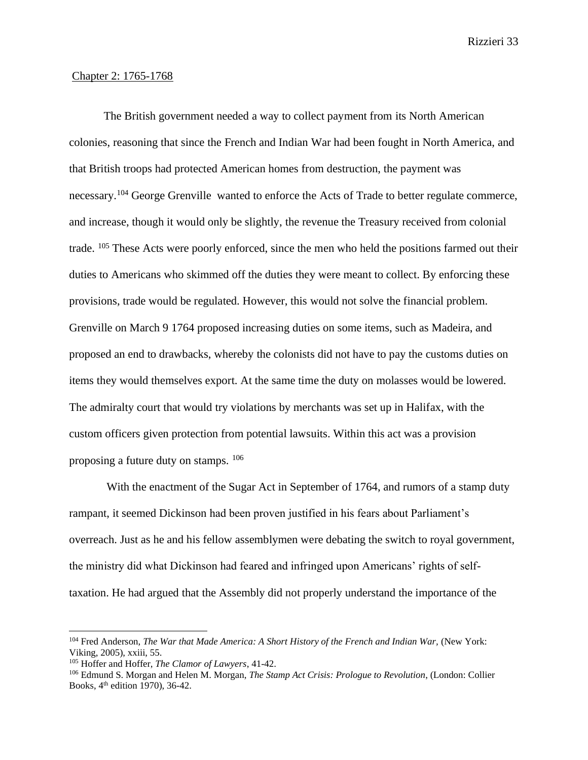Chapter 2: 1765-1768

The British government needed a way to collect payment from its North American colonies, reasoning that since the French and Indian War had been fought in North America, and that British troops had protected American homes from destruction, the payment was necessary.[104] George Grenville wanted to enforce the Acts of Trade to better regulate commerce, and increase, though it would only be slightly, the revenue the Treasury received from colonial trade. [105] These Acts were poorly enforced, since the men who held the positions farmed out their duties to Americans who skimmed off the duties they were meant to collect. By enforcing these provisions, trade would be regulated. However, this would not solve the financial problem. Grenville on March 9 1764 proposed increasing duties on some items, such as Madeira, and proposed an end to drawbacks, whereby the colonists did not have to pay the customs duties on items they would themselves export. At the same time the duty on molasses would be lowered. The admiralty court that would try violations by merchants was set up in Halifax, with the custom officers given protection from potential lawsuits. Within this act was a provision proposing a future duty on stamps. [106]

With the enactment of the Sugar Act in September of 1764, and rumors of a stamp duty rampant, it seemed Dickinson had been proven justified in his fears about Parliament's overreach. Just as he and his fellow assemblymen were debating the switch to royal government, the ministry did what Dickinson had feared and infringed upon Americans' rights of self-taxation. He had argued that the Assembly did not properly understand the importance of the

[104] Fred Anderson, *The War that Made America: A Short History of the French and Indian War,* (New York: Viking, 2005), xxiii, 55.

[105] Hoffer and Hoffer, *The Clamor of Lawyers*, 41-42.

[106] Edmund S. Morgan and Helen M. Morgan, *The Stamp Act Crisis: Prologue to Revolution,* (London: Collier Books, 4th edition 1970), 36-42.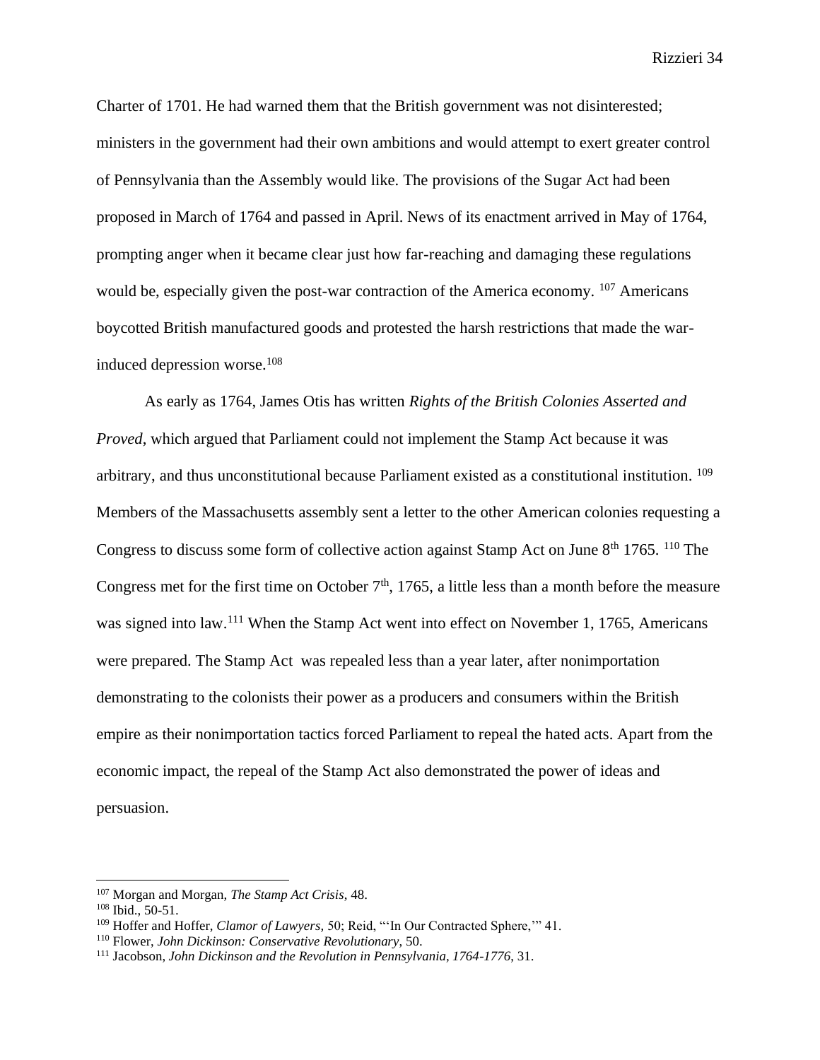Charter of 1701. He had warned them that the British government was not disinterested; ministers in the government had their own ambitions and would attempt to exert greater control of Pennsylvania than the Assembly would like. The provisions of the Sugar Act had been proposed in March of 1764 and passed in April. News of its enactment arrived in May of 1764, prompting anger when it became clear just how far-reaching and damaging these regulations would be, especially given the post-war contraction of the America economy. [107] Americans boycotted British manufactured goods and protested the harsh restrictions that made the war-induced depression worse.[108]

As early as 1764, James Otis has written *Rights of the British Colonies Asserted and Proved*, which argued that Parliament could not implement the Stamp Act because it was arbitrary, and thus unconstitutional because Parliament existed as a constitutional institution. [109] Members of the Massachusetts assembly sent a letter to the other American colonies requesting a Congress to discuss some form of collective action against Stamp Act on June 8th 1765. [110] The Congress met for the first time on October 7th, 1765, a little less than a month before the measure was signed into law.[111] When the Stamp Act went into effect on November 1, 1765, Americans were prepared. The Stamp Act was repealed less than a year later, after nonimportation demonstrating to the colonists their power as a producers and consumers within the British empire as their nonimportation tactics forced Parliament to repeal the hated acts. Apart from the economic impact, the repeal of the Stamp Act also demonstrated the power of ideas and persuasion.

---

[107] Morgan and Morgan, *The Stamp Act Crisis*, 48.

[108] Ibid., 50-51.

[109] Hoffer and Hoffer, *Clamor of Lawyers*, 50; Reid, "'In Our Contracted Sphere,'" 41.

[110] Flower, *John Dickinson: Conservative Revolutionary*, 50.

[111] Jacobson, *John Dickinson and the Revolution in Pennsylvania, 1764-1776*, 31.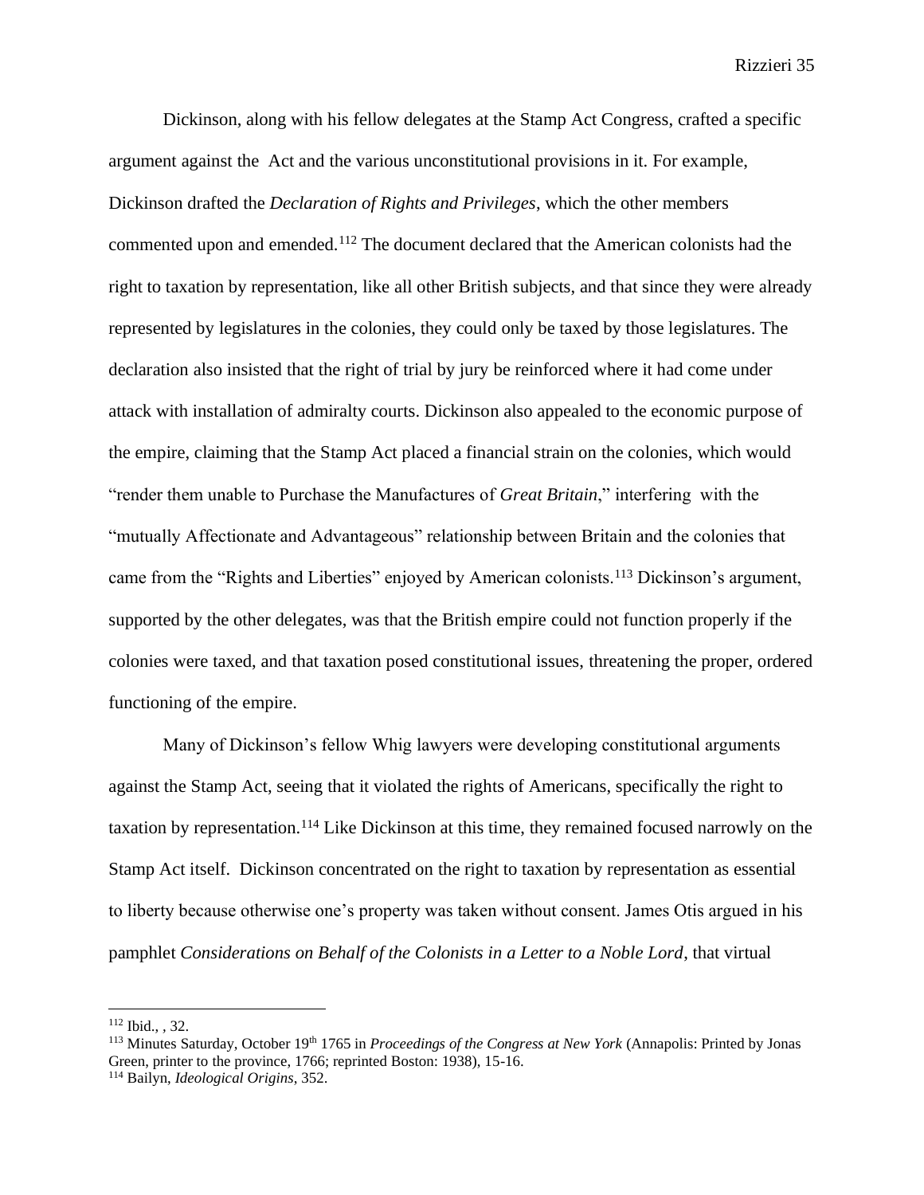Dickinson, along with his fellow delegates at the Stamp Act Congress, crafted a specific argument against the  Act and the various unconstitutional provisions in it. For example, Dickinson drafted the *Declaration of Rights and Privileges*, which the other members commented upon and emended.[112] The document declared that the American colonists had the right to taxation by representation, like all other British subjects, and that since they were already represented by legislatures in the colonies, they could only be taxed by those legislatures. The declaration also insisted that the right of trial by jury be reinforced where it had come under attack with installation of admiralty courts. Dickinson also appealed to the economic purpose of the empire, claiming that the Stamp Act placed a financial strain on the colonies, which would "render them unable to Purchase the Manufactures of *Great Britain*," interfering  with the "mutually Affectionate and Advantageous" relationship between Britain and the colonies that came from the "Rights and Liberties" enjoyed by American colonists.[113] Dickinson's argument, supported by the other delegates, was that the British empire could not function properly if the colonies were taxed, and that taxation posed constitutional issues, threatening the proper, ordered functioning of the empire.

Many of Dickinson's fellow Whig lawyers were developing constitutional arguments against the Stamp Act, seeing that it violated the rights of Americans, specifically the right to taxation by representation.[114] Like Dickinson at this time, they remained focused narrowly on the Stamp Act itself.  Dickinson concentrated on the right to taxation by representation as essential to liberty because otherwise one's property was taken without consent. James Otis argued in his pamphlet *Considerations on Behalf of the Colonists in a Letter to a Noble Lord*, that virtual

---

[112] Ibid., , 32.

[113] Minutes Saturday, October 19th 1765 in *Proceedings of the Congress at New York* (Annapolis: Printed by Jonas Green, printer to the province, 1766; reprinted Boston: 1938), 15-16.

[114] Bailyn, *Ideological Origins*, 352.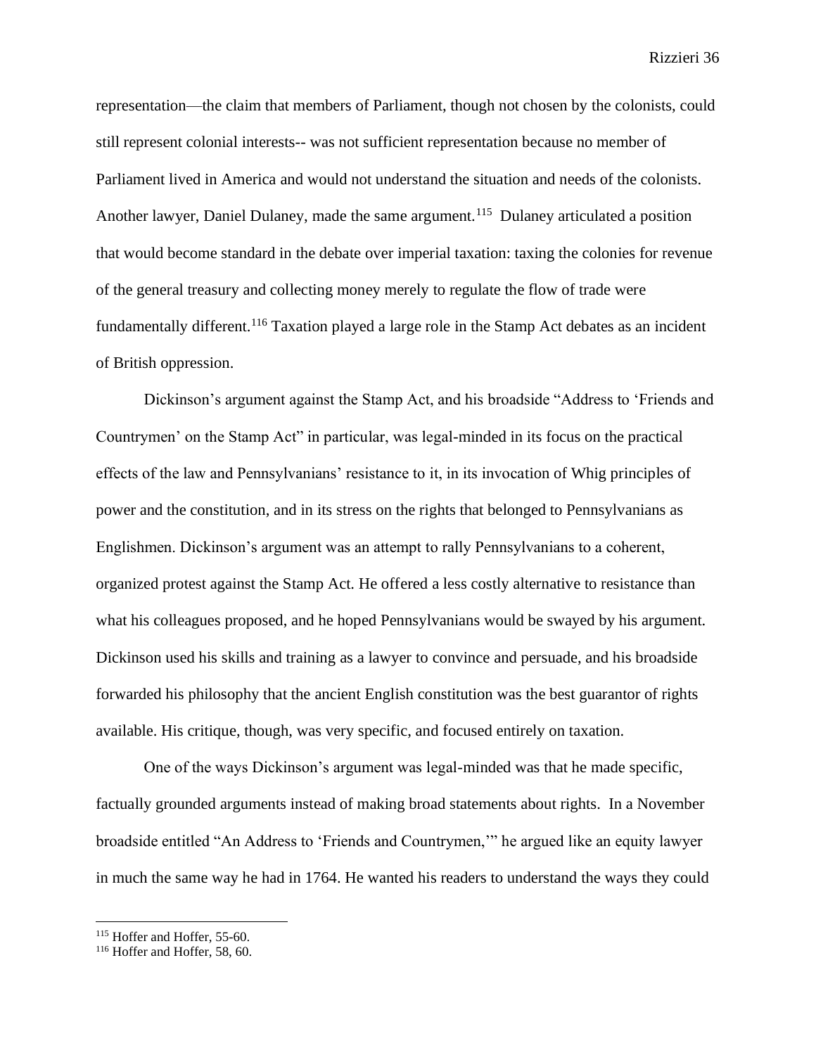representation—the claim that members of Parliament, though not chosen by the colonists, could still represent colonial interests-- was not sufficient representation because no member of Parliament lived in America and would not understand the situation and needs of the colonists. Another lawyer, Daniel Dulaney, made the same argument.[115] Dulaney articulated a position that would become standard in the debate over imperial taxation: taxing the colonies for revenue of the general treasury and collecting money merely to regulate the flow of trade were fundamentally different.[116] Taxation played a large role in the Stamp Act debates as an incident of British oppression.

Dickinson's argument against the Stamp Act, and his broadside "Address to 'Friends and Countrymen' on the Stamp Act" in particular, was legal-minded in its focus on the practical effects of the law and Pennsylvanians' resistance to it, in its invocation of Whig principles of power and the constitution, and in its stress on the rights that belonged to Pennsylvanians as Englishmen. Dickinson's argument was an attempt to rally Pennsylvanians to a coherent, organized protest against the Stamp Act. He offered a less costly alternative to resistance than what his colleagues proposed, and he hoped Pennsylvanians would be swayed by his argument. Dickinson used his skills and training as a lawyer to convince and persuade, and his broadside forwarded his philosophy that the ancient English constitution was the best guarantor of rights available. His critique, though, was very specific, and focused entirely on taxation.

One of the ways Dickinson's argument was legal-minded was that he made specific, factually grounded arguments instead of making broad statements about rights. In a November broadside entitled "An Address to 'Friends and Countrymen,'" he argued like an equity lawyer in much the same way he had in 1764. He wanted his readers to understand the ways they could

[115] Hoffer and Hoffer, 55-60.

[116] Hoffer and Hoffer, 58, 60.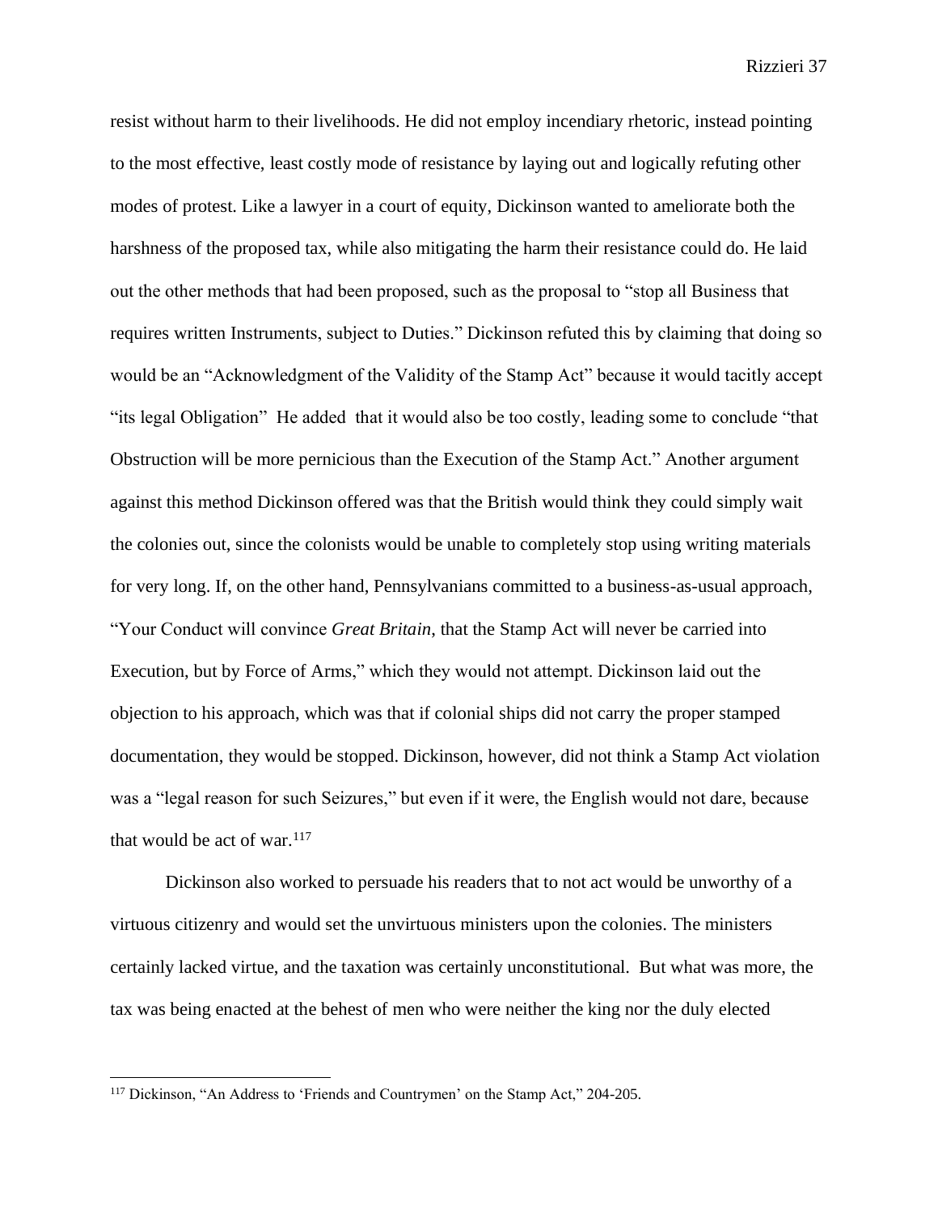resist without harm to their livelihoods. He did not employ incendiary rhetoric, instead pointing to the most effective, least costly mode of resistance by laying out and logically refuting other modes of protest. Like a lawyer in a court of equity, Dickinson wanted to ameliorate both the harshness of the proposed tax, while also mitigating the harm their resistance could do. He laid out the other methods that had been proposed, such as the proposal to "stop all Business that requires written Instruments, subject to Duties." Dickinson refuted this by claiming that doing so would be an "Acknowledgment of the Validity of the Stamp Act" because it would tacitly accept "its legal Obligation" He added that it would also be too costly, leading some to conclude "that Obstruction will be more pernicious than the Execution of the Stamp Act." Another argument against this method Dickinson offered was that the British would think they could simply wait the colonies out, since the colonists would be unable to completely stop using writing materials for very long. If, on the other hand, Pennsylvanians committed to a business-as-usual approach, "Your Conduct will convince *Great Britain*, that the Stamp Act will never be carried into Execution, but by Force of Arms," which they would not attempt. Dickinson laid out the objection to his approach, which was that if colonial ships did not carry the proper stamped documentation, they would be stopped. Dickinson, however, did not think a Stamp Act violation was a "legal reason for such Seizures," but even if it were, the English would not dare, because that would be act of war.[117]

Dickinson also worked to persuade his readers that to not act would be unworthy of a virtuous citizenry and would set the unvirtuous ministers upon the colonies. The ministers certainly lacked virtue, and the taxation was certainly unconstitutional. But what was more, the tax was being enacted at the behest of men who were neither the king nor the duly elected

[117] Dickinson, "An Address to 'Friends and Countrymen' on the Stamp Act," 204-205.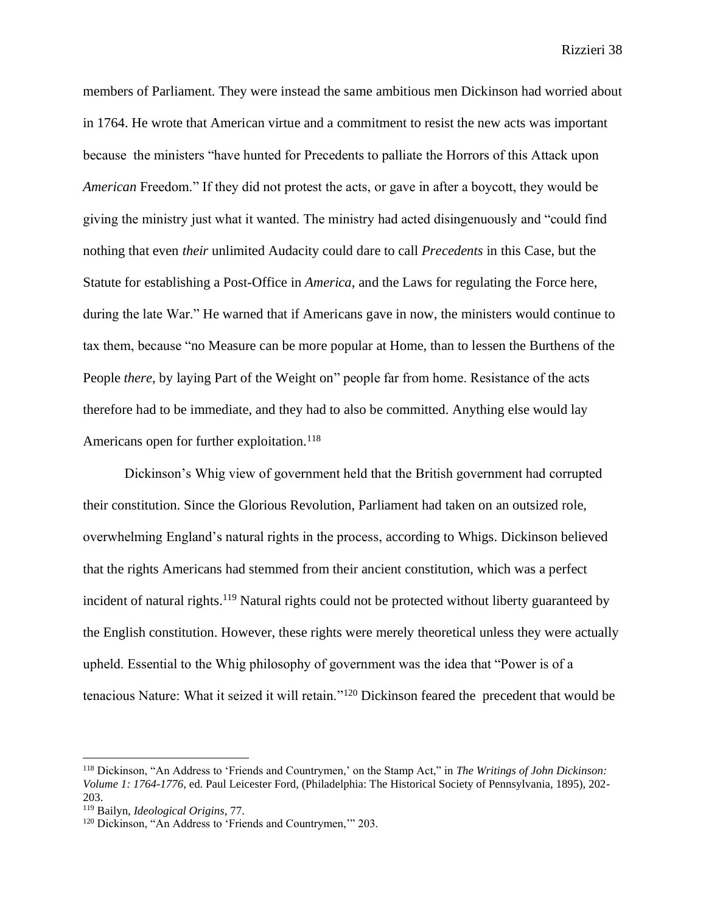members of Parliament. They were instead the same ambitious men Dickinson had worried about in 1764. He wrote that American virtue and a commitment to resist the new acts was important because the ministers "have hunted for Precedents to palliate the Horrors of this Attack upon *American* Freedom." If they did not protest the acts, or gave in after a boycott, they would be giving the ministry just what it wanted. The ministry had acted disingenuously and "could find nothing that even *their* unlimited Audacity could dare to call *Precedents* in this Case, but the Statute for establishing a Post-Office in *America*, and the Laws for regulating the Force here, during the late War." He warned that if Americans gave in now, the ministers would continue to tax them, because "no Measure can be more popular at Home, than to lessen the Burthens of the People *there*, by laying Part of the Weight on" people far from home. Resistance of the acts therefore had to be immediate, and they had to also be committed. Anything else would lay Americans open for further exploitation.[118]

Dickinson's Whig view of government held that the British government had corrupted their constitution. Since the Glorious Revolution, Parliament had taken on an outsized role, overwhelming England's natural rights in the process, according to Whigs. Dickinson believed that the rights Americans had stemmed from their ancient constitution, which was a perfect incident of natural rights.[119] Natural rights could not be protected without liberty guaranteed by the English constitution. However, these rights were merely theoretical unless they were actually upheld. Essential to the Whig philosophy of government was the idea that "Power is of a tenacious Nature: What it seized it will retain."[120] Dickinson feared the precedent that would be

---

[118] Dickinson, "An Address to 'Friends and Countrymen,' on the Stamp Act," in *The Writings of John Dickinson: Volume 1: 1764-1776*, ed. Paul Leicester Ford, (Philadelphia: The Historical Society of Pennsylvania, 1895), 202-203.

[119] Bailyn, *Ideological Origins*, 77.

[120] Dickinson, "An Address to 'Friends and Countrymen,'" 203.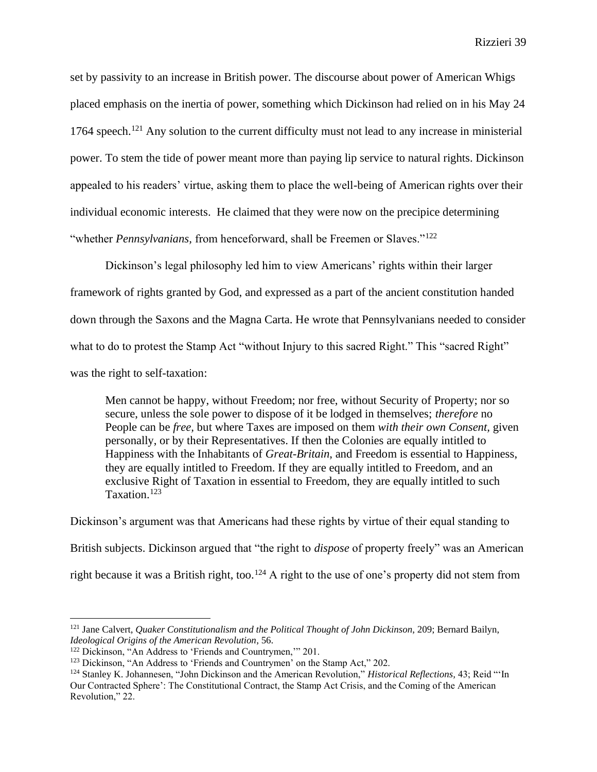set by passivity to an increase in British power. The discourse about power of American Whigs placed emphasis on the inertia of power, something which Dickinson had relied on in his May 24 1764 speech.[121] Any solution to the current difficulty must not lead to any increase in ministerial power. To stem the tide of power meant more than paying lip service to natural rights. Dickinson appealed to his readers' virtue, asking them to place the well-being of American rights over their individual economic interests. He claimed that they were now on the precipice determining "whether *Pennsylvanians*, from henceforward, shall be Freemen or Slaves."[122]

Dickinson's legal philosophy led him to view Americans' rights within their larger framework of rights granted by God, and expressed as a part of the ancient constitution handed down through the Saxons and the Magna Carta. He wrote that Pennsylvanians needed to consider what to do to protest the Stamp Act "without Injury to this sacred Right." This "sacred Right" was the right to self-taxation:

> Men cannot be happy, without Freedom; nor free, without Security of Property; nor so secure, unless the sole power to dispose of it be lodged in themselves; *therefore* no People can be *free*, but where Taxes are imposed on them *with their own Consent*, given personally, or by their Representatives. If then the Colonies are equally intitled to Happiness with the Inhabitants of *Great-Britain*, and Freedom is essential to Happiness, they are equally intitled to Freedom. If they are equally intitled to Freedom, and an exclusive Right of Taxation in essential to Freedom, they are equally intitled to such Taxation.[123]

Dickinson's argument was that Americans had these rights by virtue of their equal standing to British subjects. Dickinson argued that "the right to *dispose* of property freely" was an American right because it was a British right, too.[124] A right to the use of one's property did not stem from

---

[121] Jane Calvert, *Quaker Constitutionalism and the Political Thought of John Dickinson*, 209; Bernard Bailyn, *Ideological Origins of the American Revolution*, 56.

[122] Dickinson, "An Address to 'Friends and Countrymen,'" 201.

[123] Dickinson, "An Address to 'Friends and Countrymen' on the Stamp Act," 202.

[124] Stanley K. Johannesen, "John Dickinson and the American Revolution," *Historical Reflections*, 43; Reid "'In Our Contracted Sphere': The Constitutional Contract, the Stamp Act Crisis, and the Coming of the American Revolution," 22.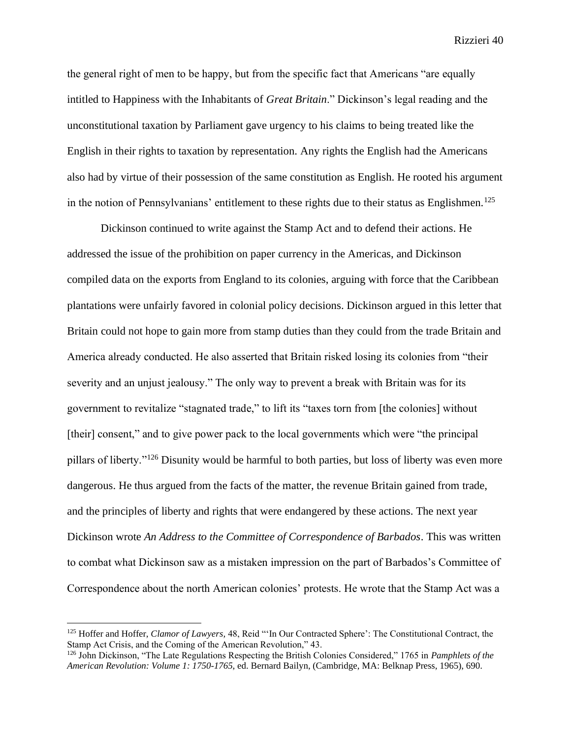the general right of men to be happy, but from the specific fact that Americans "are equally intitled to Happiness with the Inhabitants of *Great Britain*." Dickinson's legal reading and the unconstitutional taxation by Parliament gave urgency to his claims to being treated like the English in their rights to taxation by representation. Any rights the English had the Americans also had by virtue of their possession of the same constitution as English. He rooted his argument in the notion of Pennsylvanians' entitlement to these rights due to their status as Englishmen.[125]

Dickinson continued to write against the Stamp Act and to defend their actions. He addressed the issue of the prohibition on paper currency in the Americas, and Dickinson compiled data on the exports from England to its colonies, arguing with force that the Caribbean plantations were unfairly favored in colonial policy decisions. Dickinson argued in this letter that Britain could not hope to gain more from stamp duties than they could from the trade Britain and America already conducted. He also asserted that Britain risked losing its colonies from "their severity and an unjust jealousy." The only way to prevent a break with Britain was for its government to revitalize "stagnated trade," to lift its "taxes torn from [the colonies] without [their] consent," and to give power pack to the local governments which were "the principal pillars of liberty."[126] Disunity would be harmful to both parties, but loss of liberty was even more dangerous. He thus argued from the facts of the matter, the revenue Britain gained from trade, and the principles of liberty and rights that were endangered by these actions. The next year Dickinson wrote *An Address to the Committee of Correspondence of Barbados*. This was written to combat what Dickinson saw as a mistaken impression on the part of Barbados's Committee of Correspondence about the north American colonies' protests. He wrote that the Stamp Act was a

---

[125] Hoffer and Hoffer, *Clamor of Lawyers,* 48, Reid "'In Our Contracted Sphere': The Constitutional Contract, the Stamp Act Crisis, and the Coming of the American Revolution," 43.

[126] John Dickinson, "The Late Regulations Respecting the British Colonies Considered," 1765 in *Pamphlets of the American Revolution: Volume 1: 1750-1765*, ed. Bernard Bailyn, (Cambridge, MA: Belknap Press, 1965), 690.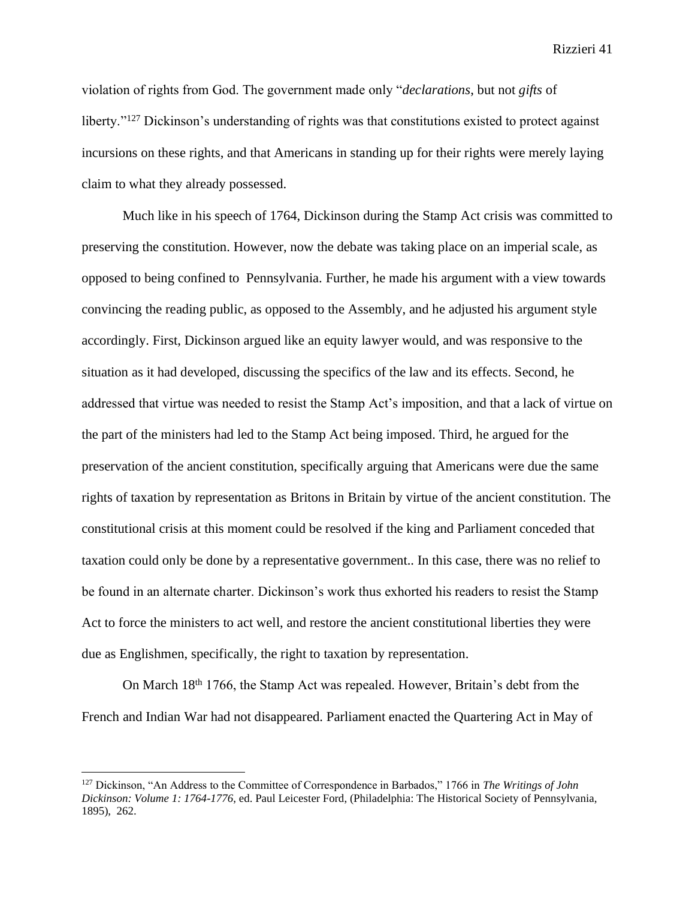violation of rights from God. The government made only "*declarations*, but not *gifts* of liberty."[127] Dickinson's understanding of rights was that constitutions existed to protect against incursions on these rights, and that Americans in standing up for their rights were merely laying claim to what they already possessed.

Much like in his speech of 1764, Dickinson during the Stamp Act crisis was committed to preserving the constitution. However, now the debate was taking place on an imperial scale, as opposed to being confined to Pennsylvania. Further, he made his argument with a view towards convincing the reading public, as opposed to the Assembly, and he adjusted his argument style accordingly. First, Dickinson argued like an equity lawyer would, and was responsive to the situation as it had developed, discussing the specifics of the law and its effects. Second, he addressed that virtue was needed to resist the Stamp Act's imposition, and that a lack of virtue on the part of the ministers had led to the Stamp Act being imposed. Third, he argued for the preservation of the ancient constitution, specifically arguing that Americans were due the same rights of taxation by representation as Britons in Britain by virtue of the ancient constitution. The constitutional crisis at this moment could be resolved if the king and Parliament conceded that taxation could only be done by a representative government.. In this case, there was no relief to be found in an alternate charter. Dickinson's work thus exhorted his readers to resist the Stamp Act to force the ministers to act well, and restore the ancient constitutional liberties they were due as Englishmen, specifically, the right to taxation by representation.

On March 18th 1766, the Stamp Act was repealed. However, Britain's debt from the French and Indian War had not disappeared. Parliament enacted the Quartering Act in May of

---

[127] Dickinson, "An Address to the Committee of Correspondence in Barbados," 1766 in *The Writings of John Dickinson: Volume 1: 1764-1776*, ed. Paul Leicester Ford, (Philadelphia: The Historical Society of Pennsylvania, 1895), 262.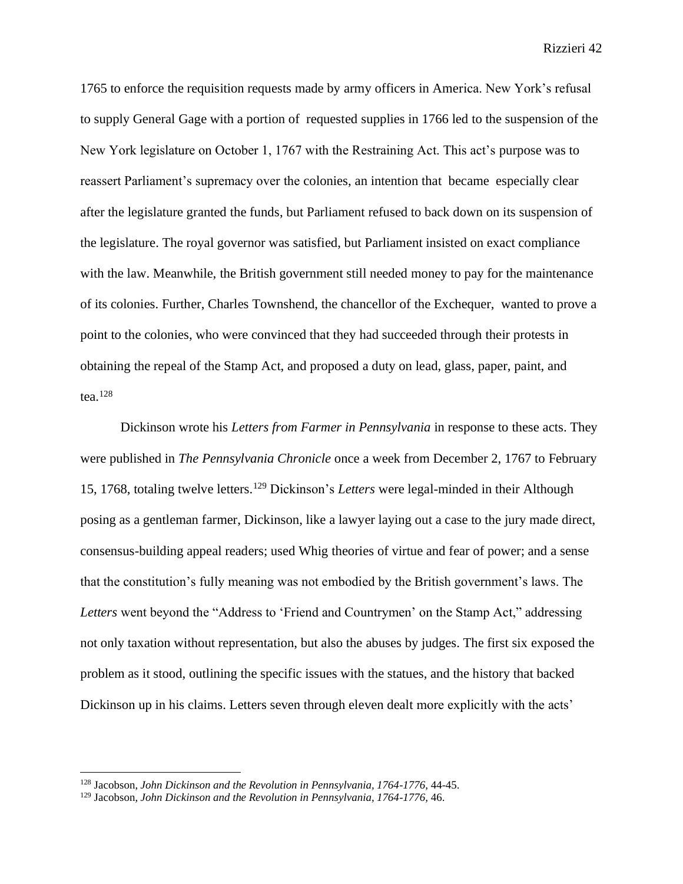1765 to enforce the requisition requests made by army officers in America. New York's refusal to supply General Gage with a portion of requested supplies in 1766 led to the suspension of the New York legislature on October 1, 1767 with the Restraining Act. This act's purpose was to reassert Parliament's supremacy over the colonies, an intention that became especially clear after the legislature granted the funds, but Parliament refused to back down on its suspension of the legislature. The royal governor was satisfied, but Parliament insisted on exact compliance with the law. Meanwhile, the British government still needed money to pay for the maintenance of its colonies. Further, Charles Townshend, the chancellor of the Exchequer, wanted to prove a point to the colonies, who were convinced that they had succeeded through their protests in obtaining the repeal of the Stamp Act, and proposed a duty on lead, glass, paper, paint, and tea.[128]

Dickinson wrote his *Letters from Farmer in Pennsylvania* in response to these acts. They were published in *The Pennsylvania Chronicle* once a week from December 2, 1767 to February 15, 1768, totaling twelve letters.[129] Dickinson's *Letters* were legal-minded in their Although posing as a gentleman farmer, Dickinson, like a lawyer laying out a case to the jury made direct, consensus-building appeal readers; used Whig theories of virtue and fear of power; and a sense that the constitution's fully meaning was not embodied by the British government's laws. The *Letters* went beyond the "Address to 'Friend and Countrymen' on the Stamp Act," addressing not only taxation without representation, but also the abuses by judges. The first six exposed the problem as it stood, outlining the specific issues with the statues, and the history that backed Dickinson up in his claims. Letters seven through eleven dealt more explicitly with the acts'

---

[128] Jacobson, *John Dickinson and the Revolution in Pennsylvania, 1764-1776,* 44-45.

[129] Jacobson, *John Dickinson and the Revolution in Pennsylvania, 1764-1776*, 46.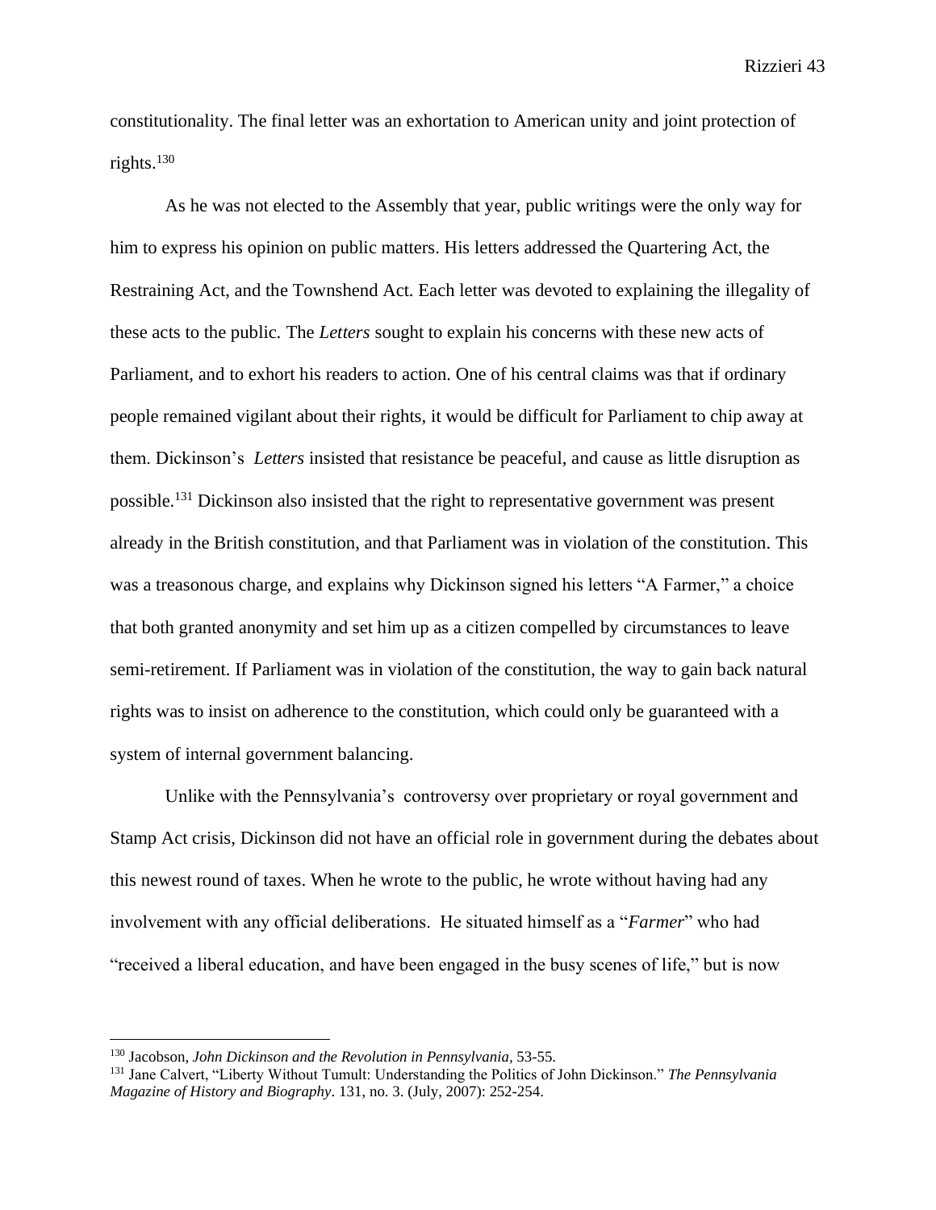constitutionality. The final letter was an exhortation to American unity and joint protection of rights.[130]

As he was not elected to the Assembly that year, public writings were the only way for him to express his opinion on public matters. His letters addressed the Quartering Act, the Restraining Act, and the Townshend Act. Each letter was devoted to explaining the illegality of these acts to the public. The *Letters* sought to explain his concerns with these new acts of Parliament, and to exhort his readers to action. One of his central claims was that if ordinary people remained vigilant about their rights, it would be difficult for Parliament to chip away at them. Dickinson's *Letters* insisted that resistance be peaceful, and cause as little disruption as possible.[131] Dickinson also insisted that the right to representative government was present already in the British constitution, and that Parliament was in violation of the constitution. This was a treasonous charge, and explains why Dickinson signed his letters "A Farmer," a choice that both granted anonymity and set him up as a citizen compelled by circumstances to leave semi-retirement. If Parliament was in violation of the constitution, the way to gain back natural rights was to insist on adherence to the constitution, which could only be guaranteed with a system of internal government balancing.

Unlike with the Pennsylvania's controversy over proprietary or royal government and Stamp Act crisis, Dickinson did not have an official role in government during the debates about this newest round of taxes. When he wrote to the public, he wrote without having had any involvement with any official deliberations. He situated himself as a "*Farmer*" who had "received a liberal education, and have been engaged in the busy scenes of life," but is now

---

[130] Jacobson, *John Dickinson and the Revolution in Pennsylvania*, 53-55.

[131] Jane Calvert, "Liberty Without Tumult: Understanding the Politics of John Dickinson." *The Pennsylvania Magazine of History and Biography*. 131, no. 3. (July, 2007): 252-254.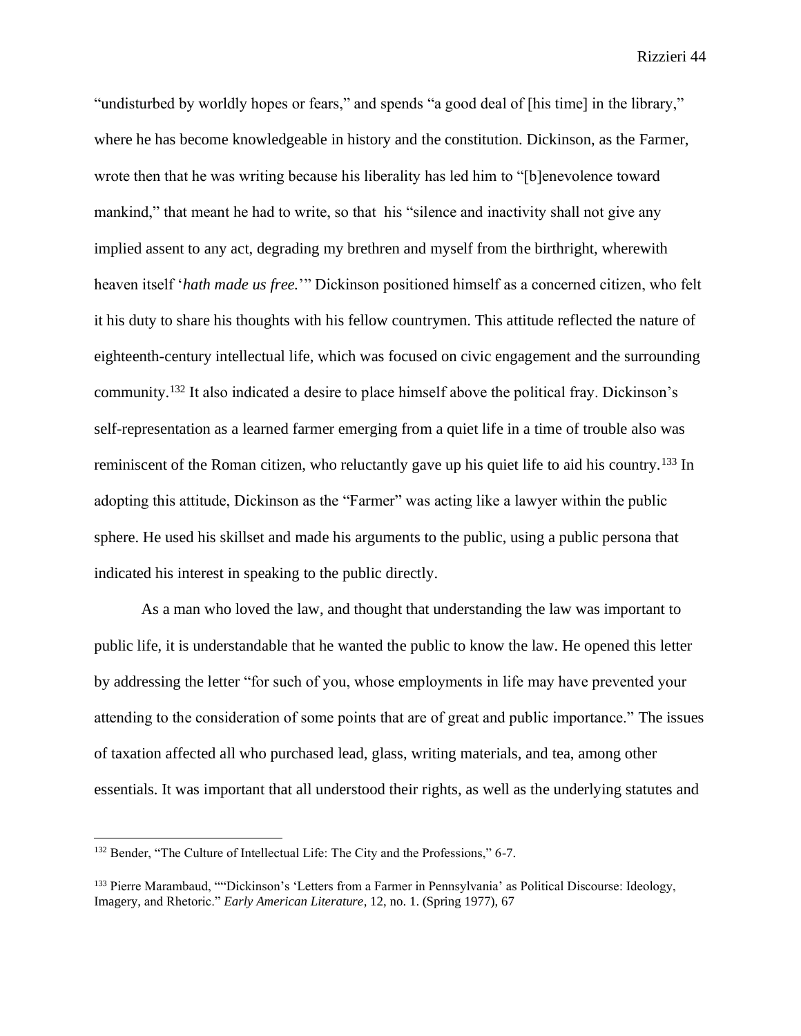"undisturbed by worldly hopes or fears," and spends "a good deal of [his time] in the library," where he has become knowledgeable in history and the constitution. Dickinson, as the Farmer, wrote then that he was writing because his liberality has led him to "[b]enevolence toward mankind," that meant he had to write, so that his "silence and inactivity shall not give any implied assent to any act, degrading my brethren and myself from the birthright, wherewith heaven itself '*hath made us free.*'" Dickinson positioned himself as a concerned citizen, who felt it his duty to share his thoughts with his fellow countrymen. This attitude reflected the nature of eighteenth-century intellectual life, which was focused on civic engagement and the surrounding community.[132] It also indicated a desire to place himself above the political fray. Dickinson's self-representation as a learned farmer emerging from a quiet life in a time of trouble also was reminiscent of the Roman citizen, who reluctantly gave up his quiet life to aid his country.[133] In adopting this attitude, Dickinson as the "Farmer" was acting like a lawyer within the public sphere. He used his skillset and made his arguments to the public, using a public persona that indicated his interest in speaking to the public directly.

As a man who loved the law, and thought that understanding the law was important to public life, it is understandable that he wanted the public to know the law. He opened this letter by addressing the letter "for such of you, whose employments in life may have prevented your attending to the consideration of some points that are of great and public importance." The issues of taxation affected all who purchased lead, glass, writing materials, and tea, among other essentials. It was important that all understood their rights, as well as the underlying statutes and

---

[132] Bender, "The Culture of Intellectual Life: The City and the Professions," 6-7.

[133] Pierre Marambaud, ""Dickinson's 'Letters from a Farmer in Pennsylvania' as Political Discourse: Ideology, Imagery, and Rhetoric." *Early American Literature*, 12, no. 1. (Spring 1977), 67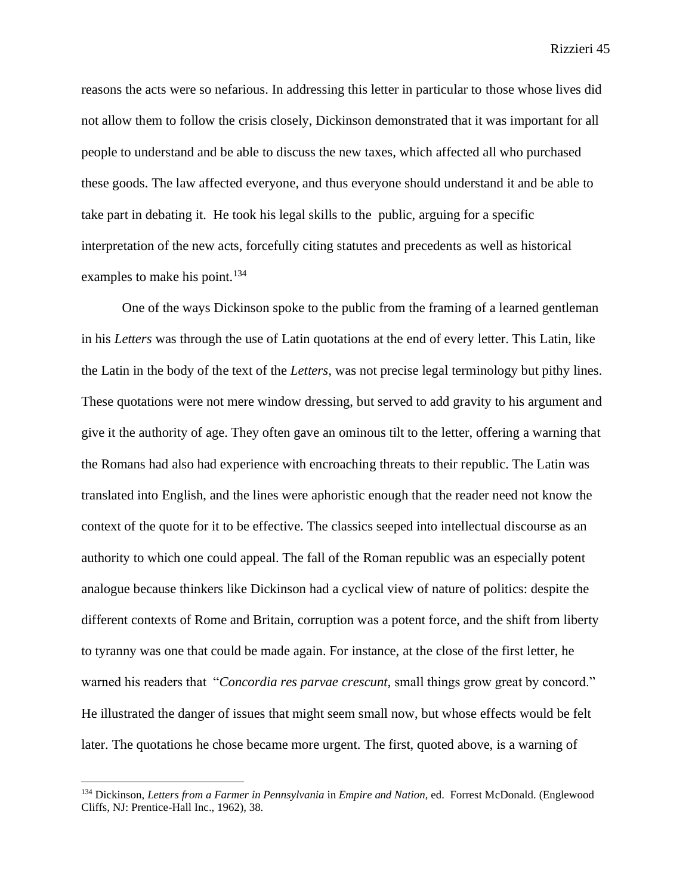reasons the acts were so nefarious. In addressing this letter in particular to those whose lives did not allow them to follow the crisis closely, Dickinson demonstrated that it was important for all people to understand and be able to discuss the new taxes, which affected all who purchased these goods. The law affected everyone, and thus everyone should understand it and be able to take part in debating it. He took his legal skills to the public, arguing for a specific interpretation of the new acts, forcefully citing statutes and precedents as well as historical examples to make his point.[134]

One of the ways Dickinson spoke to the public from the framing of a learned gentleman in his *Letters* was through the use of Latin quotations at the end of every letter. This Latin, like the Latin in the body of the text of the *Letters*, was not precise legal terminology but pithy lines. These quotations were not mere window dressing, but served to add gravity to his argument and give it the authority of age. They often gave an ominous tilt to the letter, offering a warning that the Romans had also had experience with encroaching threats to their republic. The Latin was translated into English, and the lines were aphoristic enough that the reader need not know the context of the quote for it to be effective. The classics seeped into intellectual discourse as an authority to which one could appeal. The fall of the Roman republic was an especially potent analogue because thinkers like Dickinson had a cyclical view of nature of politics: despite the different contexts of Rome and Britain, corruption was a potent force, and the shift from liberty to tyranny was one that could be made again. For instance, at the close of the first letter, he warned his readers that "*Concordia res parvae crescunt,* small things grow great by concord." He illustrated the danger of issues that might seem small now, but whose effects would be felt later. The quotations he chose became more urgent. The first, quoted above, is a warning of

[134] Dickinson, *Letters from a Farmer in Pennsylvania* in *Empire and Nation*, ed. Forrest McDonald. (Englewood Cliffs, NJ: Prentice-Hall Inc., 1962), 38.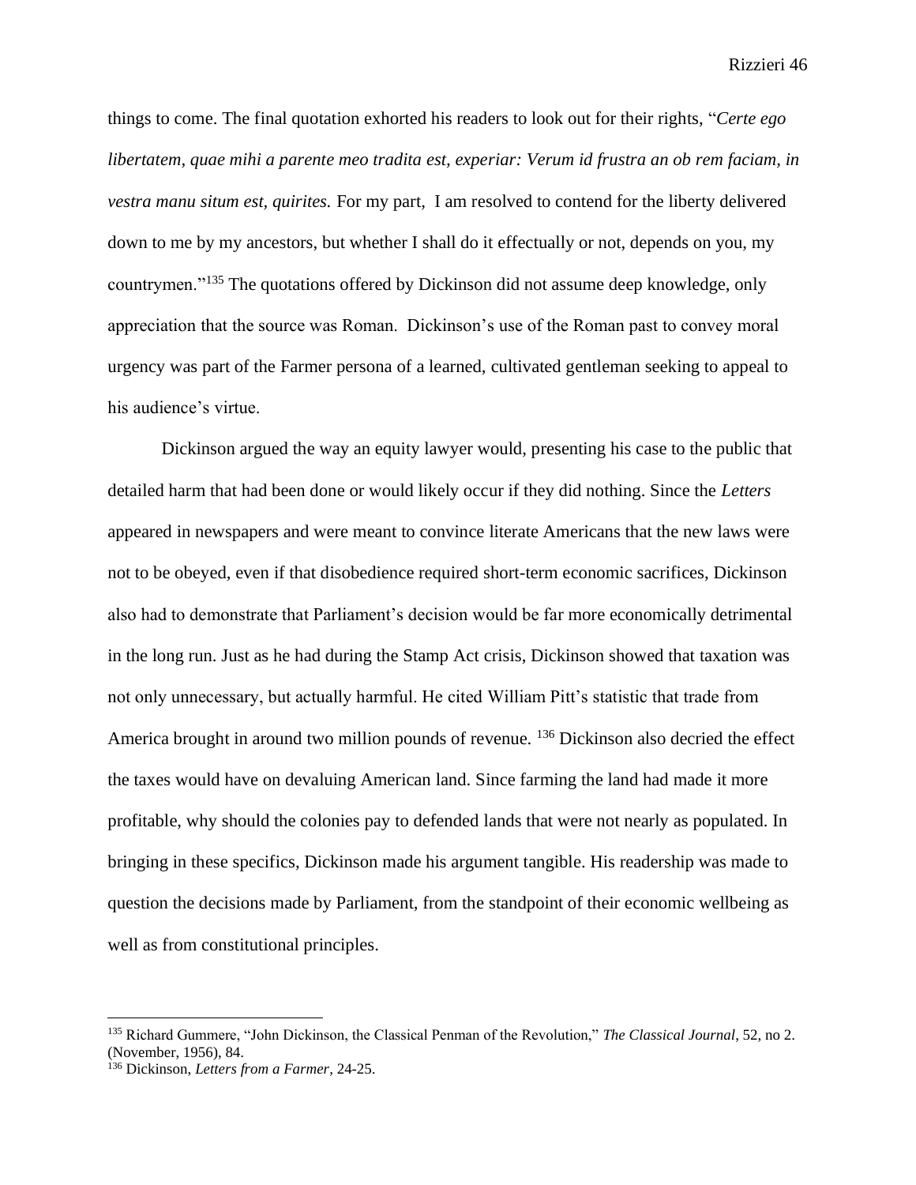things to come. The final quotation exhorted his readers to look out for their rights, "*Certe ego libertatem, quae mihi a parente meo tradita est, experiar: Verum id frustra an ob rem faciam, in vestra manu situm est, quirites.* For my part, I am resolved to contend for the liberty delivered down to me by my ancestors, but whether I shall do it effectually or not, depends on you, my countrymen."[135] The quotations offered by Dickinson did not assume deep knowledge, only appreciation that the source was Roman. Dickinson's use of the Roman past to convey moral urgency was part of the Farmer persona of a learned, cultivated gentleman seeking to appeal to his audience's virtue.

Dickinson argued the way an equity lawyer would, presenting his case to the public that detailed harm that had been done or would likely occur if they did nothing. Since the *Letters* appeared in newspapers and were meant to convince literate Americans that the new laws were not to be obeyed, even if that disobedience required short-term economic sacrifices, Dickinson also had to demonstrate that Parliament's decision would be far more economically detrimental in the long run. Just as he had during the Stamp Act crisis, Dickinson showed that taxation was not only unnecessary, but actually harmful. He cited William Pitt's statistic that trade from America brought in around two million pounds of revenue. [136] Dickinson also decried the effect the taxes would have on devaluing American land. Since farming the land had made it more profitable, why should the colonies pay to defended lands that were not nearly as populated. In bringing in these specifics, Dickinson made his argument tangible. His readership was made to question the decisions made by Parliament, from the standpoint of their economic wellbeing as well as from constitutional principles.

---

[135] Richard Gummere, "John Dickinson, the Classical Penman of the Revolution," *The Classical Journal*, 52, no 2. (November, 1956), 84.

[136] Dickinson, *Letters from a Farmer*, 24-25.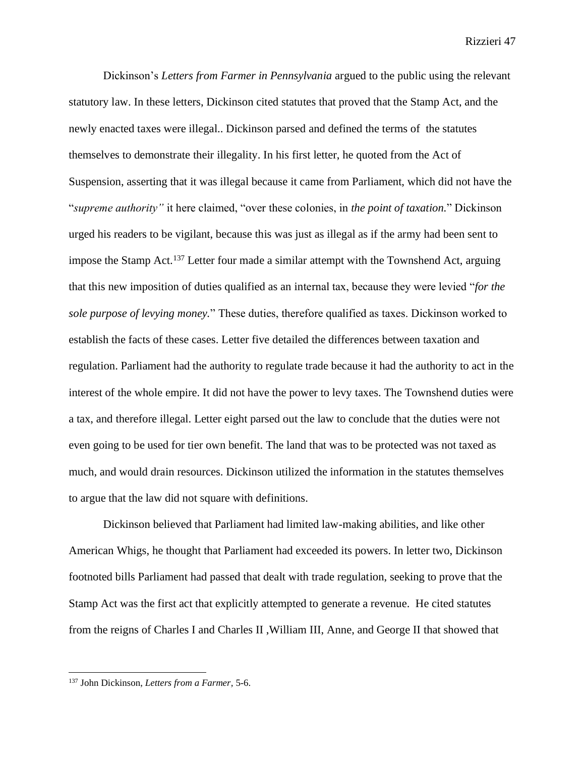Dickinson's *Letters from Farmer in Pennsylvania* argued to the public using the relevant statutory law. In these letters, Dickinson cited statutes that proved that the Stamp Act, and the newly enacted taxes were illegal.. Dickinson parsed and defined the terms of the statutes themselves to demonstrate their illegality. In his first letter, he quoted from the Act of Suspension, asserting that it was illegal because it came from Parliament, which did not have the "*supreme authority"* it here claimed, "over these colonies, in *the point of taxation.*" Dickinson urged his readers to be vigilant, because this was just as illegal as if the army had been sent to impose the Stamp Act.[137] Letter four made a similar attempt with the Townshend Act, arguing that this new imposition of duties qualified as an internal tax, because they were levied "*for the sole purpose of levying money.*" These duties, therefore qualified as taxes. Dickinson worked to establish the facts of these cases. Letter five detailed the differences between taxation and regulation. Parliament had the authority to regulate trade because it had the authority to act in the interest of the whole empire. It did not have the power to levy taxes. The Townshend duties were a tax, and therefore illegal. Letter eight parsed out the law to conclude that the duties were not even going to be used for tier own benefit. The land that was to be protected was not taxed as much, and would drain resources. Dickinson utilized the information in the statutes themselves to argue that the law did not square with definitions.

Dickinson believed that Parliament had limited law-making abilities, and like other American Whigs, he thought that Parliament had exceeded its powers. In letter two, Dickinson footnoted bills Parliament had passed that dealt with trade regulation, seeking to prove that the Stamp Act was the first act that explicitly attempted to generate a revenue. He cited statutes from the reigns of Charles I and Charles II ,William III, Anne, and George II that showed that

---

[137] John Dickinson, *Letters from a Farmer*, 5-6.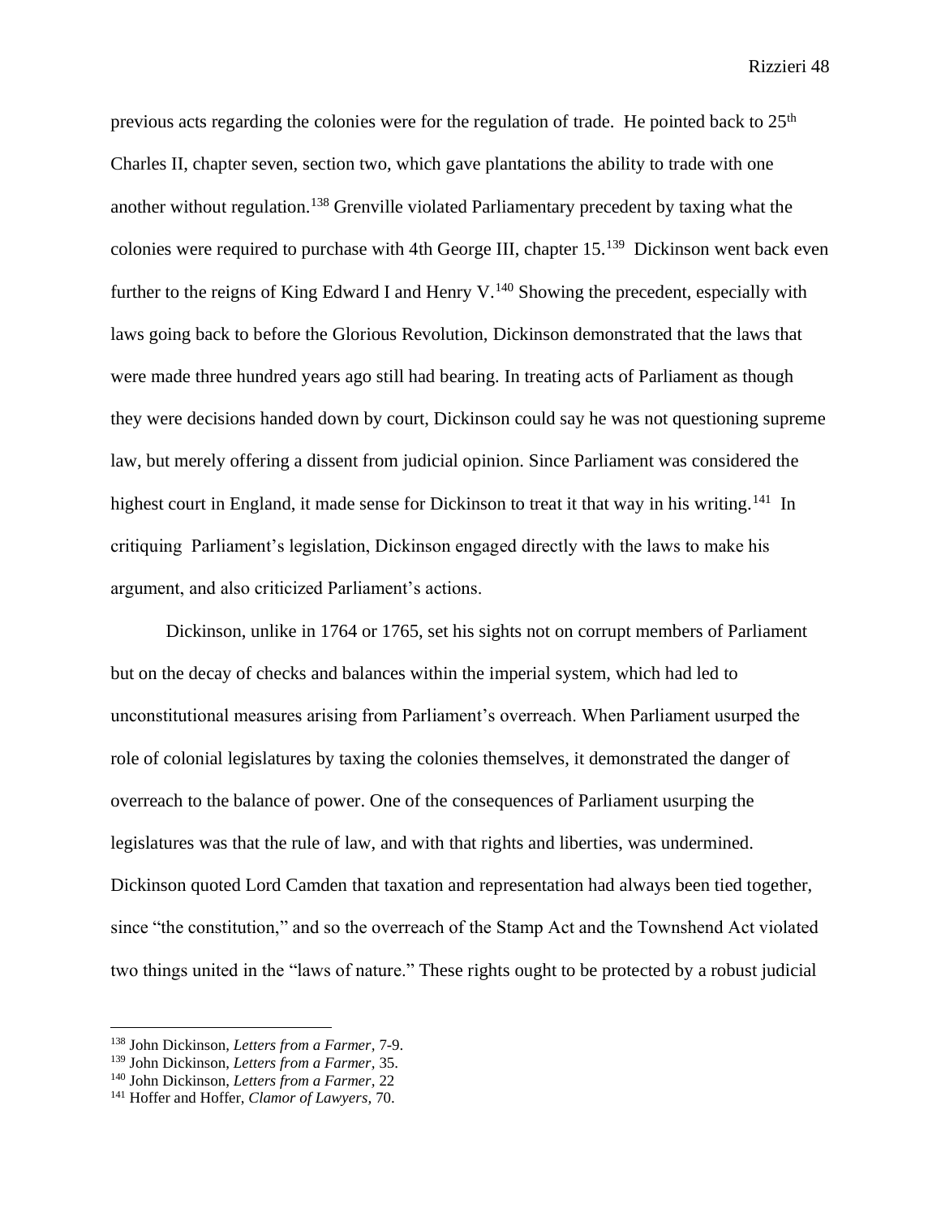previous acts regarding the colonies were for the regulation of trade. He pointed back to 25th Charles II, chapter seven, section two, which gave plantations the ability to trade with one another without regulation.[138] Grenville violated Parliamentary precedent by taxing what the colonies were required to purchase with 4th George III, chapter 15.[139] Dickinson went back even further to the reigns of King Edward I and Henry V.[140] Showing the precedent, especially with laws going back to before the Glorious Revolution, Dickinson demonstrated that the laws that were made three hundred years ago still had bearing. In treating acts of Parliament as though they were decisions handed down by court, Dickinson could say he was not questioning supreme law, but merely offering a dissent from judicial opinion. Since Parliament was considered the highest court in England, it made sense for Dickinson to treat it that way in his writing.[141] In critiquing Parliament's legislation, Dickinson engaged directly with the laws to make his argument, and also criticized Parliament's actions.

Dickinson, unlike in 1764 or 1765, set his sights not on corrupt members of Parliament but on the decay of checks and balances within the imperial system, which had led to unconstitutional measures arising from Parliament's overreach. When Parliament usurped the role of colonial legislatures by taxing the colonies themselves, it demonstrated the danger of overreach to the balance of power. One of the consequences of Parliament usurping the legislatures was that the rule of law, and with that rights and liberties, was undermined. Dickinson quoted Lord Camden that taxation and representation had always been tied together, since "the constitution," and so the overreach of the Stamp Act and the Townshend Act violated two things united in the "laws of nature." These rights ought to be protected by a robust judicial

---

[138] John Dickinson, *Letters from a Farmer*, 7-9.

[139] John Dickinson, *Letters from a Farmer*, 35.

[140] John Dickinson, *Letters from a Farmer*, 22

[141] Hoffer and Hoffer, *Clamor of Lawyers*, 70.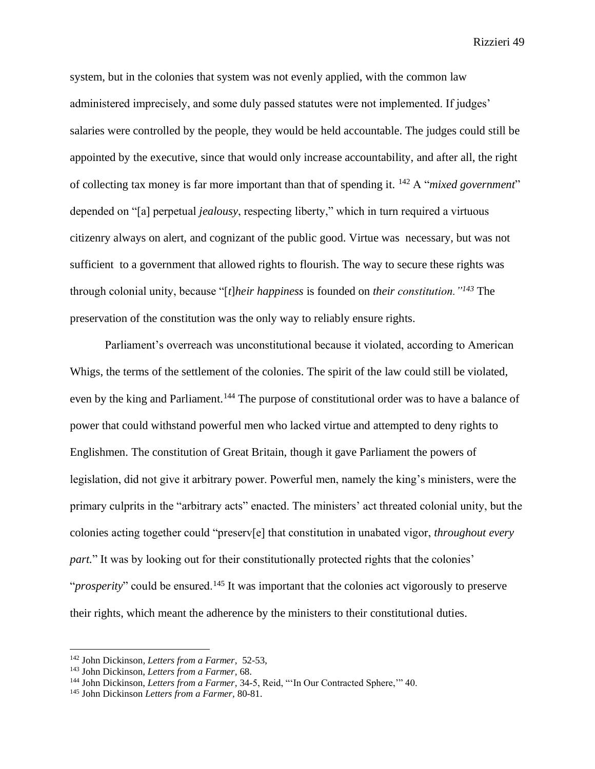system, but in the colonies that system was not evenly applied, with the common law administered imprecisely, and some duly passed statutes were not implemented. If judges' salaries were controlled by the people, they would be held accountable. The judges could still be appointed by the executive, since that would only increase accountability, and after all, the right of collecting tax money is far more important than that of spending it. [142] A "*mixed government*" depended on "[a] perpetual *jealousy*, respecting liberty," which in turn required a virtuous citizenry always on alert, and cognizant of the public good. Virtue was necessary, but was not sufficient to a government that allowed rights to flourish. The way to secure these rights was through colonial unity, because "[*t*]*heir happiness* is founded on *their constitution.*"[143] The preservation of the constitution was the only way to reliably ensure rights.

Parliament's overreach was unconstitutional because it violated, according to American Whigs, the terms of the settlement of the colonies. The spirit of the law could still be violated, even by the king and Parliament.[144] The purpose of constitutional order was to have a balance of power that could withstand powerful men who lacked virtue and attempted to deny rights to Englishmen. The constitution of Great Britain, though it gave Parliament the powers of legislation, did not give it arbitrary power. Powerful men, namely the king's ministers, were the primary culprits in the "arbitrary acts" enacted. The ministers' act threated colonial unity, but the colonies acting together could "preserv[e] that constitution in unabated vigor, *throughout every part.*" It was by looking out for their constitutionally protected rights that the colonies' "*prosperity*" could be ensured.[145] It was important that the colonies act vigorously to preserve their rights, which meant the adherence by the ministers to their constitutional duties.

---

[142] John Dickinson, *Letters from a Farmer,* 52-53,

[143] John Dickinson, *Letters from a Farmer,* 68.

[144] John Dickinson, *Letters from a Farmer,* 34-5, Reid, "'In Our Contracted Sphere,'" 40.

[145] John Dickinson *Letters from a Farmer,* 80-81.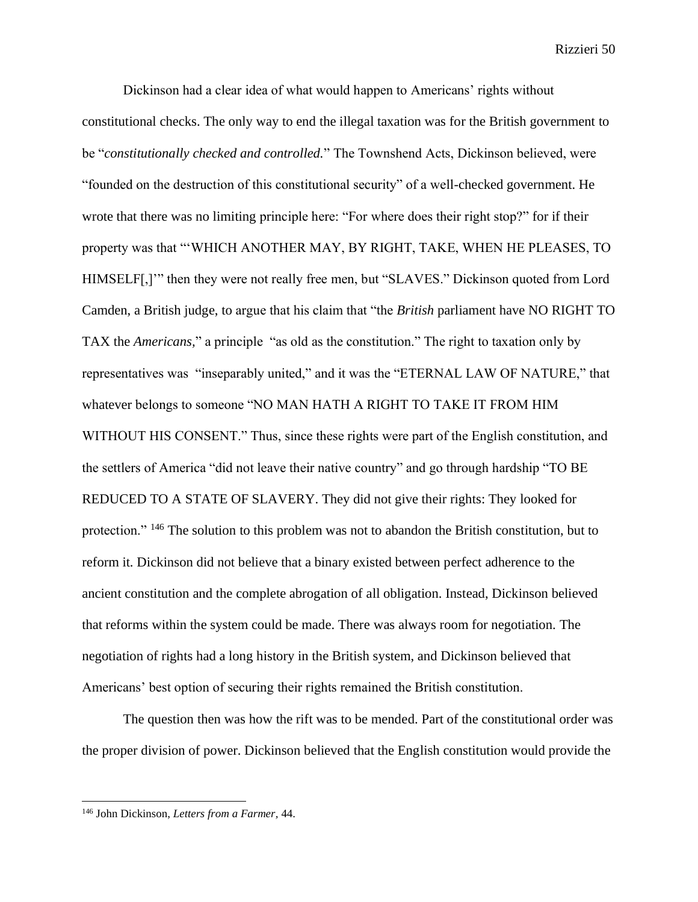Dickinson had a clear idea of what would happen to Americans' rights without constitutional checks. The only way to end the illegal taxation was for the British government to be "*constitutionally checked and controlled.*" The Townshend Acts, Dickinson believed, were "founded on the destruction of this constitutional security" of a well-checked government. He wrote that there was no limiting principle here: "For where does their right stop?" for if their property was that "'WHICH ANOTHER MAY, BY RIGHT, TAKE, WHEN HE PLEASES, TO HIMSELF[,]'" then they were not really free men, but "SLAVES." Dickinson quoted from Lord Camden, a British judge, to argue that his claim that "the *British* parliament have NO RIGHT TO TAX the *Americans*," a principle "as old as the constitution." The right to taxation only by representatives was "inseparably united," and it was the "ETERNAL LAW OF NATURE," that whatever belongs to someone "NO MAN HATH A RIGHT TO TAKE IT FROM HIM WITHOUT HIS CONSENT." Thus, since these rights were part of the English constitution, and the settlers of America "did not leave their native country" and go through hardship "TO BE REDUCED TO A STATE OF SLAVERY. They did not give their rights: They looked for protection." [146] The solution to this problem was not to abandon the British constitution, but to reform it. Dickinson did not believe that a binary existed between perfect adherence to the ancient constitution and the complete abrogation of all obligation. Instead, Dickinson believed that reforms within the system could be made. There was always room for negotiation. The negotiation of rights had a long history in the British system, and Dickinson believed that Americans' best option of securing their rights remained the British constitution.

The question then was how the rift was to be mended. Part of the constitutional order was the proper division of power. Dickinson believed that the English constitution would provide the

[146] John Dickinson, *Letters from a Farmer*, 44.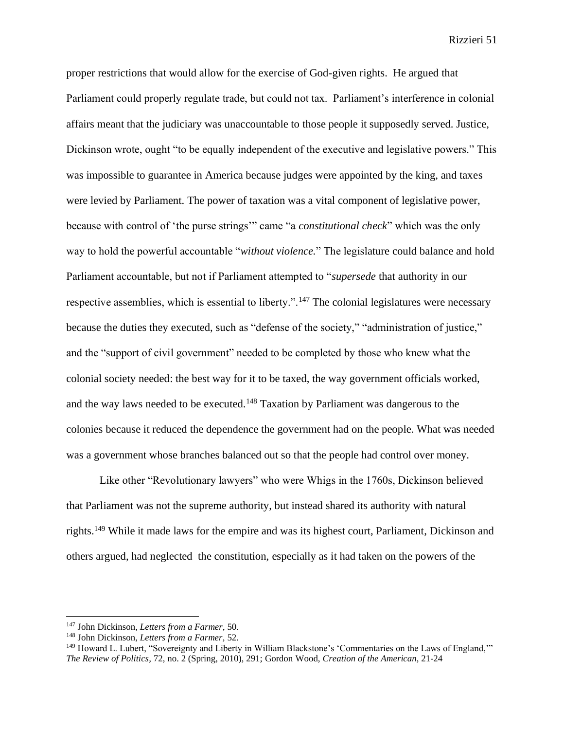proper restrictions that would allow for the exercise of God-given rights. He argued that Parliament could properly regulate trade, but could not tax. Parliament's interference in colonial affairs meant that the judiciary was unaccountable to those people it supposedly served. Justice, Dickinson wrote, ought "to be equally independent of the executive and legislative powers." This was impossible to guarantee in America because judges were appointed by the king, and taxes were levied by Parliament. The power of taxation was a vital component of legislative power, because with control of 'the purse strings'" came "a *constitutional check*" which was the only way to hold the powerful accountable "*without violence.*" The legislature could balance and hold Parliament accountable, but not if Parliament attempted to "*supersede* that authority in our respective assemblies, which is essential to liberty.".[147] The colonial legislatures were necessary because the duties they executed, such as "defense of the society," "administration of justice," and the "support of civil government" needed to be completed by those who knew what the colonial society needed: the best way for it to be taxed, the way government officials worked, and the way laws needed to be executed.[148] Taxation by Parliament was dangerous to the colonies because it reduced the dependence the government had on the people. What was needed was a government whose branches balanced out so that the people had control over money.

Like other "Revolutionary lawyers" who were Whigs in the 1760s, Dickinson believed that Parliament was not the supreme authority, but instead shared its authority with natural rights.[149] While it made laws for the empire and was its highest court, Parliament, Dickinson and others argued, had neglected the constitution, especially as it had taken on the powers of the

---

[147] John Dickinson, *Letters from a Farmer,* 50.

[148] John Dickinson, *Letters from a Farmer*, 52.

[149] Howard L. Lubert, "Sovereignty and Liberty in William Blackstone's 'Commentaries on the Laws of England,'" *The Review of Politics*, 72, no. 2 (Spring, 2010), 291; Gordon Wood, *Creation of the American*, 21-24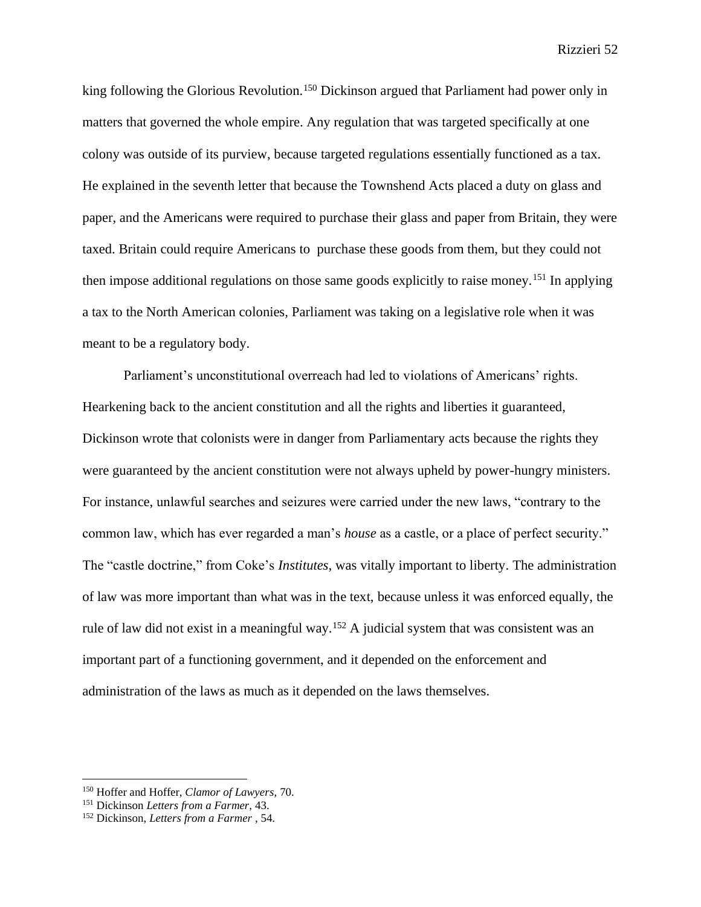king following the Glorious Revolution.[150] Dickinson argued that Parliament had power only in matters that governed the whole empire. Any regulation that was targeted specifically at one colony was outside of its purview, because targeted regulations essentially functioned as a tax. He explained in the seventh letter that because the Townshend Acts placed a duty on glass and paper, and the Americans were required to purchase their glass and paper from Britain, they were taxed. Britain could require Americans to purchase these goods from them, but they could not then impose additional regulations on those same goods explicitly to raise money.[151] In applying a tax to the North American colonies, Parliament was taking on a legislative role when it was meant to be a regulatory body.

Parliament's unconstitutional overreach had led to violations of Americans' rights. Hearkening back to the ancient constitution and all the rights and liberties it guaranteed, Dickinson wrote that colonists were in danger from Parliamentary acts because the rights they were guaranteed by the ancient constitution were not always upheld by power-hungry ministers. For instance, unlawful searches and seizures were carried under the new laws, "contrary to the common law, which has ever regarded a man's *house* as a castle, or a place of perfect security." The "castle doctrine," from Coke's *Institutes,* was vitally important to liberty. The administration of law was more important than what was in the text, because unless it was enforced equally, the rule of law did not exist in a meaningful way.[152] A judicial system that was consistent was an important part of a functioning government, and it depended on the enforcement and administration of the laws as much as it depended on the laws themselves.

---

[150] Hoffer and Hoffer, *Clamor of Lawyers,* 70.

[151] Dickinson *Letters from a Farmer,* 43.

[152] Dickinson, *Letters from a Farmer* , 54.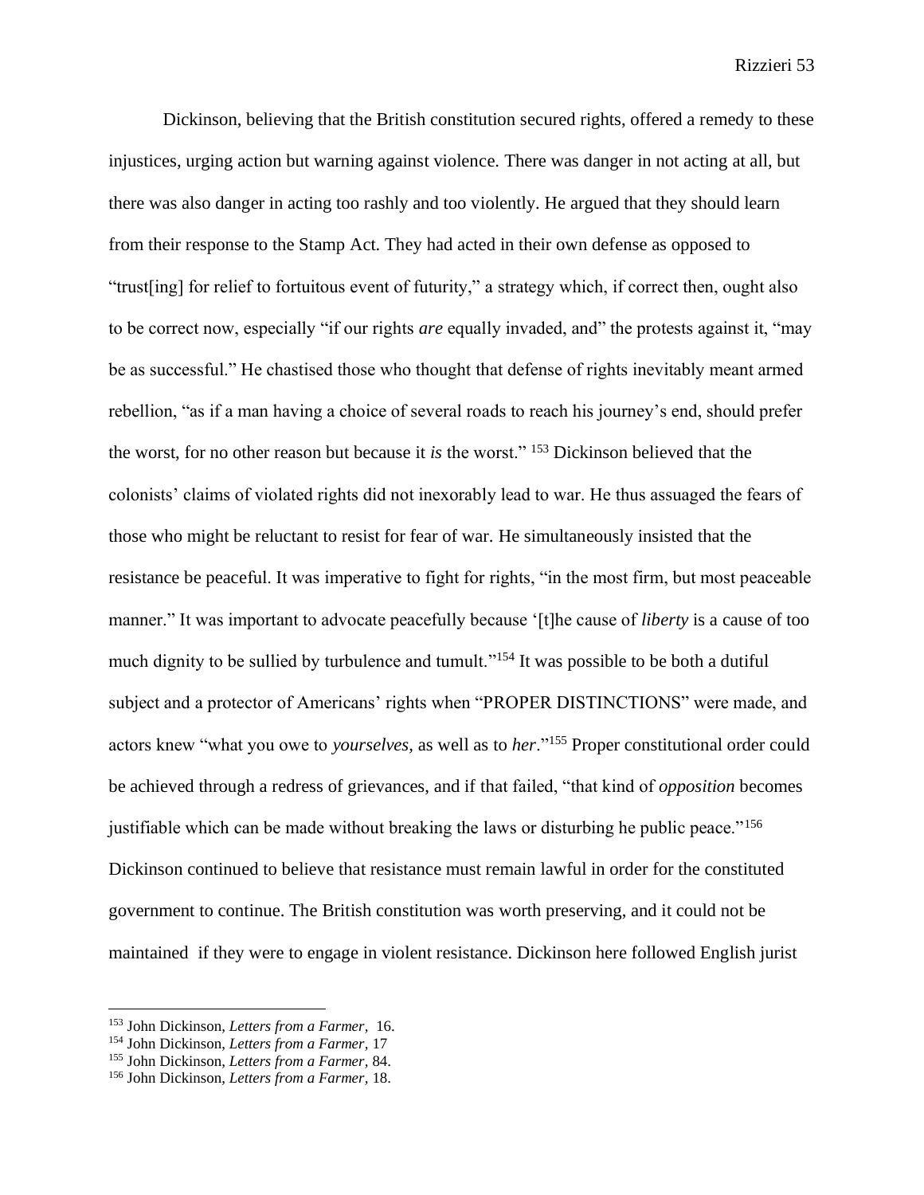Dickinson, believing that the British constitution secured rights, offered a remedy to these injustices, urging action but warning against violence. There was danger in not acting at all, but there was also danger in acting too rashly and too violently. He argued that they should learn from their response to the Stamp Act. They had acted in their own defense as opposed to "trust[ing] for relief to fortuitous event of futurity," a strategy which, if correct then, ought also to be correct now, especially "if our rights *are* equally invaded, and" the protests against it, "may be as successful." He chastised those who thought that defense of rights inevitably meant armed rebellion, "as if a man having a choice of several roads to reach his journey's end, should prefer the worst, for no other reason but because it *is* the worst." [153] Dickinson believed that the colonists' claims of violated rights did not inexorably lead to war. He thus assuaged the fears of those who might be reluctant to resist for fear of war. He simultaneously insisted that the resistance be peaceful. It was imperative to fight for rights, "in the most firm, but most peaceable manner." It was important to advocate peacefully because '[t]he cause of *liberty* is a cause of too much dignity to be sullied by turbulence and tumult."[154] It was possible to be both a dutiful subject and a protector of Americans' rights when "PROPER DISTINCTIONS" were made, and actors knew "what you owe to *yourselves*, as well as to *her*."[155] Proper constitutional order could be achieved through a redress of grievances, and if that failed, "that kind of *opposition* becomes justifiable which can be made without breaking the laws or disturbing he public peace."[156] Dickinson continued to believe that resistance must remain lawful in order for the constituted government to continue. The British constitution was worth preserving, and it could not be maintained if they were to engage in violent resistance. Dickinson here followed English jurist

---

[153] John Dickinson, *Letters from a Farmer*, 16.

[154] John Dickinson, *Letters from a Farmer*, 17

[155] John Dickinson, *Letters from a Farmer*, 84.

[156] John Dickinson, *Letters from a Farmer*, 18.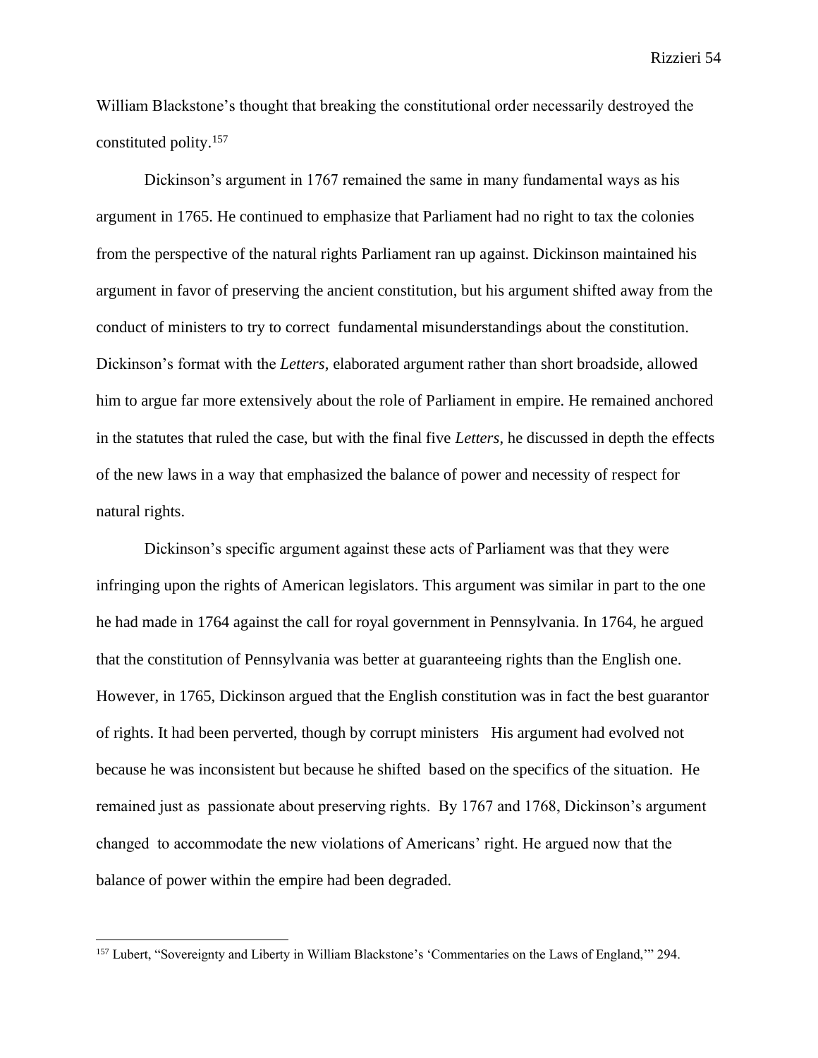William Blackstone's thought that breaking the constitutional order necessarily destroyed the constituted polity.[157]

Dickinson's argument in 1767 remained the same in many fundamental ways as his argument in 1765. He continued to emphasize that Parliament had no right to tax the colonies from the perspective of the natural rights Parliament ran up against. Dickinson maintained his argument in favor of preserving the ancient constitution, but his argument shifted away from the conduct of ministers to try to correct fundamental misunderstandings about the constitution. Dickinson's format with the *Letters*, elaborated argument rather than short broadside, allowed him to argue far more extensively about the role of Parliament in empire. He remained anchored in the statutes that ruled the case, but with the final five *Letters*, he discussed in depth the effects of the new laws in a way that emphasized the balance of power and necessity of respect for natural rights.

Dickinson's specific argument against these acts of Parliament was that they were infringing upon the rights of American legislators. This argument was similar in part to the one he had made in 1764 against the call for royal government in Pennsylvania. In 1764, he argued that the constitution of Pennsylvania was better at guaranteeing rights than the English one. However, in 1765, Dickinson argued that the English constitution was in fact the best guarantor of rights. It had been perverted, though by corrupt ministers His argument had evolved not because he was inconsistent but because he shifted based on the specifics of the situation. He remained just as passionate about preserving rights. By 1767 and 1768, Dickinson's argument changed to accommodate the new violations of Americans' right. He argued now that the balance of power within the empire had been degraded.

---

[157] Lubert, "Sovereignty and Liberty in William Blackstone's 'Commentaries on the Laws of England,'" 294.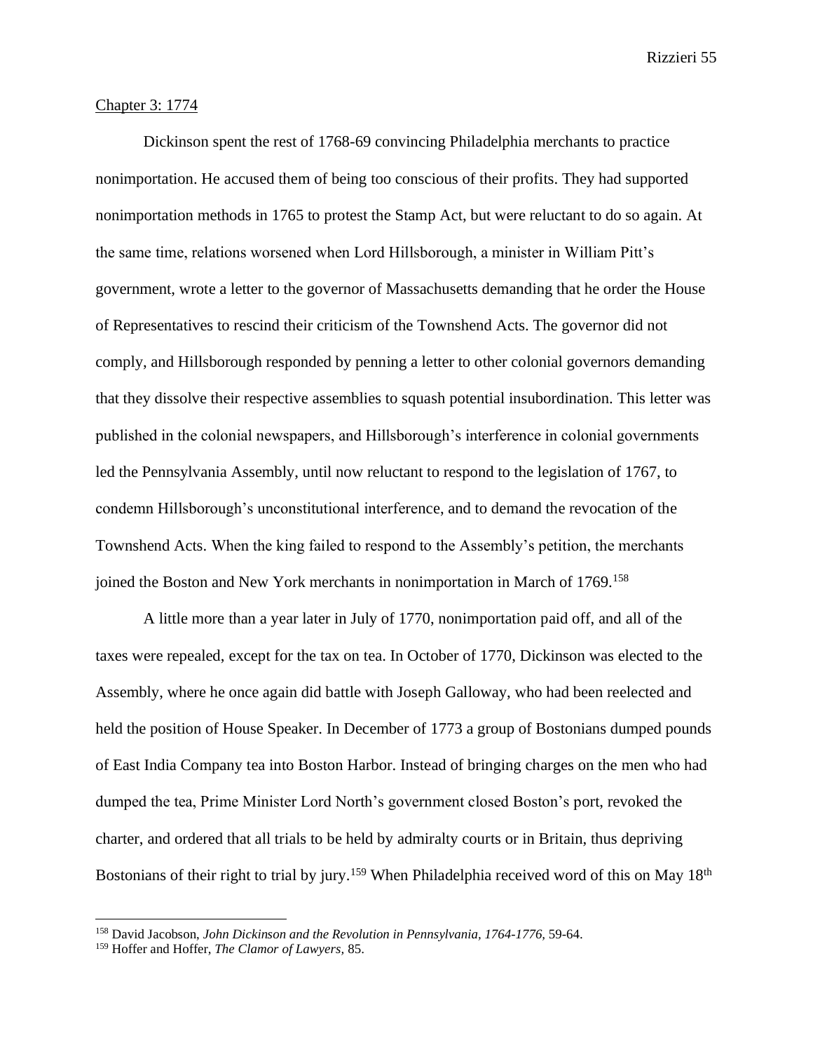## Chapter 3: 1774

Dickinson spent the rest of 1768-69 convincing Philadelphia merchants to practice nonimportation. He accused them of being too conscious of their profits. They had supported nonimportation methods in 1765 to protest the Stamp Act, but were reluctant to do so again. At the same time, relations worsened when Lord Hillsborough, a minister in William Pitt's government, wrote a letter to the governor of Massachusetts demanding that he order the House of Representatives to rescind their criticism of the Townshend Acts. The governor did not comply, and Hillsborough responded by penning a letter to other colonial governors demanding that they dissolve their respective assemblies to squash potential insubordination. This letter was published in the colonial newspapers, and Hillsborough's interference in colonial governments led the Pennsylvania Assembly, until now reluctant to respond to the legislation of 1767, to condemn Hillsborough's unconstitutional interference, and to demand the revocation of the Townshend Acts. When the king failed to respond to the Assembly's petition, the merchants joined the Boston and New York merchants in nonimportation in March of 1769.[158]

A little more than a year later in July of 1770, nonimportation paid off, and all of the taxes were repealed, except for the tax on tea. In October of 1770, Dickinson was elected to the Assembly, where he once again did battle with Joseph Galloway, who had been reelected and held the position of House Speaker. In December of 1773 a group of Bostonians dumped pounds of East India Company tea into Boston Harbor. Instead of bringing charges on the men who had dumped the tea, Prime Minister Lord North's government closed Boston's port, revoked the charter, and ordered that all trials to be held by admiralty courts or in Britain, thus depriving Bostonians of their right to trial by jury.[159] When Philadelphia received word of this on May 18th

---

[158] David Jacobson, *John Dickinson and the Revolution in Pennsylvania, 1764-1776,* 59-64.

[159] Hoffer and Hoffer, *The Clamor of Lawyers,* 85.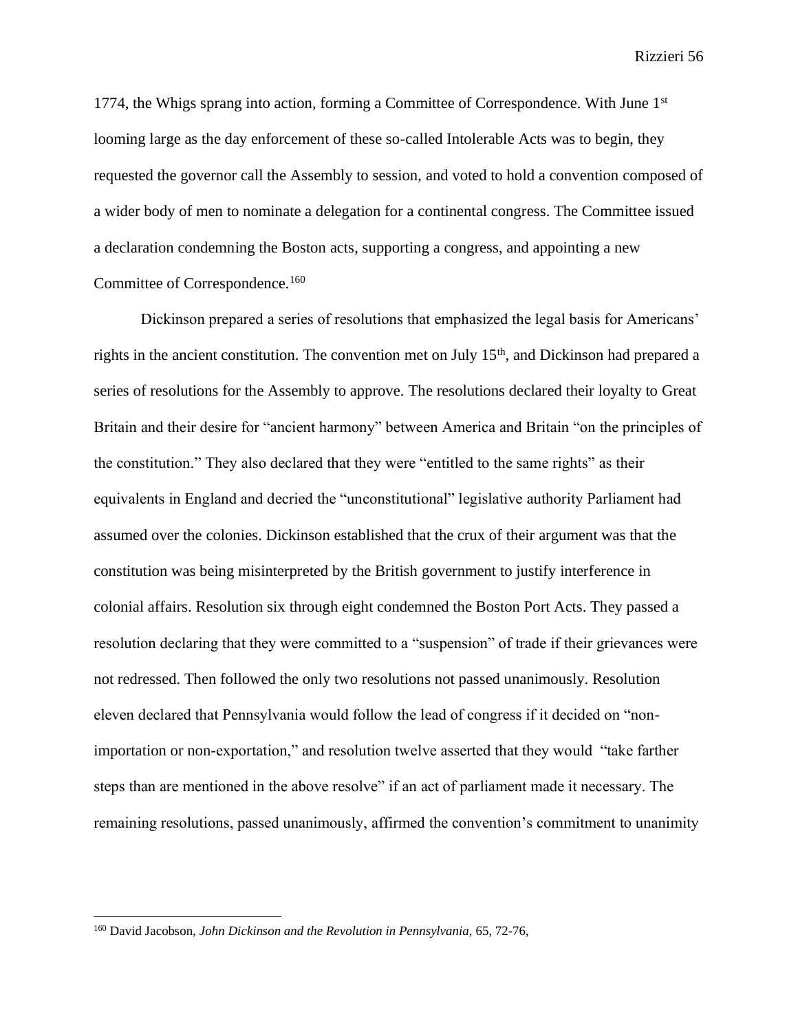1774, the Whigs sprang into action, forming a Committee of Correspondence. With June 1st looming large as the day enforcement of these so-called Intolerable Acts was to begin, they requested the governor call the Assembly to session, and voted to hold a convention composed of a wider body of men to nominate a delegation for a continental congress. The Committee issued a declaration condemning the Boston acts, supporting a congress, and appointing a new Committee of Correspondence.[160]

Dickinson prepared a series of resolutions that emphasized the legal basis for Americans' rights in the ancient constitution. The convention met on July 15th, and Dickinson had prepared a series of resolutions for the Assembly to approve. The resolutions declared their loyalty to Great Britain and their desire for "ancient harmony" between America and Britain "on the principles of the constitution." They also declared that they were "entitled to the same rights" as their equivalents in England and decried the "unconstitutional" legislative authority Parliament had assumed over the colonies. Dickinson established that the crux of their argument was that the constitution was being misinterpreted by the British government to justify interference in colonial affairs. Resolution six through eight condemned the Boston Port Acts. They passed a resolution declaring that they were committed to a "suspension" of trade if their grievances were not redressed. Then followed the only two resolutions not passed unanimously. Resolution eleven declared that Pennsylvania would follow the lead of congress if it decided on "non-importation or non-exportation," and resolution twelve asserted that they would "take farther steps than are mentioned in the above resolve" if an act of parliament made it necessary. The remaining resolutions, passed unanimously, affirmed the convention's commitment to unanimity

[160] David Jacobson, *John Dickinson and the Revolution in Pennsylvania*, 65, 72-76,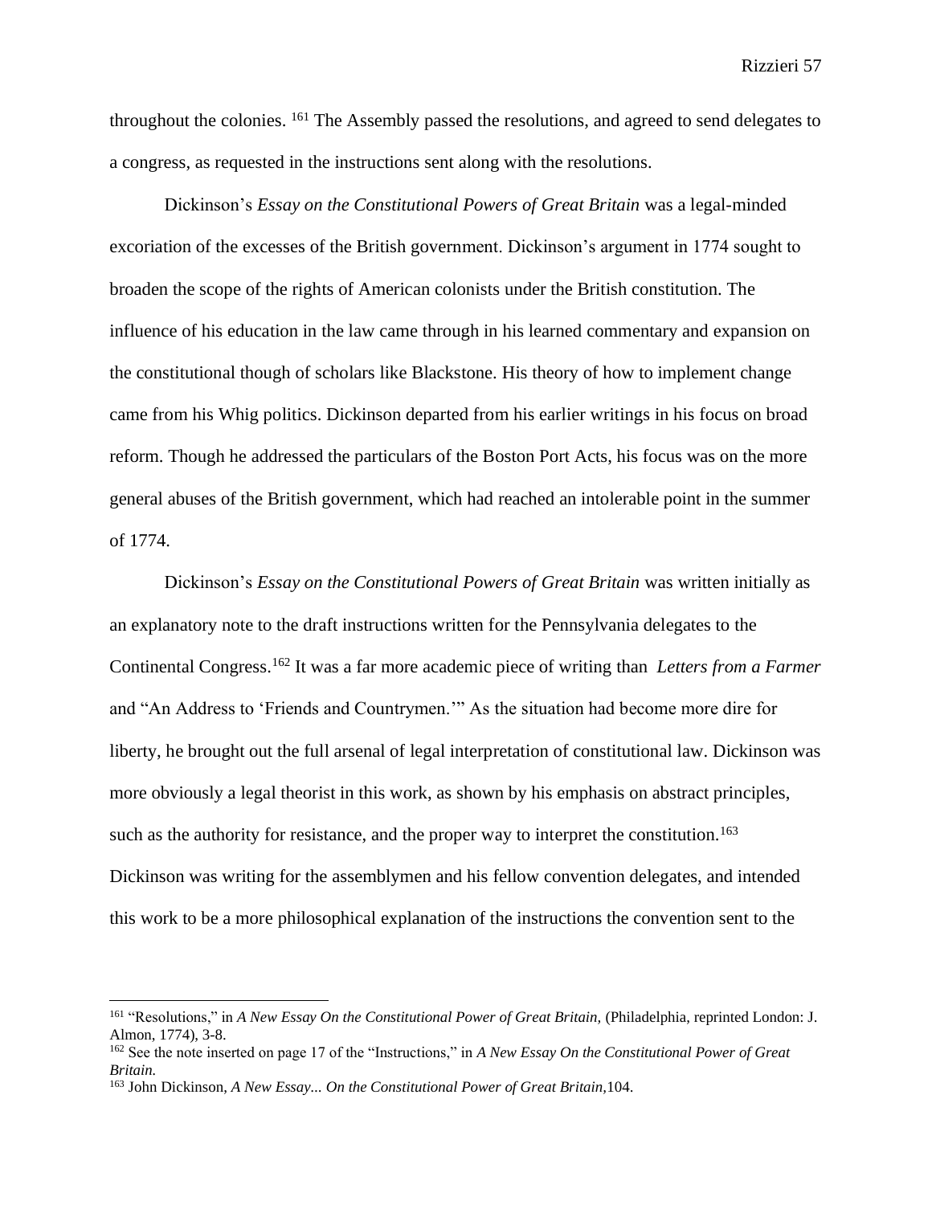throughout the colonies.[161] The Assembly passed the resolutions, and agreed to send delegates to a congress, as requested in the instructions sent along with the resolutions.

Dickinson's *Essay on the Constitutional Powers of Great Britain* was a legal-minded excoriation of the excesses of the British government. Dickinson's argument in 1774 sought to broaden the scope of the rights of American colonists under the British constitution. The influence of his education in the law came through in his learned commentary and expansion on the constitutional though of scholars like Blackstone. His theory of how to implement change came from his Whig politics. Dickinson departed from his earlier writings in his focus on broad reform. Though he addressed the particulars of the Boston Port Acts, his focus was on the more general abuses of the British government, which had reached an intolerable point in the summer of 1774.

Dickinson's *Essay on the Constitutional Powers of Great Britain* was written initially as an explanatory note to the draft instructions written for the Pennsylvania delegates to the Continental Congress.[162] It was a far more academic piece of writing than *Letters from a Farmer* and "An Address to 'Friends and Countrymen.'" As the situation had become more dire for liberty, he brought out the full arsenal of legal interpretation of constitutional law. Dickinson was more obviously a legal theorist in this work, as shown by his emphasis on abstract principles, such as the authority for resistance, and the proper way to interpret the constitution.[163] Dickinson was writing for the assemblymen and his fellow convention delegates, and intended this work to be a more philosophical explanation of the instructions the convention sent to the

---

[161] "Resolutions," in *A New Essay On the Constitutional Power of Great Britain*, (Philadelphia, reprinted London: J. Almon, 1774), 3-8.

[162] See the note inserted on page 17 of the "Instructions," in *A New Essay On the Constitutional Power of Great Britain.*

[163] John Dickinson, *A New Essay... On the Constitutional Power of Great Britain*,104.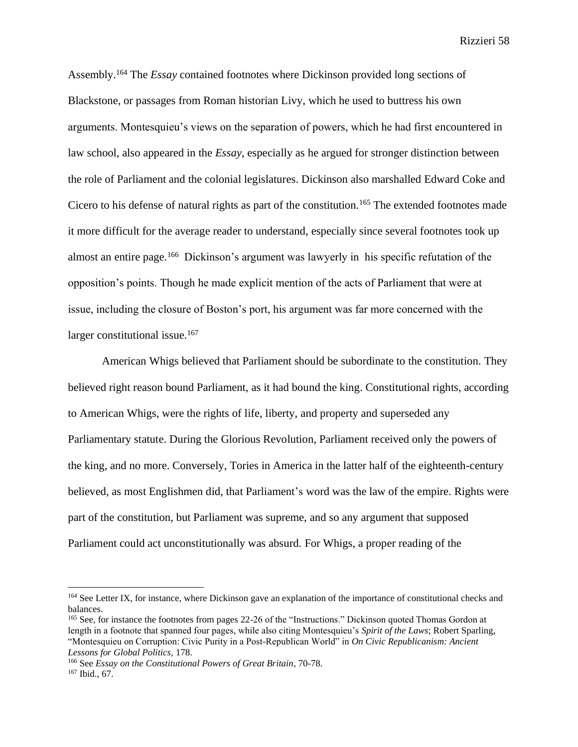Assembly.[164] The *Essay* contained footnotes where Dickinson provided long sections of Blackstone, or passages from Roman historian Livy, which he used to buttress his own arguments. Montesquieu's views on the separation of powers, which he had first encountered in law school, also appeared in the *Essay*, especially as he argued for stronger distinction between the role of Parliament and the colonial legislatures. Dickinson also marshalled Edward Coke and Cicero to his defense of natural rights as part of the constitution.[165] The extended footnotes made it more difficult for the average reader to understand, especially since several footnotes took up almost an entire page.[166] Dickinson's argument was lawyerly in his specific refutation of the opposition's points. Though he made explicit mention of the acts of Parliament that were at issue, including the closure of Boston's port, his argument was far more concerned with the larger constitutional issue.[167]

American Whigs believed that Parliament should be subordinate to the constitution. They believed right reason bound Parliament, as it had bound the king. Constitutional rights, according to American Whigs, were the rights of life, liberty, and property and superseded any Parliamentary statute. During the Glorious Revolution, Parliament received only the powers of the king, and no more. Conversely, Tories in America in the latter half of the eighteenth-century believed, as most Englishmen did, that Parliament's word was the law of the empire. Rights were part of the constitution, but Parliament was supreme, and so any argument that supposed Parliament could act unconstitutionally was absurd. For Whigs, a proper reading of the

---

[164] See Letter IX, for instance, where Dickinson gave an explanation of the importance of constitutional checks and balances.

[165] See, for instance the footnotes from pages 22-26 of the "Instructions." Dickinson quoted Thomas Gordon at length in a footnote that spanned four pages, while also citing Montesquieu's *Spirit of the Laws*; Robert Sparling, "Montesquieu on Corruption: Civic Purity in a Post-Republican World" in *On Civic Republicanism: Ancient Lessons for Global Politics*, 178.

[166] See *Essay on the Constitutional Powers of Great Britain*, 70-78.

[167] Ibid., 67.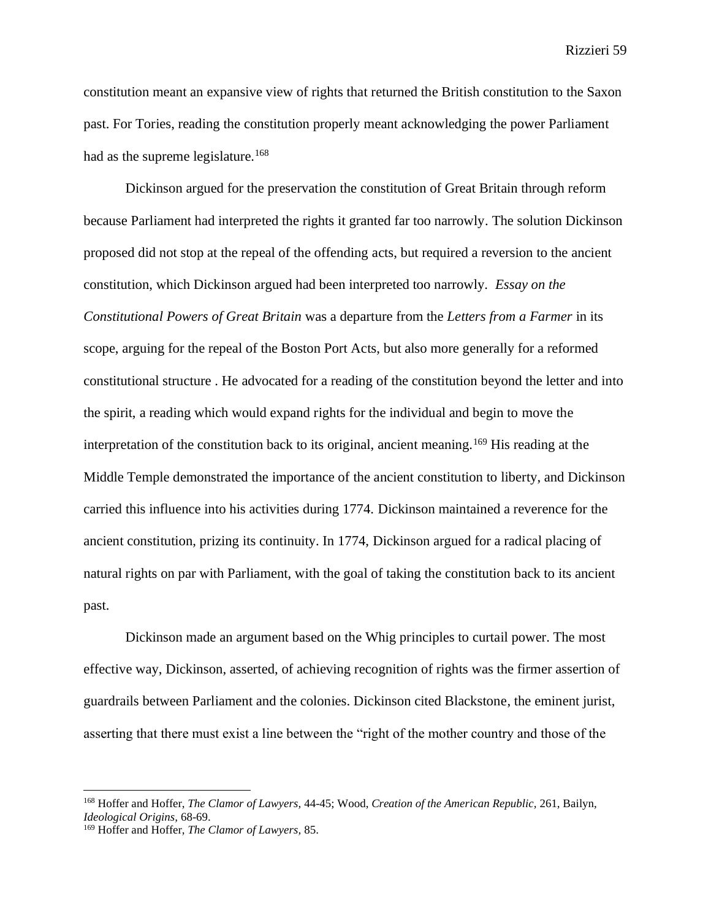constitution meant an expansive view of rights that returned the British constitution to the Saxon past. For Tories, reading the constitution properly meant acknowledging the power Parliament had as the supreme legislature.[168]

Dickinson argued for the preservation the constitution of Great Britain through reform because Parliament had interpreted the rights it granted far too narrowly. The solution Dickinson proposed did not stop at the repeal of the offending acts, but required a reversion to the ancient constitution, which Dickinson argued had been interpreted too narrowly. *Essay on the Constitutional Powers of Great Britain* was a departure from the *Letters from a Farmer* in its scope, arguing for the repeal of the Boston Port Acts, but also more generally for a reformed constitutional structure . He advocated for a reading of the constitution beyond the letter and into the spirit, a reading which would expand rights for the individual and begin to move the interpretation of the constitution back to its original, ancient meaning.[169] His reading at the Middle Temple demonstrated the importance of the ancient constitution to liberty, and Dickinson carried this influence into his activities during 1774. Dickinson maintained a reverence for the ancient constitution, prizing its continuity. In 1774, Dickinson argued for a radical placing of natural rights on par with Parliament, with the goal of taking the constitution back to its ancient past.

Dickinson made an argument based on the Whig principles to curtail power. The most effective way, Dickinson, asserted, of achieving recognition of rights was the firmer assertion of guardrails between Parliament and the colonies. Dickinson cited Blackstone, the eminent jurist, asserting that there must exist a line between the "right of the mother country and those of the

---

[168] Hoffer and Hoffer, *The Clamor of Lawyers,* 44-45; Wood, *Creation of the American Republic,* 261, Bailyn, *Ideological Origins,* 68-69.

[169] Hoffer and Hoffer, *The Clamor of Lawyers,* 85.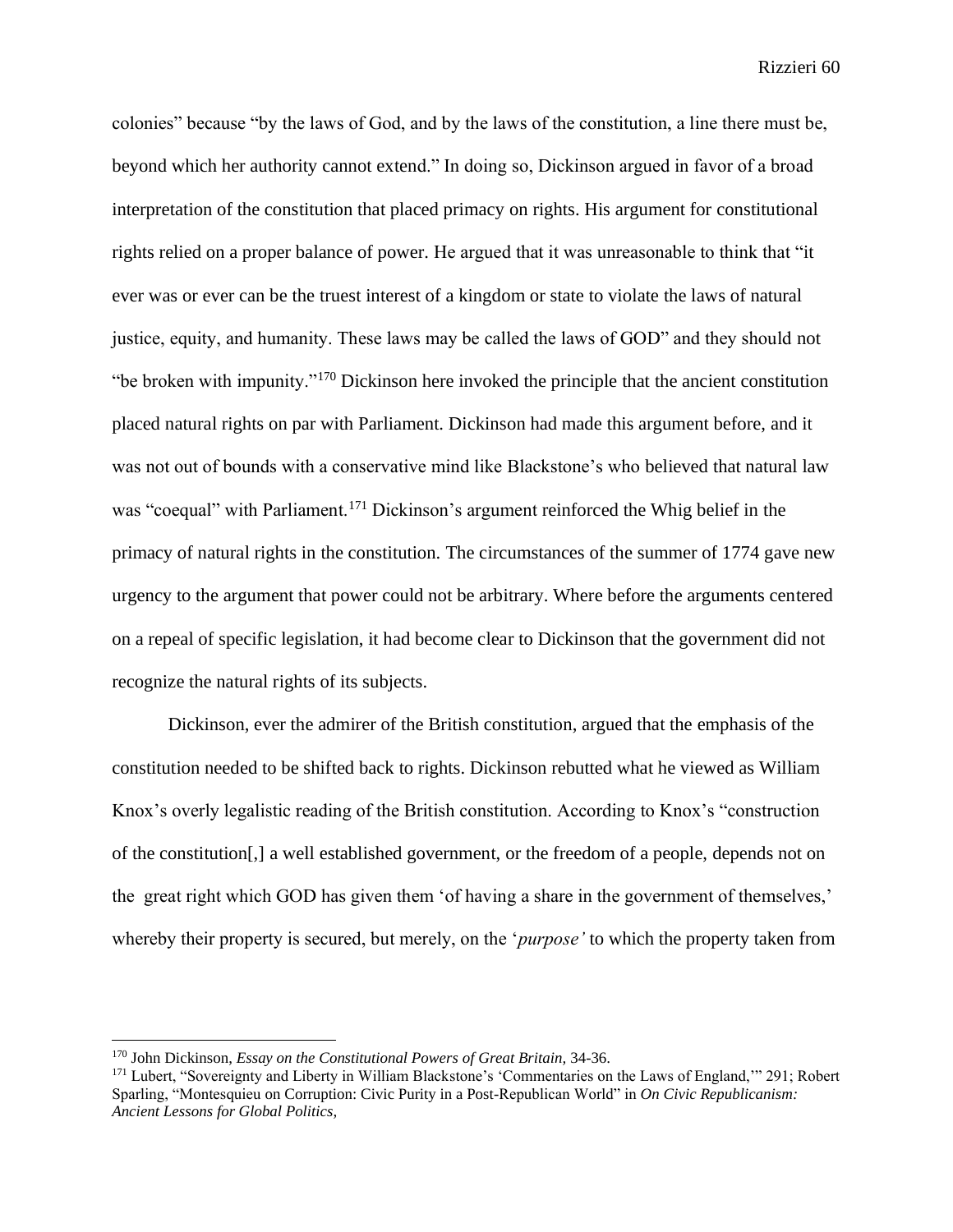colonies" because "by the laws of God, and by the laws of the constitution, a line there must be, beyond which her authority cannot extend." In doing so, Dickinson argued in favor of a broad interpretation of the constitution that placed primacy on rights. His argument for constitutional rights relied on a proper balance of power. He argued that it was unreasonable to think that "it ever was or ever can be the truest interest of a kingdom or state to violate the laws of natural justice, equity, and humanity. These laws may be called the laws of GOD" and they should not "be broken with impunity."[170] Dickinson here invoked the principle that the ancient constitution placed natural rights on par with Parliament. Dickinson had made this argument before, and it was not out of bounds with a conservative mind like Blackstone's who believed that natural law was "coequal" with Parliament.[171] Dickinson's argument reinforced the Whig belief in the primacy of natural rights in the constitution. The circumstances of the summer of 1774 gave new urgency to the argument that power could not be arbitrary. Where before the arguments centered on a repeal of specific legislation, it had become clear to Dickinson that the government did not recognize the natural rights of its subjects.

Dickinson, ever the admirer of the British constitution, argued that the emphasis of the constitution needed to be shifted back to rights. Dickinson rebutted what he viewed as William Knox's overly legalistic reading of the British constitution. According to Knox's "construction of the constitution[,] a well established government, or the freedom of a people, depends not on the great right which GOD has given them 'of having a share in the government of themselves,' whereby their property is secured, but merely, on the '*purpose'* to which the property taken from

---

[170] John Dickinson, *Essay on the Constitutional Powers of Great Britain,* 34-36.

[171] Lubert, "Sovereignty and Liberty in William Blackstone's 'Commentaries on the Laws of England,'" 291; Robert Sparling, "Montesquieu on Corruption: Civic Purity in a Post-Republican World" in *On Civic Republicanism: Ancient Lessons for Global Politics,*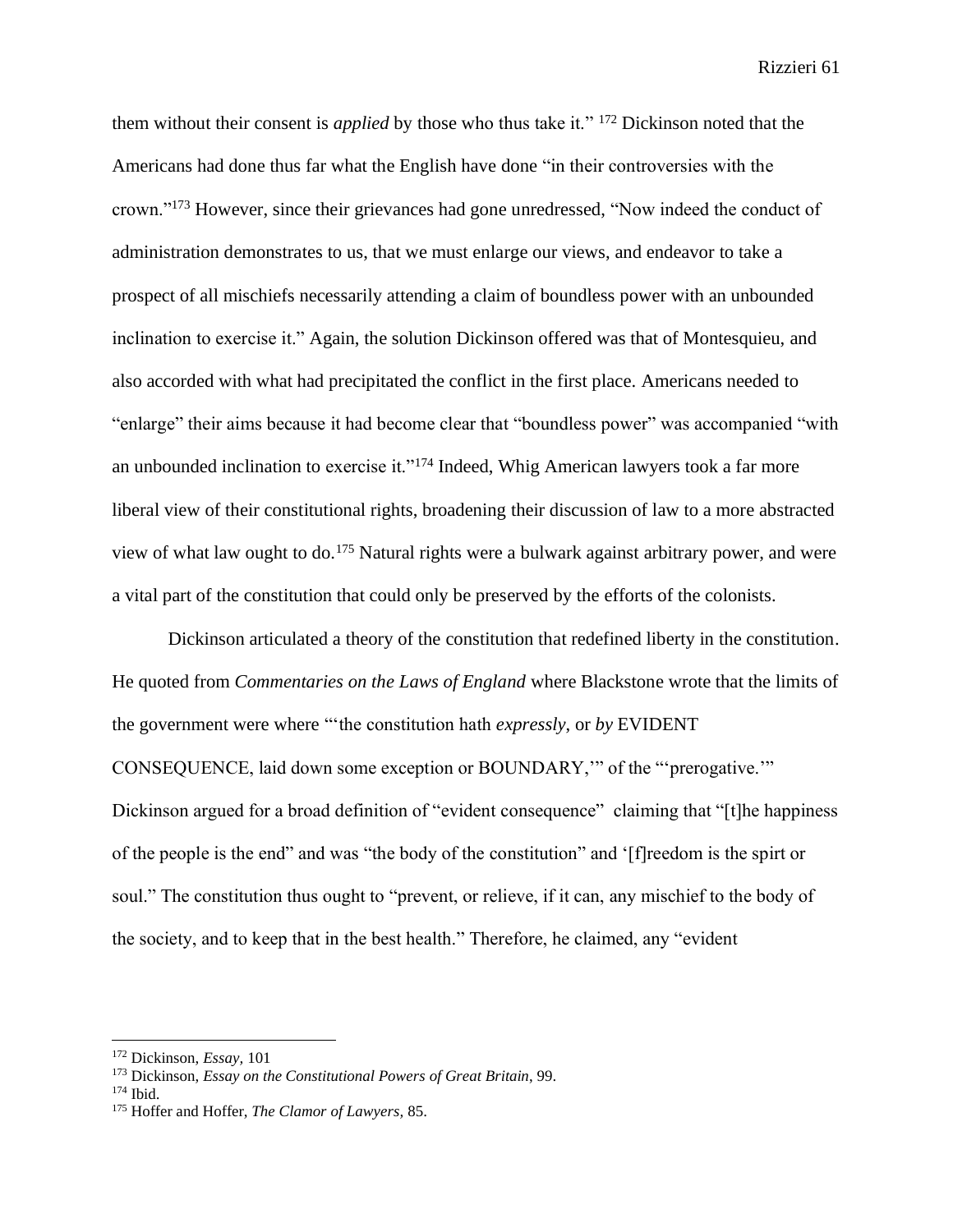them without their consent is *applied* by those who thus take it." [172] Dickinson noted that the Americans had done thus far what the English have done "in their controversies with the crown."[173] However, since their grievances had gone unredressed, "Now indeed the conduct of administration demonstrates to us, that we must enlarge our views, and endeavor to take a prospect of all mischiefs necessarily attending a claim of boundless power with an unbounded inclination to exercise it." Again, the solution Dickinson offered was that of Montesquieu, and also accorded with what had precipitated the conflict in the first place. Americans needed to "enlarge" their aims because it had become clear that "boundless power" was accompanied "with an unbounded inclination to exercise it."[174] Indeed, Whig American lawyers took a far more liberal view of their constitutional rights, broadening their discussion of law to a more abstracted view of what law ought to do.[175] Natural rights were a bulwark against arbitrary power, and were a vital part of the constitution that could only be preserved by the efforts of the colonists.

Dickinson articulated a theory of the constitution that redefined liberty in the constitution. He quoted from *Commentaries on the Laws of England* where Blackstone wrote that the limits of the government were where "'the constitution hath *expressly*, or *by* EVIDENT CONSEQUENCE, laid down some exception or BOUNDARY,'" of the "'prerogative.'" Dickinson argued for a broad definition of "evident consequence" claiming that "[t]he happiness of the people is the end" and was "the body of the constitution" and '[f]reedom is the spirt or soul." The constitution thus ought to "prevent, or relieve, if it can, any mischief to the body of the society, and to keep that in the best health." Therefore, he claimed, any "evident

---

[172] Dickinson, *Essay*, 101

[173] Dickinson, *Essay on the Constitutional Powers of Great Britain*, 99.

[174] Ibid.

[175] Hoffer and Hoffer, *The Clamor of Lawyers*, 85.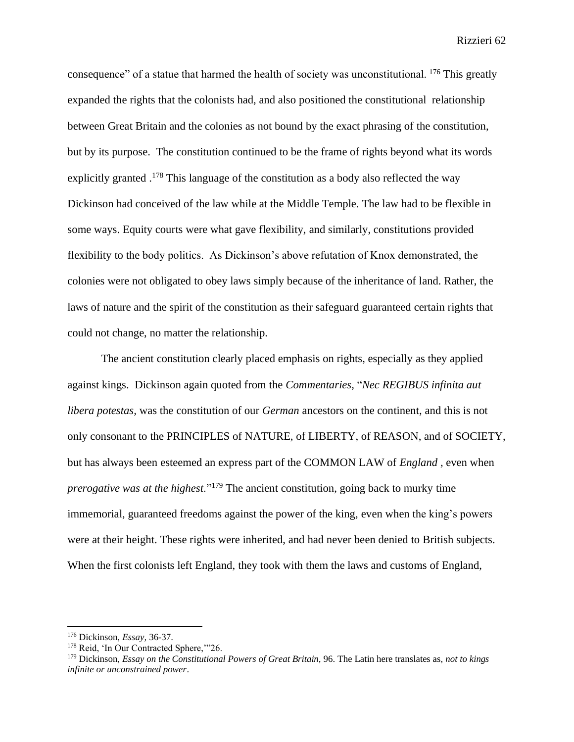consequence" of a statue that harmed the health of society was unconstitutional. [176] This greatly expanded the rights that the colonists had, and also positioned the constitutional relationship between Great Britain and the colonies as not bound by the exact phrasing of the constitution, but by its purpose. The constitution continued to be the frame of rights beyond what its words explicitly granted .[178] This language of the constitution as a body also reflected the way Dickinson had conceived of the law while at the Middle Temple. The law had to be flexible in some ways. Equity courts were what gave flexibility, and similarly, constitutions provided flexibility to the body politics. As Dickinson's above refutation of Knox demonstrated, the colonies were not obligated to obey laws simply because of the inheritance of land. Rather, the laws of nature and the spirit of the constitution as their safeguard guaranteed certain rights that could not change, no matter the relationship.

The ancient constitution clearly placed emphasis on rights, especially as they applied against kings. Dickinson again quoted from the *Commentaries*, "*Nec REGIBUS infinita aut libera potestas*, was the constitution of our *German* ancestors on the continent, and this is not only consonant to the PRINCIPLES of NATURE, of LIBERTY, of REASON, and of SOCIETY, but has always been esteemed an express part of the COMMON LAW of *England* , even when *prerogative was at the highest*."[179] The ancient constitution, going back to murky time immemorial, guaranteed freedoms against the power of the king, even when the king's powers were at their height. These rights were inherited, and had never been denied to British subjects. When the first colonists left England, they took with them the laws and customs of England,

---

[176] Dickinson, *Essay*, 36-37.

[178] Reid, 'In Our Contracted Sphere,'"26.

[179] Dickinson, *Essay on the Constitutional Powers of Great Britain*, 96. The Latin here translates as, *not to kings infinite or unconstrained power*.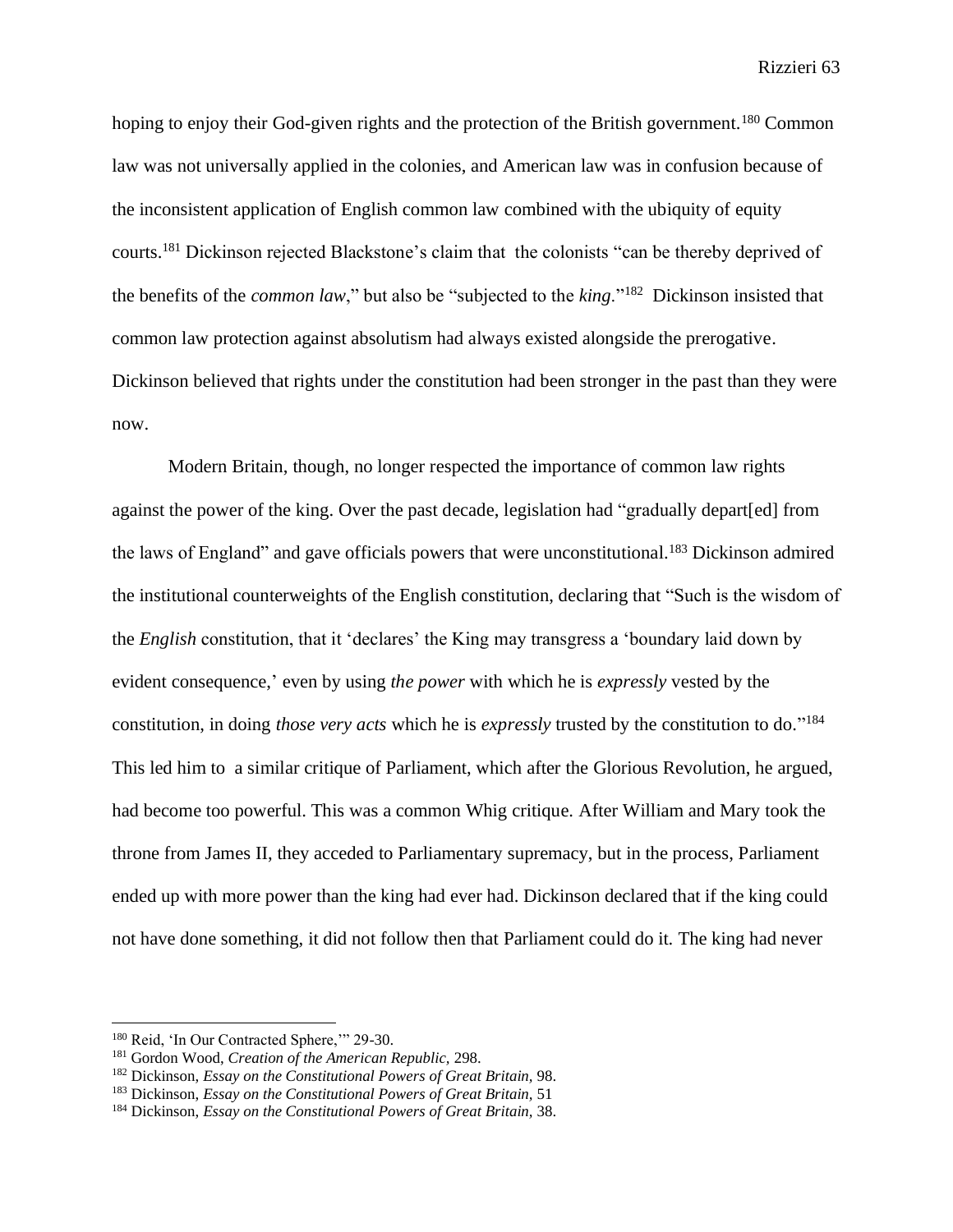hoping to enjoy their God-given rights and the protection of the British government.[180] Common law was not universally applied in the colonies, and American law was in confusion because of the inconsistent application of English common law combined with the ubiquity of equity courts.[181] Dickinson rejected Blackstone's claim that the colonists "can be thereby deprived of the benefits of the *common law*," but also be "subjected to the *king*."[182] Dickinson insisted that common law protection against absolutism had always existed alongside the prerogative. Dickinson believed that rights under the constitution had been stronger in the past than they were now.

Modern Britain, though, no longer respected the importance of common law rights against the power of the king. Over the past decade, legislation had "gradually depart[ed] from the laws of England" and gave officials powers that were unconstitutional.[183] Dickinson admired the institutional counterweights of the English constitution, declaring that "Such is the wisdom of the *English* constitution, that it 'declares' the King may transgress a 'boundary laid down by evident consequence,' even by using *the power* with which he is *expressly* vested by the constitution, in doing *those very acts* which he is *expressly* trusted by the constitution to do."[184] This led him to a similar critique of Parliament, which after the Glorious Revolution, he argued, had become too powerful. This was a common Whig critique. After William and Mary took the throne from James II, they acceded to Parliamentary supremacy, but in the process, Parliament ended up with more power than the king had ever had. Dickinson declared that if the king could not have done something, it did not follow then that Parliament could do it. The king had never

---

[180] Reid, 'In Our Contracted Sphere,'" 29-30.
[181] Gordon Wood, *Creation of the American Republic,* 298.
[182] Dickinson, *Essay on the Constitutional Powers of Great Britain,* 98.
[183] Dickinson, *Essay on the Constitutional Powers of Great Britain,* 51
[184] Dickinson, *Essay on the Constitutional Powers of Great Britain,* 38.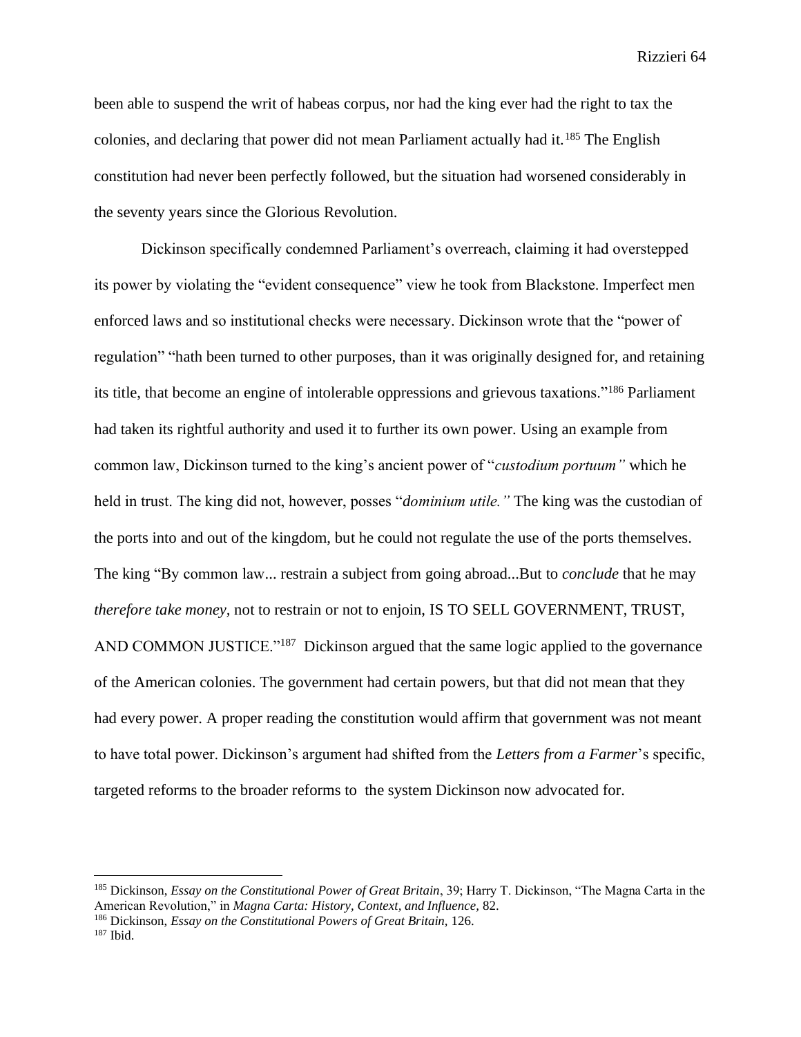been able to suspend the writ of habeas corpus, nor had the king ever had the right to tax the colonies, and declaring that power did not mean Parliament actually had it.[185] The English constitution had never been perfectly followed, but the situation had worsened considerably in the seventy years since the Glorious Revolution.

Dickinson specifically condemned Parliament's overreach, claiming it had overstepped its power by violating the "evident consequence" view he took from Blackstone. Imperfect men enforced laws and so institutional checks were necessary. Dickinson wrote that the "power of regulation" "hath been turned to other purposes, than it was originally designed for, and retaining its title, that become an engine of intolerable oppressions and grievous taxations."[186] Parliament had taken its rightful authority and used it to further its own power. Using an example from common law, Dickinson turned to the king's ancient power of "*custodium portuum"* which he held in trust. The king did not, however, posses "*dominium utile."* The king was the custodian of the ports into and out of the kingdom, but he could not regulate the use of the ports themselves. The king "By common law... restrain a subject from going abroad...But to *conclude* that he may *therefore take money*, not to restrain or not to enjoin, IS TO SELL GOVERNMENT, TRUST, AND COMMON JUSTICE."[187] Dickinson argued that the same logic applied to the governance of the American colonies. The government had certain powers, but that did not mean that they had every power. A proper reading the constitution would affirm that government was not meant to have total power. Dickinson's argument had shifted from the *Letters from a Farmer*'s specific, targeted reforms to the broader reforms to the system Dickinson now advocated for.

---

[185] Dickinson, *Essay on the Constitutional Power of Great Britain*, 39; Harry T. Dickinson, "The Magna Carta in the American Revolution," in *Magna Carta: History, Context, and Influence*, 82.

[186] Dickinson, *Essay on the Constitutional Powers of Great Britain*, 126.

[187] Ibid.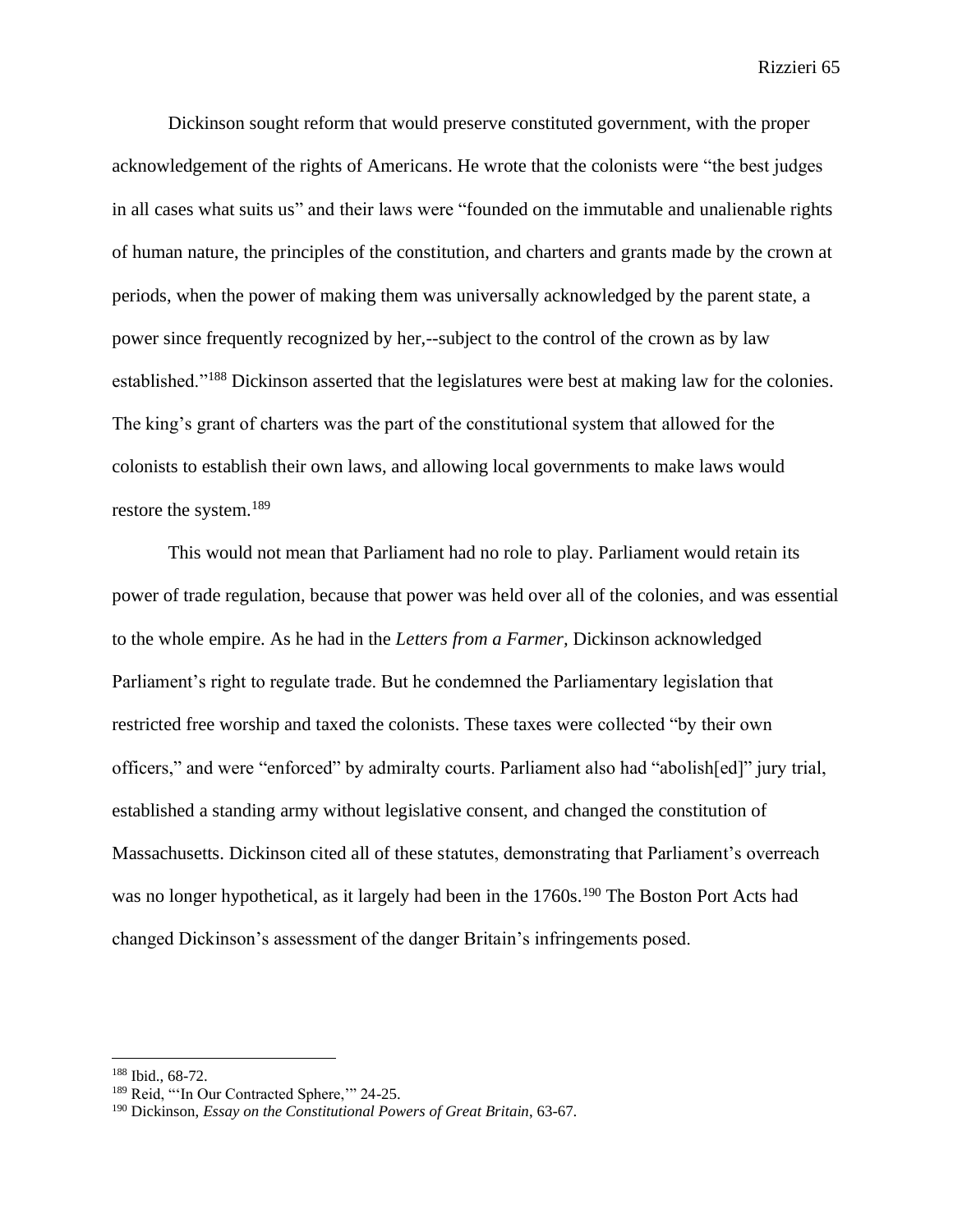Dickinson sought reform that would preserve constituted government, with the proper acknowledgement of the rights of Americans. He wrote that the colonists were "the best judges in all cases what suits us" and their laws were "founded on the immutable and unalienable rights of human nature, the principles of the constitution, and charters and grants made by the crown at periods, when the power of making them was universally acknowledged by the parent state, a power since frequently recognized by her,--subject to the control of the crown as by law established."[188] Dickinson asserted that the legislatures were best at making law for the colonies. The king's grant of charters was the part of the constitutional system that allowed for the colonists to establish their own laws, and allowing local governments to make laws would restore the system.[189]

This would not mean that Parliament had no role to play. Parliament would retain its power of trade regulation, because that power was held over all of the colonies, and was essential to the whole empire. As he had in the *Letters from a Farmer*, Dickinson acknowledged Parliament's right to regulate trade. But he condemned the Parliamentary legislation that restricted free worship and taxed the colonists. These taxes were collected "by their own officers," and were "enforced" by admiralty courts. Parliament also had "abolish[ed]" jury trial, established a standing army without legislative consent, and changed the constitution of Massachusetts. Dickinson cited all of these statutes, demonstrating that Parliament's overreach was no longer hypothetical, as it largely had been in the 1760s.[190] The Boston Port Acts had changed Dickinson's assessment of the danger Britain's infringements posed.

---

[188] Ibid., 68-72.

[189] Reid, "'In Our Contracted Sphere,'" 24-25.

[190] Dickinson, *Essay on the Constitutional Powers of Great Britain*, 63-67.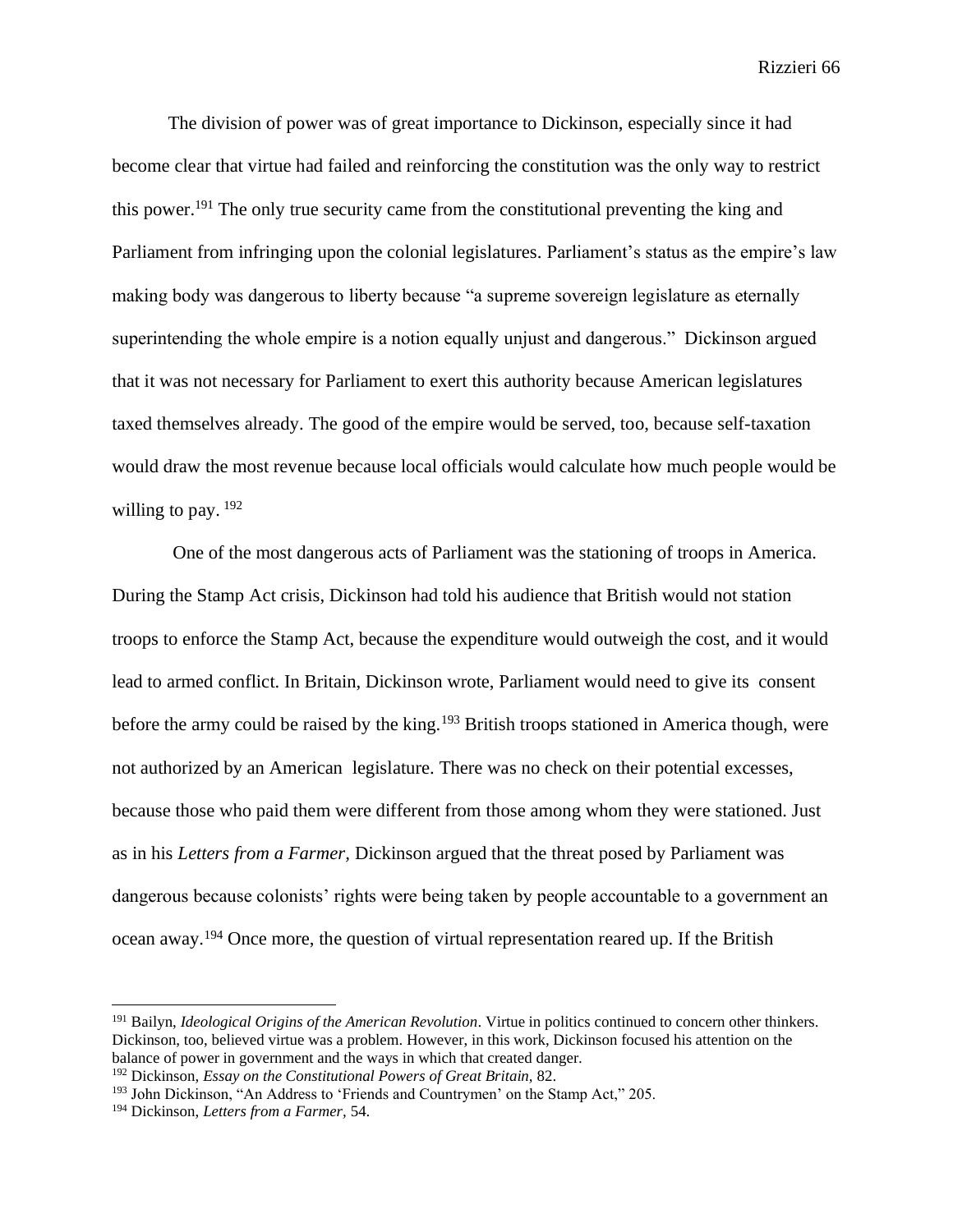The division of power was of great importance to Dickinson, especially since it had become clear that virtue had failed and reinforcing the constitution was the only way to restrict this power.[191] The only true security came from the constitutional preventing the king and Parliament from infringing upon the colonial legislatures. Parliament's status as the empire's law making body was dangerous to liberty because "a supreme sovereign legislature as eternally superintending the whole empire is a notion equally unjust and dangerous." Dickinson argued that it was not necessary for Parliament to exert this authority because American legislatures taxed themselves already. The good of the empire would be served, too, because self-taxation would draw the most revenue because local officials would calculate how much people would be willing to pay. [192]

One of the most dangerous acts of Parliament was the stationing of troops in America. During the Stamp Act crisis, Dickinson had told his audience that British would not station troops to enforce the Stamp Act, because the expenditure would outweigh the cost, and it would lead to armed conflict. In Britain, Dickinson wrote, Parliament would need to give its consent before the army could be raised by the king.[193] British troops stationed in America though, were not authorized by an American legislature. There was no check on their potential excesses, because those who paid them were different from those among whom they were stationed. Just as in his *Letters from a Farmer,* Dickinson argued that the threat posed by Parliament was dangerous because colonists' rights were being taken by people accountable to a government an ocean away.[194] Once more, the question of virtual representation reared up. If the British

---

[191] Bailyn, *Ideological Origins of the American Revolution*. Virtue in politics continued to concern other thinkers. Dickinson, too, believed virtue was a problem. However, in this work, Dickinson focused his attention on the balance of power in government and the ways in which that created danger.

[192] Dickinson, *Essay on the Constitutional Powers of Great Britain*, 82.

[193] John Dickinson, "An Address to 'Friends and Countrymen' on the Stamp Act," 205.

[194] Dickinson, *Letters from a Farmer*, 54.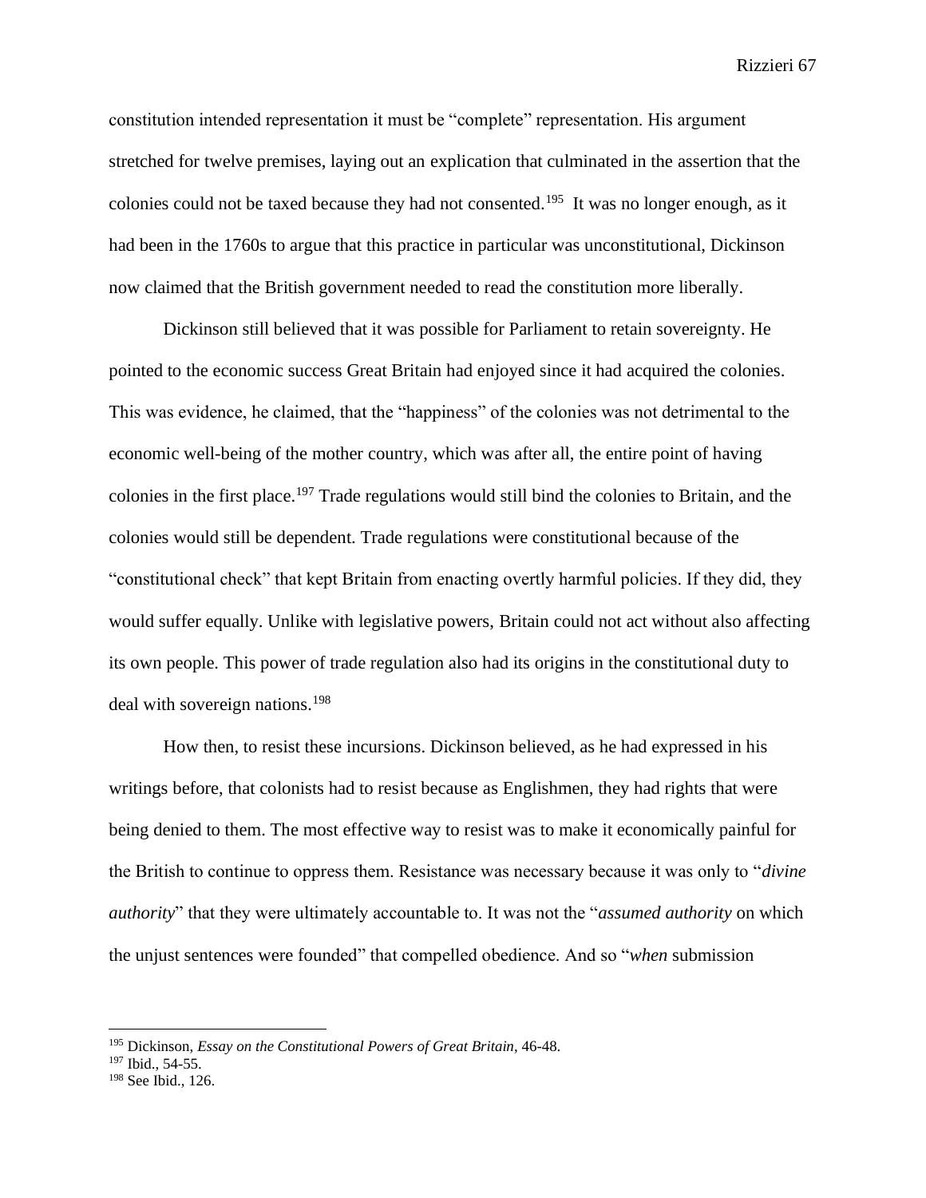constitution intended representation it must be "complete" representation. His argument stretched for twelve premises, laying out an explication that culminated in the assertion that the colonies could not be taxed because they had not consented.[195] It was no longer enough, as it had been in the 1760s to argue that this practice in particular was unconstitutional, Dickinson now claimed that the British government needed to read the constitution more liberally.

Dickinson still believed that it was possible for Parliament to retain sovereignty. He pointed to the economic success Great Britain had enjoyed since it had acquired the colonies. This was evidence, he claimed, that the "happiness" of the colonies was not detrimental to the economic well-being of the mother country, which was after all, the entire point of having colonies in the first place.[197] Trade regulations would still bind the colonies to Britain, and the colonies would still be dependent. Trade regulations were constitutional because of the "constitutional check" that kept Britain from enacting overtly harmful policies. If they did, they would suffer equally. Unlike with legislative powers, Britain could not act without also affecting its own people. This power of trade regulation also had its origins in the constitutional duty to deal with sovereign nations.[198]

How then, to resist these incursions. Dickinson believed, as he had expressed in his writings before, that colonists had to resist because as Englishmen, they had rights that were being denied to them. The most effective way to resist was to make it economically painful for the British to continue to oppress them. Resistance was necessary because it was only to "*divine authority*" that they were ultimately accountable to. It was not the "*assumed authority* on which the unjust sentences were founded" that compelled obedience. And so "*when* submission

---

[195] Dickinson, *Essay on the Constitutional Powers of Great Britain*, 46-48.

[197] Ibid., 54-55.

[198] See Ibid., 126.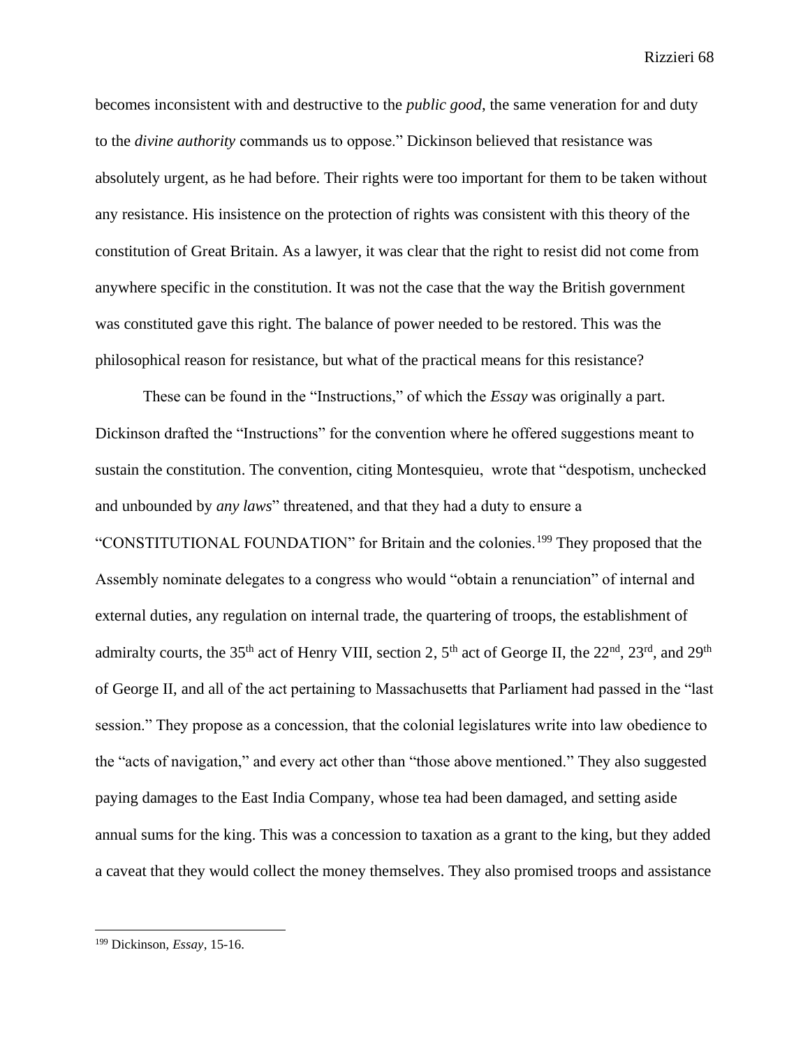becomes inconsistent with and destructive to the *public good*, the same veneration for and duty to the *divine authority* commands us to oppose." Dickinson believed that resistance was absolutely urgent, as he had before. Their rights were too important for them to be taken without any resistance. His insistence on the protection of rights was consistent with this theory of the constitution of Great Britain. As a lawyer, it was clear that the right to resist did not come from anywhere specific in the constitution. It was not the case that the way the British government was constituted gave this right. The balance of power needed to be restored. This was the philosophical reason for resistance, but what of the practical means for this resistance?

These can be found in the "Instructions," of which the *Essay* was originally a part. Dickinson drafted the "Instructions" for the convention where he offered suggestions meant to sustain the constitution. The convention, citing Montesquieu, wrote that "despotism, unchecked and unbounded by *any laws*" threatened, and that they had a duty to ensure a "CONSTITUTIONAL FOUNDATION" for Britain and the colonies.[199] They proposed that the Assembly nominate delegates to a congress who would "obtain a renunciation" of internal and external duties, any regulation on internal trade, the quartering of troops, the establishment of admiralty courts, the 35th act of Henry VIII, section 2, 5th act of George II, the 22nd, 23rd, and 29th of George II, and all of the act pertaining to Massachusetts that Parliament had passed in the "last session." They propose as a concession, that the colonial legislatures write into law obedience to the "acts of navigation," and every act other than "those above mentioned." They also suggested paying damages to the East India Company, whose tea had been damaged, and setting aside annual sums for the king. This was a concession to taxation as a grant to the king, but they added a caveat that they would collect the money themselves. They also promised troops and assistance

[199] Dickinson, *Essay*, 15-16.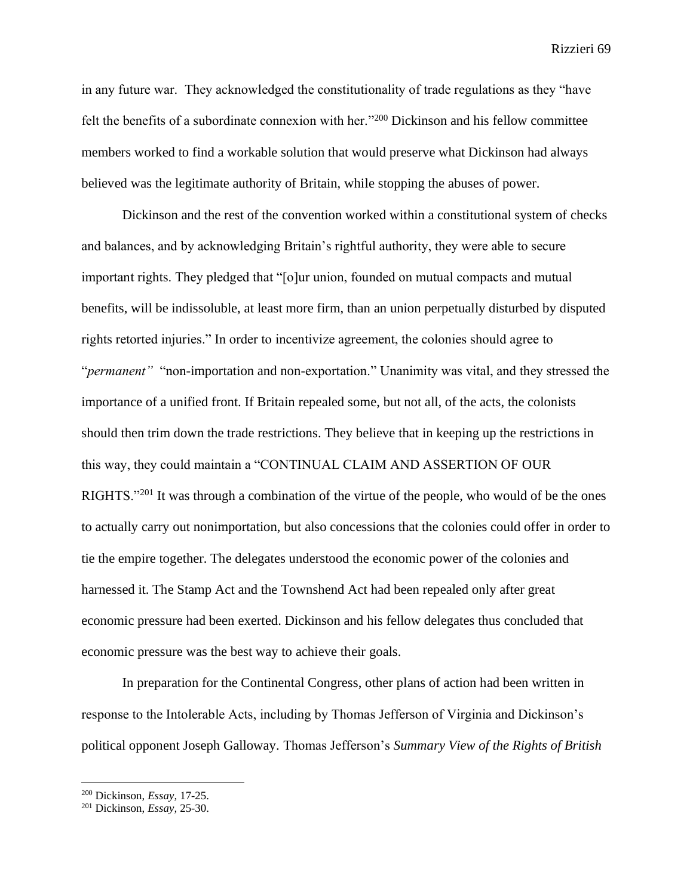in any future war. They acknowledged the constitutionality of trade regulations as they "have felt the benefits of a subordinate connexion with her."[200] Dickinson and his fellow committee members worked to find a workable solution that would preserve what Dickinson had always believed was the legitimate authority of Britain, while stopping the abuses of power.

Dickinson and the rest of the convention worked within a constitutional system of checks and balances, and by acknowledging Britain's rightful authority, they were able to secure important rights. They pledged that "[o]ur union, founded on mutual compacts and mutual benefits, will be indissoluble, at least more firm, than an union perpetually disturbed by disputed rights retorted injuries." In order to incentivize agreement, the colonies should agree to "*permanent"* "non-importation and non-exportation." Unanimity was vital, and they stressed the importance of a unified front. If Britain repealed some, but not all, of the acts, the colonists should then trim down the trade restrictions. They believe that in keeping up the restrictions in this way, they could maintain a "CONTINUAL CLAIM AND ASSERTION OF OUR RIGHTS."[201] It was through a combination of the virtue of the people, who would of be the ones to actually carry out nonimportation, but also concessions that the colonies could offer in order to tie the empire together. The delegates understood the economic power of the colonies and harnessed it. The Stamp Act and the Townshend Act had been repealed only after great economic pressure had been exerted. Dickinson and his fellow delegates thus concluded that economic pressure was the best way to achieve their goals.

In preparation for the Continental Congress, other plans of action had been written in response to the Intolerable Acts, including by Thomas Jefferson of Virginia and Dickinson's political opponent Joseph Galloway. Thomas Jefferson's *Summary View of the Rights of British*

---

[200] Dickinson, *Essay,* 17-25.

[201] Dickinson, *Essay,* 25-30.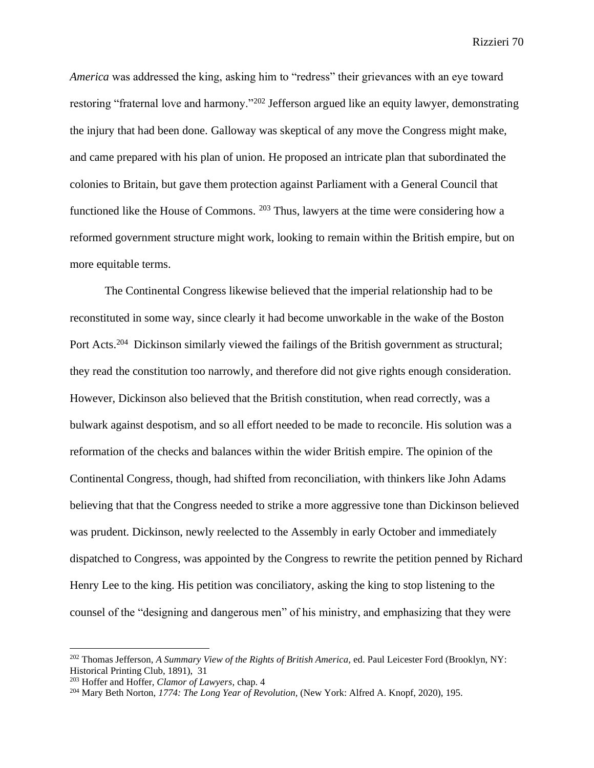*America* was addressed the king, asking him to "redress" their grievances with an eye toward restoring "fraternal love and harmony."[202] Jefferson argued like an equity lawyer, demonstrating the injury that had been done. Galloway was skeptical of any move the Congress might make, and came prepared with his plan of union. He proposed an intricate plan that subordinated the colonies to Britain, but gave them protection against Parliament with a General Council that functioned like the House of Commons. [203] Thus, lawyers at the time were considering how a reformed government structure might work, looking to remain within the British empire, but on more equitable terms.

The Continental Congress likewise believed that the imperial relationship had to be reconstituted in some way, since clearly it had become unworkable in the wake of the Boston Port Acts.[204] Dickinson similarly viewed the failings of the British government as structural; they read the constitution too narrowly, and therefore did not give rights enough consideration. However, Dickinson also believed that the British constitution, when read correctly, was a bulwark against despotism, and so all effort needed to be made to reconcile. His solution was a reformation of the checks and balances within the wider British empire. The opinion of the Continental Congress, though, had shifted from reconciliation, with thinkers like John Adams believing that that the Congress needed to strike a more aggressive tone than Dickinson believed was prudent. Dickinson, newly reelected to the Assembly in early October and immediately dispatched to Congress, was appointed by the Congress to rewrite the petition penned by Richard Henry Lee to the king. His petition was conciliatory, asking the king to stop listening to the counsel of the "designing and dangerous men" of his ministry, and emphasizing that they were

---

[202] Thomas Jefferson, *A Summary View of the Rights of British America,* ed. Paul Leicester Ford (Brooklyn, NY: Historical Printing Club, 1891), 31

[203] Hoffer and Hoffer, *Clamor of Lawyers,* chap. 4

[204] Mary Beth Norton, *1774: The Long Year of Revolution,* (New York: Alfred A. Knopf, 2020), 195.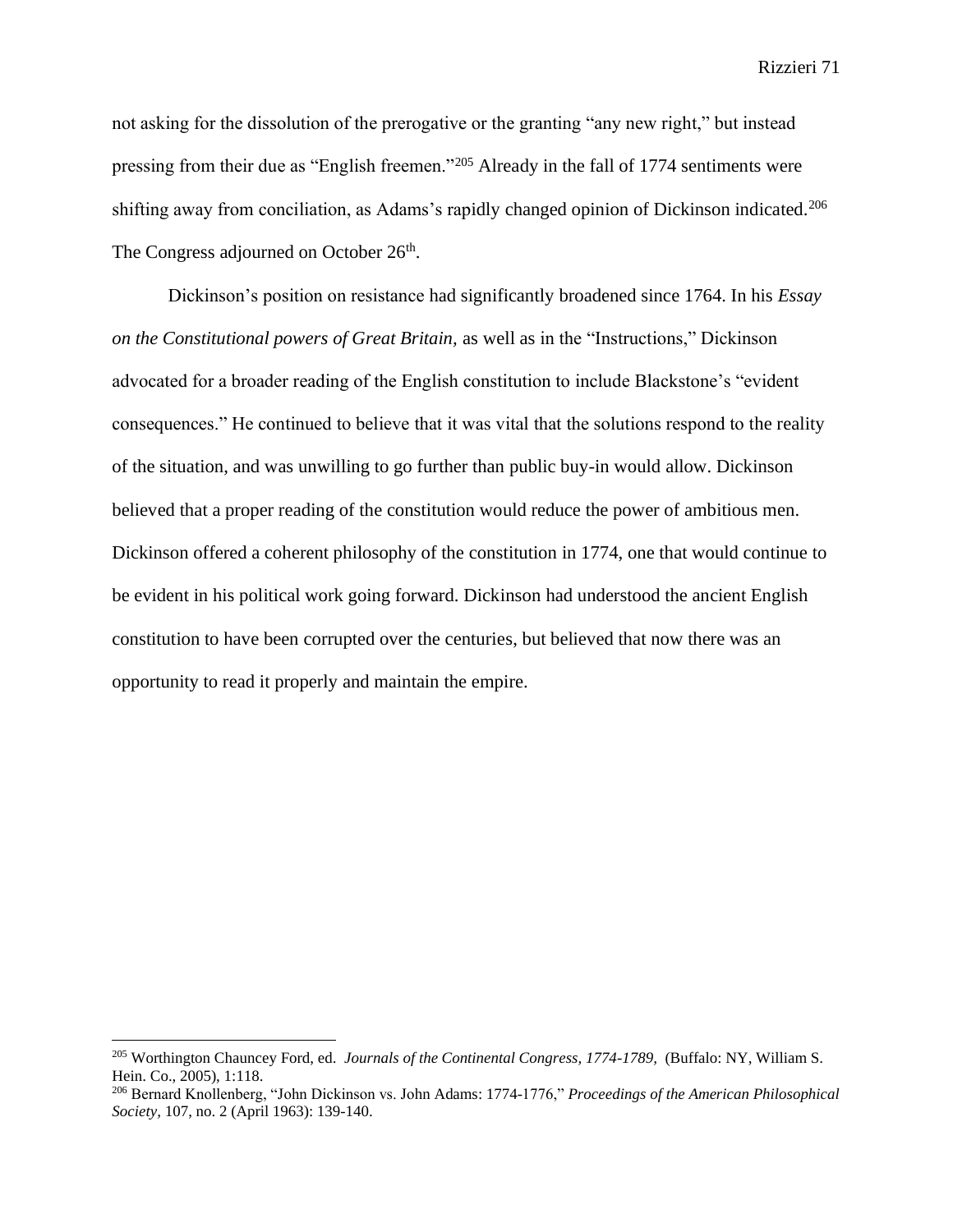not asking for the dissolution of the prerogative or the granting "any new right," but instead pressing from their due as "English freemen."[205] Already in the fall of 1774 sentiments were shifting away from conciliation, as Adams's rapidly changed opinion of Dickinson indicated.[206] The Congress adjourned on October 26th.

Dickinson's position on resistance had significantly broadened since 1764. In his *Essay on the Constitutional powers of Great Britain,* as well as in the "Instructions," Dickinson advocated for a broader reading of the English constitution to include Blackstone's "evident consequences." He continued to believe that it was vital that the solutions respond to the reality of the situation, and was unwilling to go further than public buy-in would allow. Dickinson believed that a proper reading of the constitution would reduce the power of ambitious men. Dickinson offered a coherent philosophy of the constitution in 1774, one that would continue to be evident in his political work going forward. Dickinson had understood the ancient English constitution to have been corrupted over the centuries, but believed that now there was an opportunity to read it properly and maintain the empire.

---

[205] Worthington Chauncey Ford, ed. *Journals of the Continental Congress, 1774-1789,* (Buffalo: NY, William S. Hein. Co., 2005), 1:118.

[206] Bernard Knollenberg, "John Dickinson vs. John Adams: 1774-1776," *Proceedings of the American Philosophical Society,* 107, no. 2 (April 1963): 139-140.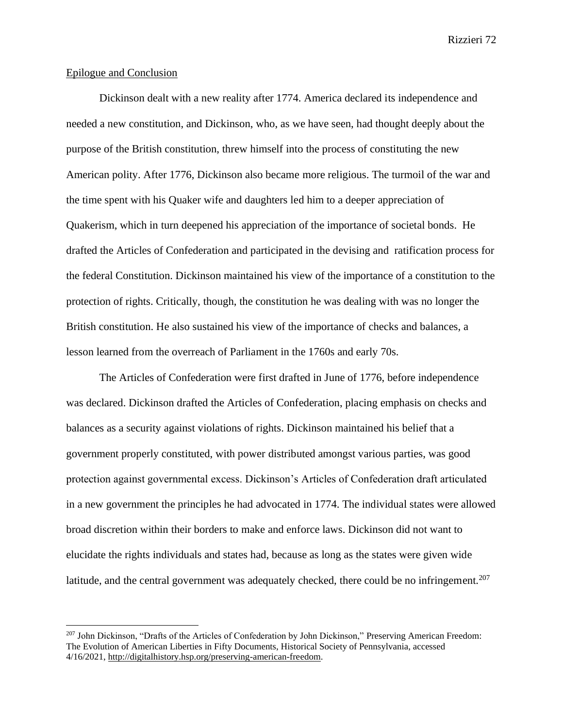## Epilogue and Conclusion

Dickinson dealt with a new reality after 1774. America declared its independence and needed a new constitution, and Dickinson, who, as we have seen, had thought deeply about the purpose of the British constitution, threw himself into the process of constituting the new American polity. After 1776, Dickinson also became more religious. The turmoil of the war and the time spent with his Quaker wife and daughters led him to a deeper appreciation of Quakerism, which in turn deepened his appreciation of the importance of societal bonds. He drafted the Articles of Confederation and participated in the devising and ratification process for the federal Constitution. Dickinson maintained his view of the importance of a constitution to the protection of rights. Critically, though, the constitution he was dealing with was no longer the British constitution. He also sustained his view of the importance of checks and balances, a lesson learned from the overreach of Parliament in the 1760s and early 70s.

The Articles of Confederation were first drafted in June of 1776, before independence was declared. Dickinson drafted the Articles of Confederation, placing emphasis on checks and balances as a security against violations of rights. Dickinson maintained his belief that a government properly constituted, with power distributed amongst various parties, was good protection against governmental excess. Dickinson's Articles of Confederation draft articulated in a new government the principles he had advocated in 1774. The individual states were allowed broad discretion within their borders to make and enforce laws. Dickinson did not want to elucidate the rights individuals and states had, because as long as the states were given wide latitude, and the central government was adequately checked, there could be no infringement.[207]

---

[207] John Dickinson, "Drafts of the Articles of Confederation by John Dickinson," Preserving American Freedom: The Evolution of American Liberties in Fifty Documents, Historical Society of Pennsylvania, accessed 4/16/2021, http://digitalhistory.hsp.org/preserving-american-freedom.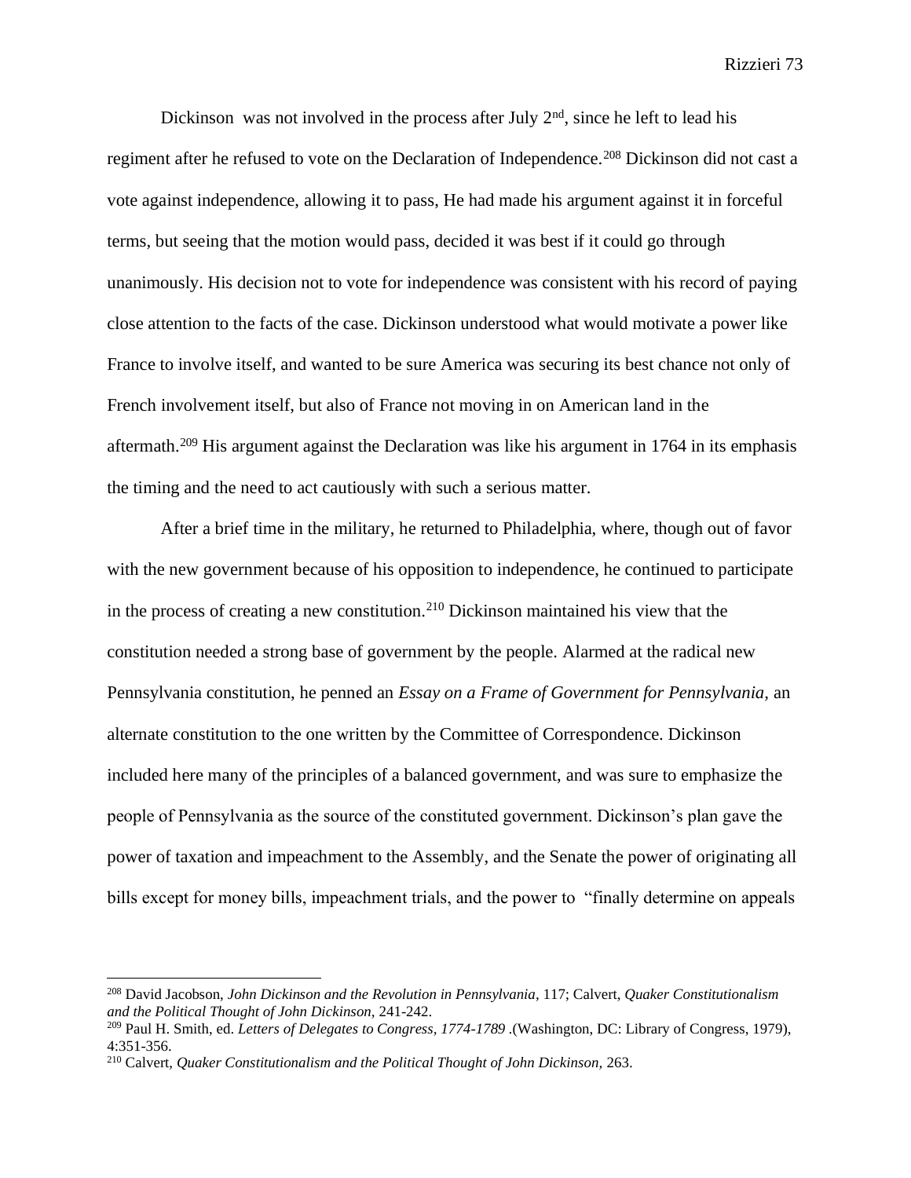Dickinson  was not involved in the process after July 2nd, since he left to lead his regiment after he refused to vote on the Declaration of Independence.[208] Dickinson did not cast a vote against independence, allowing it to pass, He had made his argument against it in forceful terms, but seeing that the motion would pass, decided it was best if it could go through unanimously. His decision not to vote for independence was consistent with his record of paying close attention to the facts of the case. Dickinson understood what would motivate a power like France to involve itself, and wanted to be sure America was securing its best chance not only of French involvement itself, but also of France not moving in on American land in the aftermath.[209] His argument against the Declaration was like his argument in 1764 in its emphasis the timing and the need to act cautiously with such a serious matter.

After a brief time in the military, he returned to Philadelphia, where, though out of favor with the new government because of his opposition to independence, he continued to participate in the process of creating a new constitution.[210] Dickinson maintained his view that the constitution needed a strong base of government by the people. Alarmed at the radical new Pennsylvania constitution, he penned an *Essay on a Frame of Government for Pennsylvania,* an alternate constitution to the one written by the Committee of Correspondence. Dickinson included here many of the principles of a balanced government, and was sure to emphasize the people of Pennsylvania as the source of the constituted government. Dickinson's plan gave the power of taxation and impeachment to the Assembly, and the Senate the power of originating all bills except for money bills, impeachment trials, and the power to  "finally determine on appeals

---

[208] David Jacobson, *John Dickinson and the Revolution in Pennsylvania*, 117; Calvert, *Quaker Constitutionalism and the Political Thought of John Dickinson,* 241-242.

[209] Paul H. Smith, ed. *Letters of Delegates to Congress, 1774-1789* .(Washington, DC: Library of Congress, 1979), 4:351-356.

[210] Calvert, *Quaker Constitutionalism and the Political Thought of John Dickinson,* 263.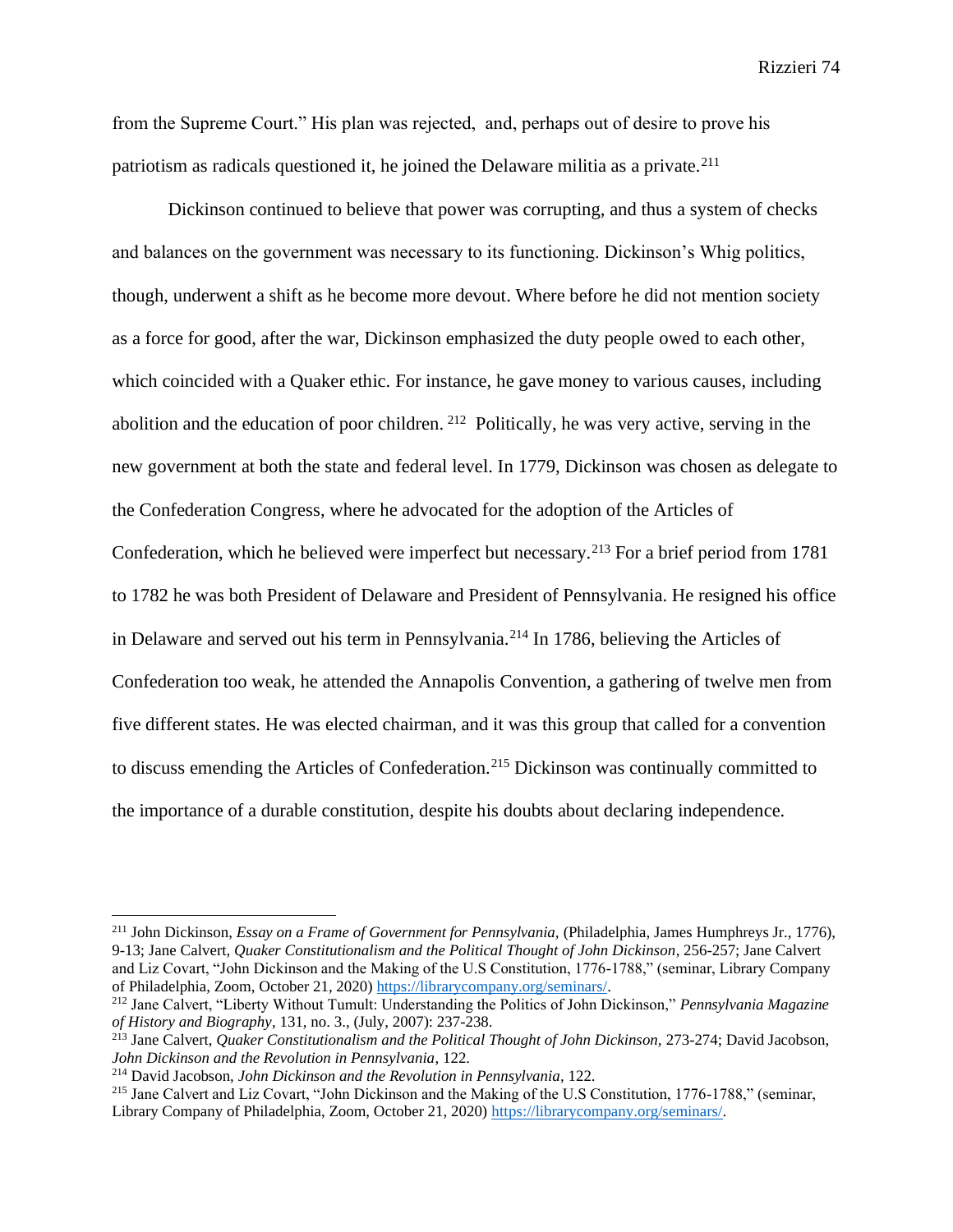from the Supreme Court." His plan was rejected, and, perhaps out of desire to prove his patriotism as radicals questioned it, he joined the Delaware militia as a private.[211]

Dickinson continued to believe that power was corrupting, and thus a system of checks and balances on the government was necessary to its functioning. Dickinson's Whig politics, though, underwent a shift as he become more devout. Where before he did not mention society as a force for good, after the war, Dickinson emphasized the duty people owed to each other, which coincided with a Quaker ethic. For instance, he gave money to various causes, including abolition and the education of poor children. [212] Politically, he was very active, serving in the new government at both the state and federal level. In 1779, Dickinson was chosen as delegate to the Confederation Congress, where he advocated for the adoption of the Articles of Confederation, which he believed were imperfect but necessary.[213] For a brief period from 1781 to 1782 he was both President of Delaware and President of Pennsylvania. He resigned his office in Delaware and served out his term in Pennsylvania.[214] In 1786, believing the Articles of Confederation too weak, he attended the Annapolis Convention, a gathering of twelve men from five different states. He was elected chairman, and it was this group that called for a convention to discuss emending the Articles of Confederation.[215] Dickinson was continually committed to the importance of a durable constitution, despite his doubts about declaring independence.

---

[211] John Dickinson, *Essay on a Frame of Government for Pennsylvania*, (Philadelphia, James Humphreys Jr., 1776), 9-13; Jane Calvert, *Quaker Constitutionalism and the Political Thought of John Dickinson*, 256-257; Jane Calvert and Liz Covart, "John Dickinson and the Making of the U.S Constitution, 1776-1788," (seminar, Library Company of Philadelphia, Zoom, October 21, 2020) https://librarycompany.org/seminars/.

[212] Jane Calvert, "Liberty Without Tumult: Understanding the Politics of John Dickinson," *Pennsylvania Magazine of History and Biography*, 131, no. 3., (July, 2007): 237-238.

[213] Jane Calvert, *Quaker Constitutionalism and the Political Thought of John Dickinson,* 273-274; David Jacobson, *John Dickinson and the Revolution in Pennsylvania*, 122.

[214] David Jacobson, *John Dickinson and the Revolution in Pennsylvania*, 122.

[215] Jane Calvert and Liz Covart, "John Dickinson and the Making of the U.S Constitution, 1776-1788," (seminar, Library Company of Philadelphia, Zoom, October 21, 2020) https://librarycompany.org/seminars/.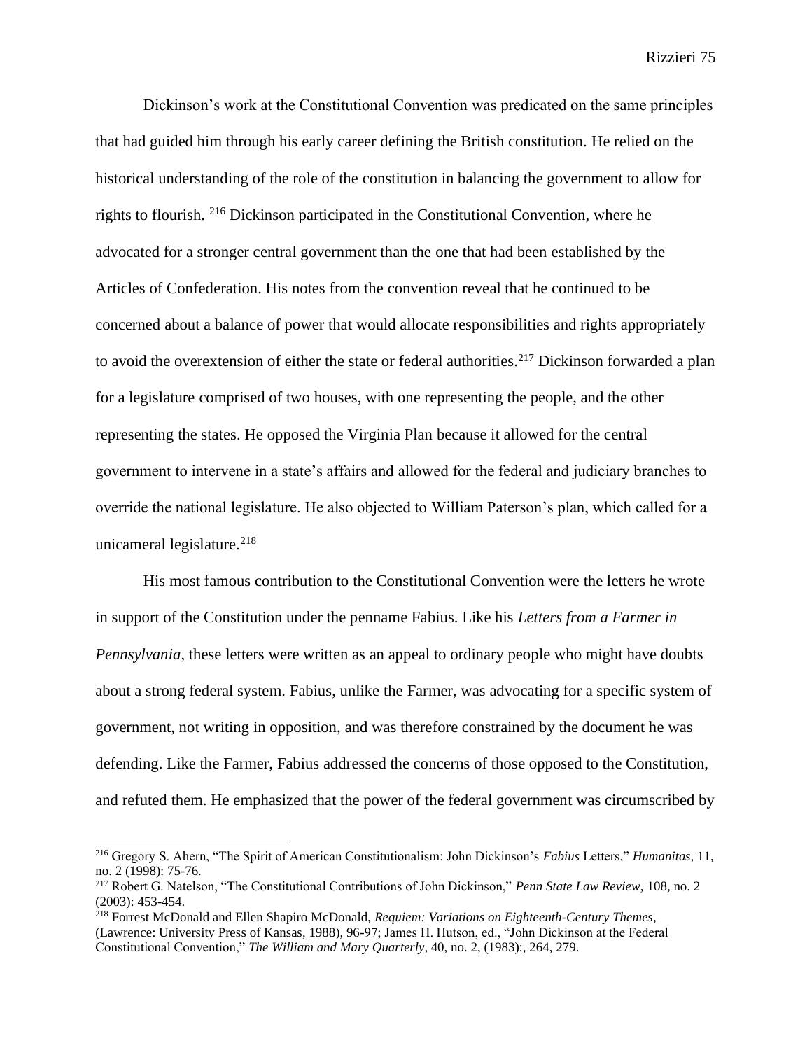Dickinson's work at the Constitutional Convention was predicated on the same principles that had guided him through his early career defining the British constitution. He relied on the historical understanding of the role of the constitution in balancing the government to allow for rights to flourish. [216] Dickinson participated in the Constitutional Convention, where he advocated for a stronger central government than the one that had been established by the Articles of Confederation. His notes from the convention reveal that he continued to be concerned about a balance of power that would allocate responsibilities and rights appropriately to avoid the overextension of either the state or federal authorities.[217] Dickinson forwarded a plan for a legislature comprised of two houses, with one representing the people, and the other representing the states. He opposed the Virginia Plan because it allowed for the central government to intervene in a state's affairs and allowed for the federal and judiciary branches to override the national legislature. He also objected to William Paterson's plan, which called for a unicameral legislature.[218]

His most famous contribution to the Constitutional Convention were the letters he wrote in support of the Constitution under the penname Fabius. Like his *Letters from a Farmer in Pennsylvania*, these letters were written as an appeal to ordinary people who might have doubts about a strong federal system. Fabius, unlike the Farmer, was advocating for a specific system of government, not writing in opposition, and was therefore constrained by the document he was defending. Like the Farmer, Fabius addressed the concerns of those opposed to the Constitution, and refuted them. He emphasized that the power of the federal government was circumscribed by

---

[216] Gregory S. Ahern, "The Spirit of American Constitutionalism: John Dickinson's *Fabius* Letters," *Humanitas*, 11, no. 2 (1998): 75-76.

[217] Robert G. Natelson, "The Constitutional Contributions of John Dickinson," *Penn State Law Review*, 108, no. 2 (2003): 453-454.

[218] Forrest McDonald and Ellen Shapiro McDonald, *Requiem: Variations on Eighteenth-Century Themes*, (Lawrence: University Press of Kansas, 1988), 96-97; James H. Hutson, ed., "John Dickinson at the Federal Constitutional Convention," *The William and Mary Quarterly*, 40, no. 2, (1983):, 264, 279.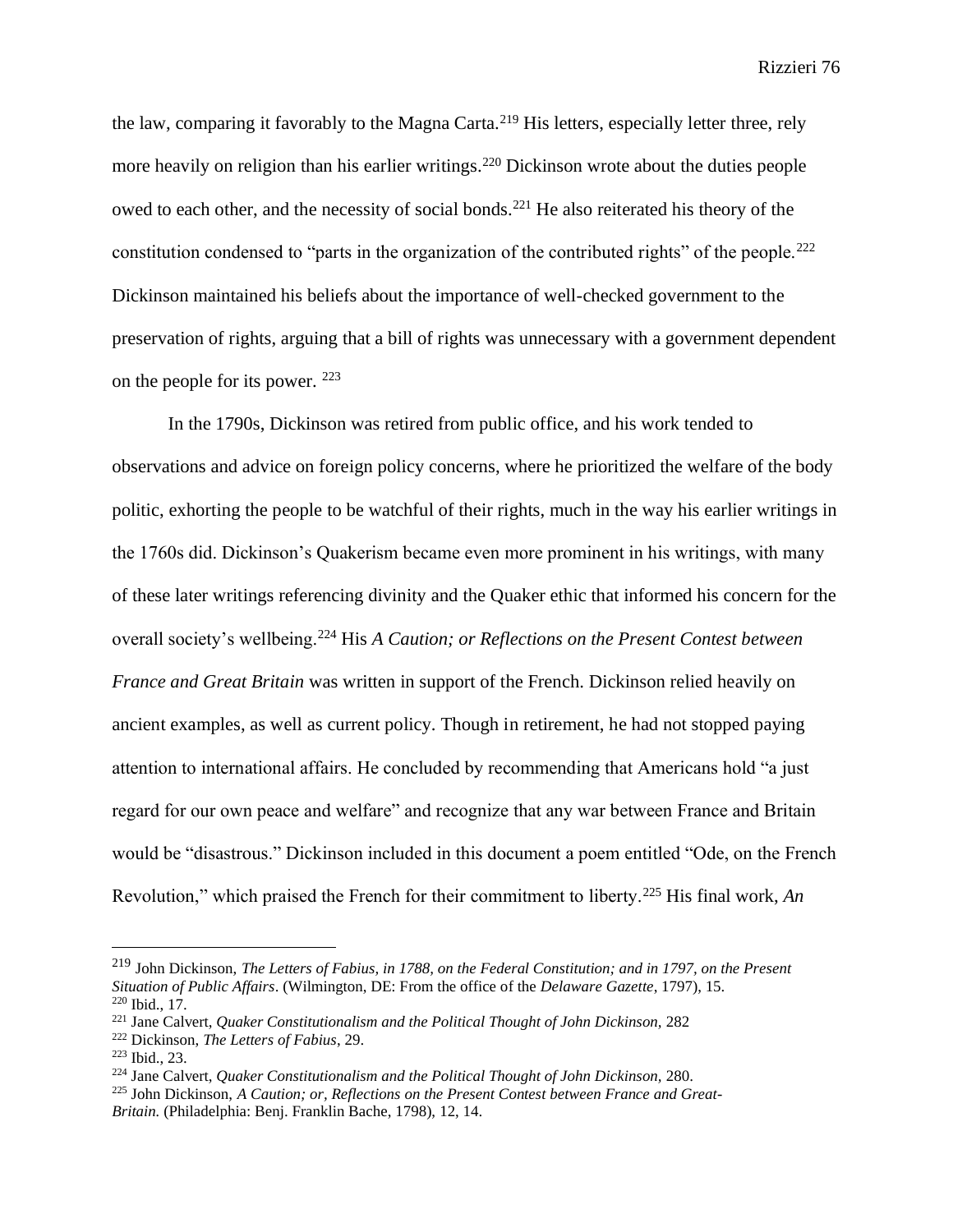the law, comparing it favorably to the Magna Carta.[219] His letters, especially letter three, rely more heavily on religion than his earlier writings.[220] Dickinson wrote about the duties people owed to each other, and the necessity of social bonds.[221] He also reiterated his theory of the constitution condensed to "parts in the organization of the contributed rights" of the people.[222] Dickinson maintained his beliefs about the importance of well-checked government to the preservation of rights, arguing that a bill of rights was unnecessary with a government dependent on the people for its power. [223]

In the 1790s, Dickinson was retired from public office, and his work tended to observations and advice on foreign policy concerns, where he prioritized the welfare of the body politic, exhorting the people to be watchful of their rights, much in the way his earlier writings in the 1760s did. Dickinson's Quakerism became even more prominent in his writings, with many of these later writings referencing divinity and the Quaker ethic that informed his concern for the overall society's wellbeing.[224] His *A Caution; or Reflections on the Present Contest between France and Great Britain* was written in support of the French. Dickinson relied heavily on ancient examples, as well as current policy. Though in retirement, he had not stopped paying attention to international affairs. He concluded by recommending that Americans hold "a just regard for our own peace and welfare" and recognize that any war between France and Britain would be "disastrous." Dickinson included in this document a poem entitled "Ode, on the French Revolution," which praised the French for their commitment to liberty.[225] His final work, *An*

---

[219] John Dickinson, *The Letters of Fabius, in 1788, on the Federal Constitution; and in 1797, on the Present Situation of Public Affairs*. (Wilmington, DE: From the office of the *Delaware Gazette*, 1797), 15.
[220] Ibid., 17.
[221] Jane Calvert, *Quaker Constitutionalism and the Political Thought of John Dickinson,* 282
[222] Dickinson, *The Letters of Fabius*, 29.
[223] Ibid., 23.
[224] Jane Calvert, *Quaker Constitutionalism and the Political Thought of John Dickinson,* 280.
[225] John Dickinson, *A Caution; or, Reflections on the Present Contest between France and Great-Britain.* (Philadelphia: Benj. Franklin Bache, 1798), 12, 14.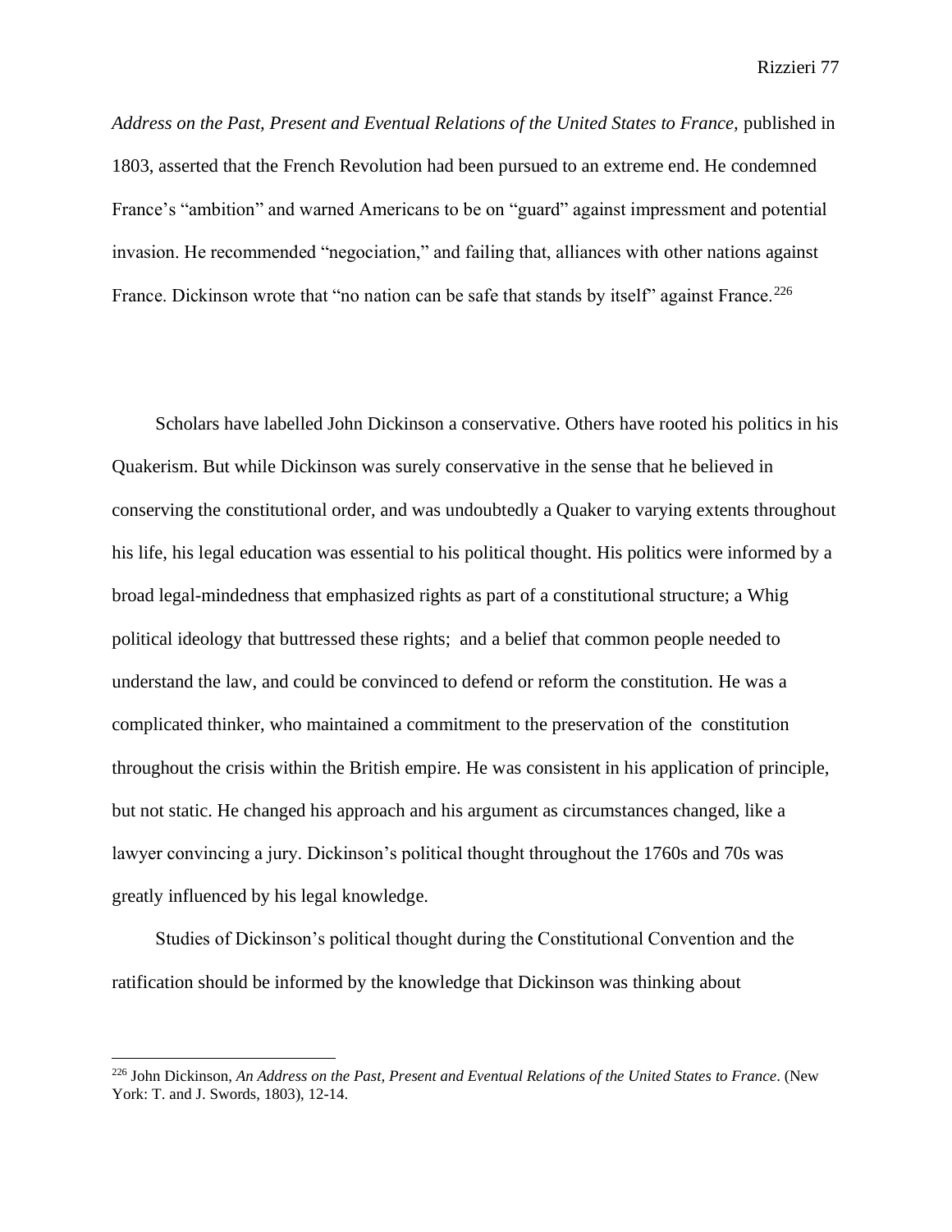*Address on the Past, Present and Eventual Relations of the United States to France,* published in 1803, asserted that the French Revolution had been pursued to an extreme end. He condemned France's "ambition" and warned Americans to be on "guard" against impressment and potential invasion. He recommended "negociation," and failing that, alliances with other nations against France. Dickinson wrote that "no nation can be safe that stands by itself" against France.[226]

Scholars have labelled John Dickinson a conservative. Others have rooted his politics in his Quakerism. But while Dickinson was surely conservative in the sense that he believed in conserving the constitutional order, and was undoubtedly a Quaker to varying extents throughout his life, his legal education was essential to his political thought. His politics were informed by a broad legal-mindedness that emphasized rights as part of a constitutional structure; a Whig political ideology that buttressed these rights; and a belief that common people needed to understand the law, and could be convinced to defend or reform the constitution. He was a complicated thinker, who maintained a commitment to the preservation of the constitution throughout the crisis within the British empire. He was consistent in his application of principle, but not static. He changed his approach and his argument as circumstances changed, like a lawyer convincing a jury. Dickinson's political thought throughout the 1760s and 70s was greatly influenced by his legal knowledge.

Studies of Dickinson's political thought during the Constitutional Convention and the ratification should be informed by the knowledge that Dickinson was thinking about

---

[226] John Dickinson, *An Address on the Past, Present and Eventual Relations of the United States to France*. (New York: T. and J. Swords, 1803), 12-14.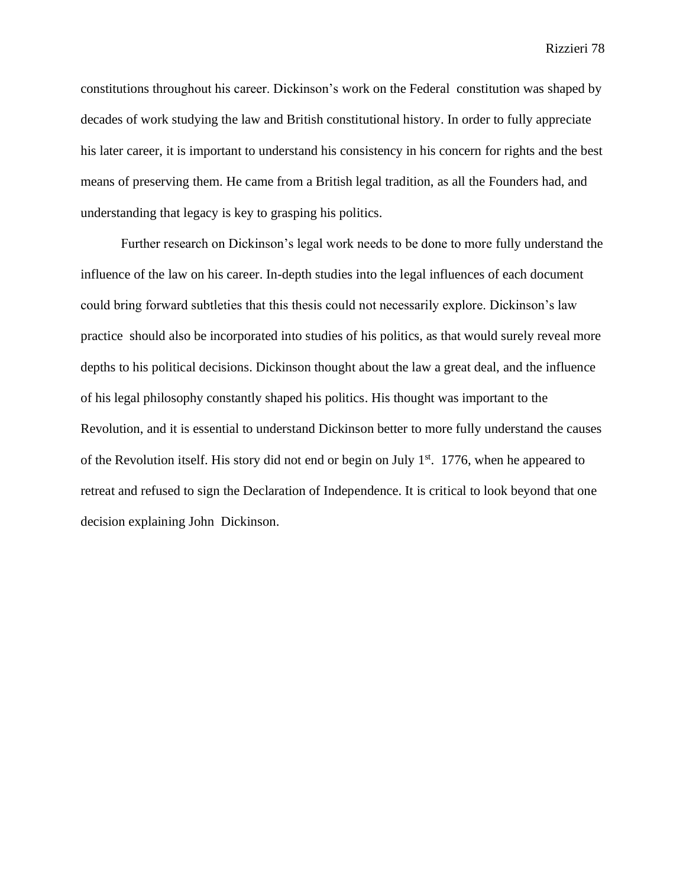constitutions throughout his career. Dickinson's work on the Federal constitution was shaped by decades of work studying the law and British constitutional history. In order to fully appreciate his later career, it is important to understand his consistency in his concern for rights and the best means of preserving them. He came from a British legal tradition, as all the Founders had, and understanding that legacy is key to grasping his politics.

Further research on Dickinson's legal work needs to be done to more fully understand the influence of the law on his career. In-depth studies into the legal influences of each document could bring forward subtleties that this thesis could not necessarily explore. Dickinson's law practice should also be incorporated into studies of his politics, as that would surely reveal more depths to his political decisions. Dickinson thought about the law a great deal, and the influence of his legal philosophy constantly shaped his politics. His thought was important to the Revolution, and it is essential to understand Dickinson better to more fully understand the causes of the Revolution itself. His story did not end or begin on July 1st. 1776, when he appeared to retreat and refused to sign the Declaration of Independence. It is critical to look beyond that one decision explaining John Dickinson.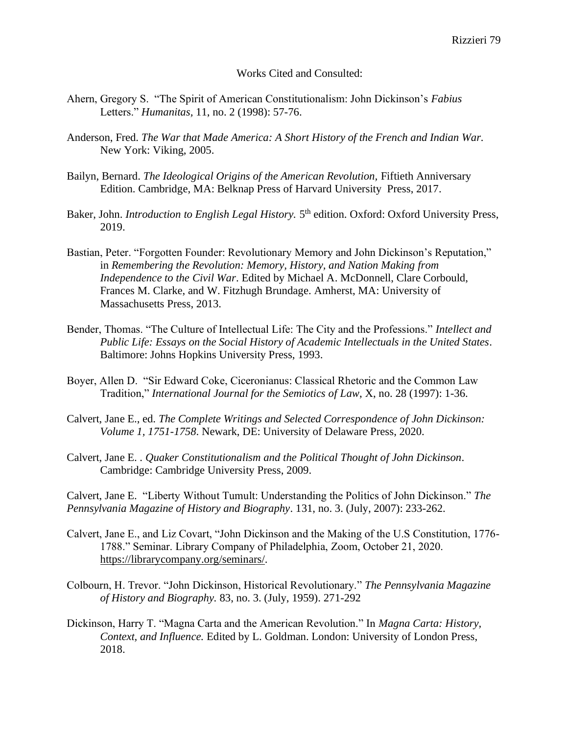Works Cited and Consulted:

Ahern, Gregory S. "The Spirit of American Constitutionalism: John Dickinson's *Fabius* Letters." *Humanitas,* 11, no. 2 (1998): 57-76.

Anderson, Fred. *The War that Made America: A Short History of the French and Indian War.* New York: Viking, 2005.

Bailyn, Bernard. *The Ideological Origins of the American Revolution,* Fiftieth Anniversary Edition. Cambridge, MA: Belknap Press of Harvard University Press, 2017.

Baker, John. *Introduction to English Legal History.* 5th edition. Oxford: Oxford University Press, 2019.

Bastian, Peter. "Forgotten Founder: Revolutionary Memory and John Dickinson's Reputation," in *Remembering the Revolution: Memory, History, and Nation Making from Independence to the Civil War*. Edited by Michael A. McDonnell, Clare Corbould, Frances M. Clarke, and W. Fitzhugh Brundage. Amherst, MA: University of Massachusetts Press, 2013.

Bender, Thomas. "The Culture of Intellectual Life: The City and the Professions." *Intellect and Public Life: Essays on the Social History of Academic Intellectuals in the United States*. Baltimore: Johns Hopkins University Press, 1993.

Boyer, Allen D. "Sir Edward Coke, Ciceronianus: Classical Rhetoric and the Common Law Tradition," *International Journal for the Semiotics of Law,* X, no. 28 (1997): 1-36.

Calvert, Jane E., ed. *The Complete Writings and Selected Correspondence of John Dickinson: Volume 1, 1751-1758*. Newark, DE: University of Delaware Press, 2020.

Calvert, Jane E. . *Quaker Constitutionalism and the Political Thought of John Dickinson*. Cambridge: Cambridge University Press, 2009.

Calvert, Jane E. "Liberty Without Tumult: Understanding the Politics of John Dickinson." *The Pennsylvania Magazine of History and Biography*. 131, no. 3. (July, 2007): 233-262.

Calvert, Jane E., and Liz Covart, "John Dickinson and the Making of the U.S Constitution, 1776-1788." Seminar. Library Company of Philadelphia, Zoom, October 21, 2020. https://librarycompany.org/seminars/.

Colbourn, H. Trevor. "John Dickinson, Historical Revolutionary." *The Pennsylvania Magazine of History and Biography.* 83, no. 3. (July, 1959). 271-292

Dickinson, Harry T. "Magna Carta and the American Revolution." In *Magna Carta: History, Context, and Influence.* Edited by L. Goldman. London: University of London Press, 2018.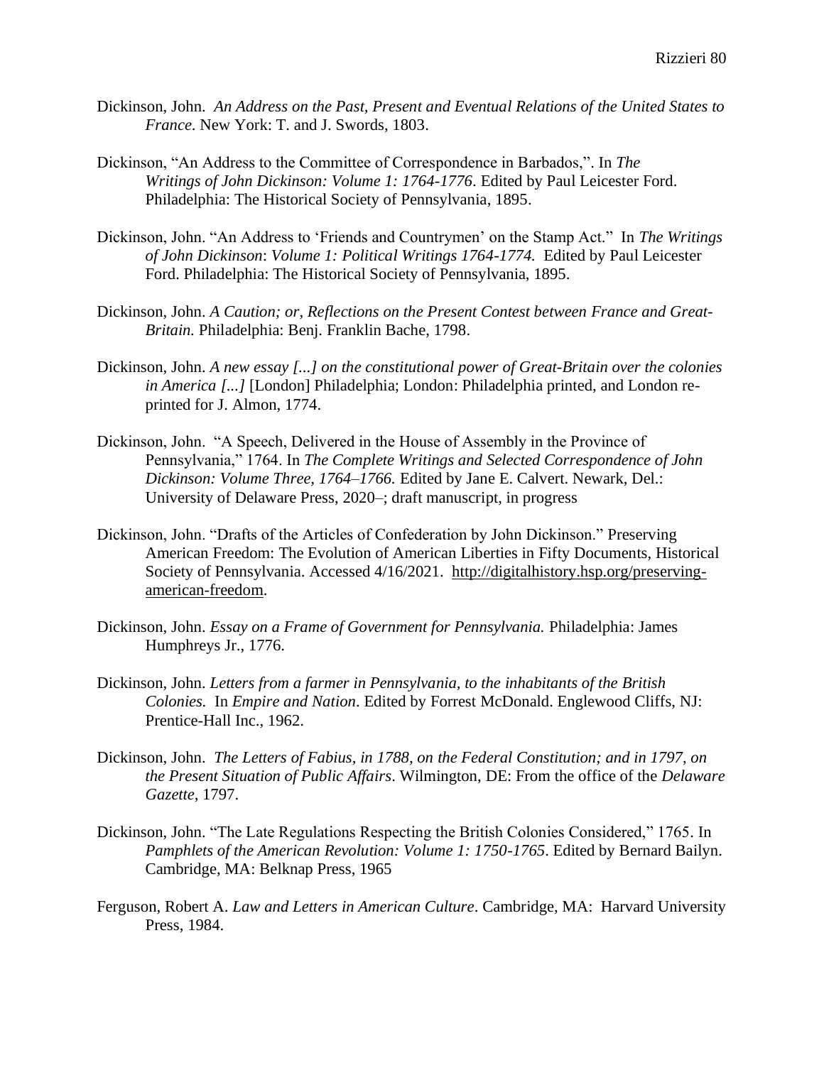Dickinson, John. *An Address on the Past, Present and Eventual Relations of the United States to France*. New York: T. and J. Swords, 1803.

Dickinson, "An Address to the Committee of Correspondence in Barbados,". In *The Writings of John Dickinson: Volume 1: 1764-1776*. Edited by Paul Leicester Ford. Philadelphia: The Historical Society of Pennsylvania, 1895.

Dickinson, John. "An Address to 'Friends and Countrymen' on the Stamp Act." In *The Writings of John Dickinson*: *Volume 1: Political Writings 1764-1774.* Edited by Paul Leicester Ford. Philadelphia: The Historical Society of Pennsylvania, 1895.

Dickinson, John. *A Caution; or, Reflections on the Present Contest between France and Great-Britain.* Philadelphia: Benj. Franklin Bache, 1798.

Dickinson, John. *A new essay [...] on the constitutional power of Great-Britain over the colonies in America [...]* [London] Philadelphia; London: Philadelphia printed, and London re-printed for J. Almon, 1774.

Dickinson, John. "A Speech, Delivered in the House of Assembly in the Province of Pennsylvania," 1764. In *The Complete Writings and Selected Correspondence of John Dickinson: Volume Three, 1764–1766.* Edited by Jane E. Calvert. Newark, Del.: University of Delaware Press, 2020–; draft manuscript, in progress

Dickinson, John. "Drafts of the Articles of Confederation by John Dickinson." Preserving American Freedom: The Evolution of American Liberties in Fifty Documents, Historical Society of Pennsylvania. Accessed 4/16/2021. http://digitalhistory.hsp.org/preserving-american-freedom.

Dickinson, John. *Essay on a Frame of Government for Pennsylvania.* Philadelphia: James Humphreys Jr., 1776.

Dickinson, John. *Letters from a farmer in Pennsylvania, to the inhabitants of the British Colonies.* In *Empire and Nation*. Edited by Forrest McDonald. Englewood Cliffs, NJ: Prentice-Hall Inc., 1962.

Dickinson, John. *The Letters of Fabius, in 1788, on the Federal Constitution; and in 1797, on the Present Situation of Public Affairs*. Wilmington, DE: From the office of the *Delaware Gazette*, 1797.

Dickinson, John. "The Late Regulations Respecting the British Colonies Considered," 1765. In *Pamphlets of the American Revolution: Volume 1: 1750-1765*. Edited by Bernard Bailyn. Cambridge, MA: Belknap Press, 1965

Ferguson, Robert A. *Law and Letters in American Culture*. Cambridge, MA: Harvard University Press, 1984.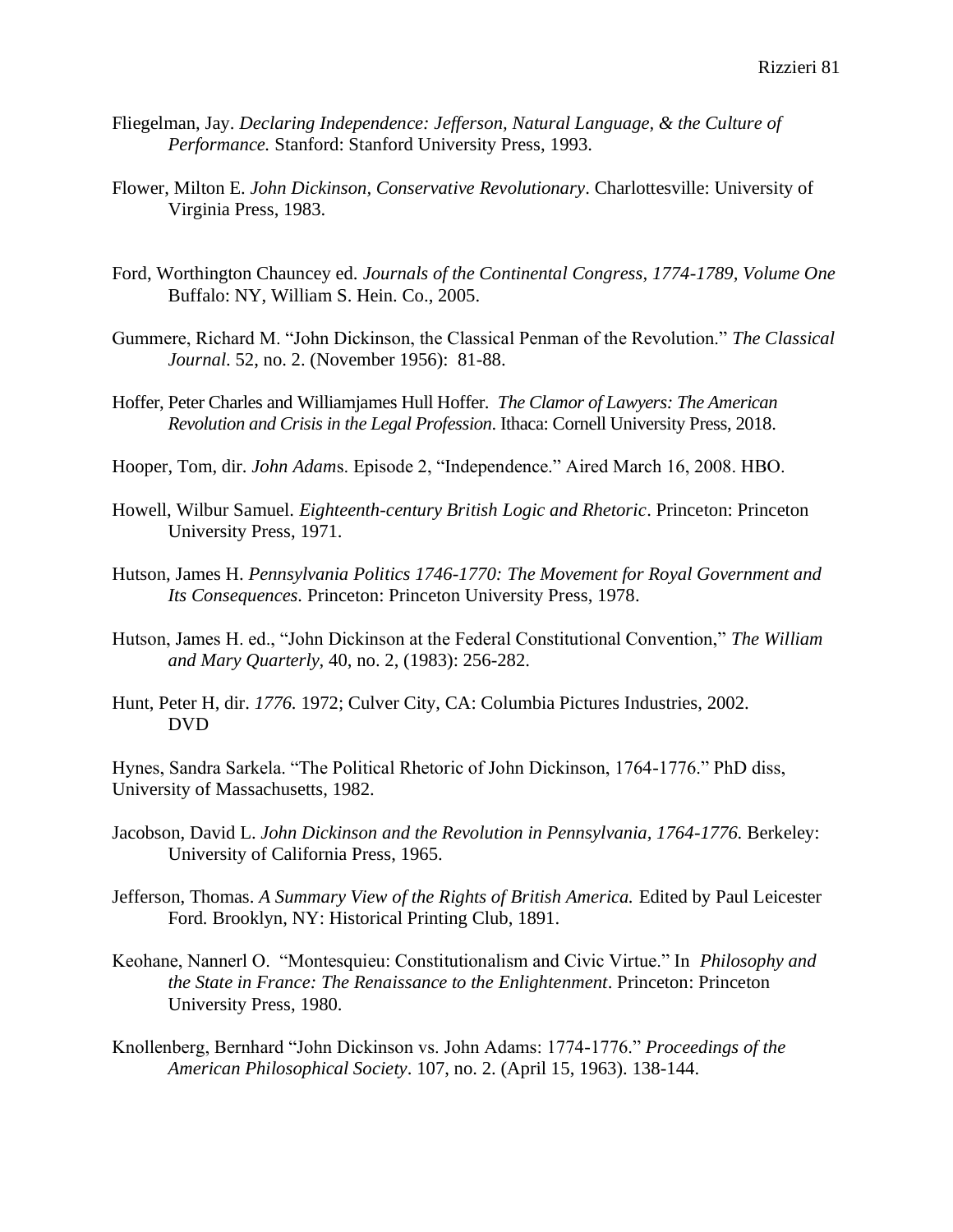Fliegelman, Jay. *Declaring Independence: Jefferson, Natural Language, & the Culture of Performance.* Stanford: Stanford University Press, 1993.

Flower, Milton E. *John Dickinson, Conservative Revolutionary*. Charlottesville: University of Virginia Press, 1983.

Ford, Worthington Chauncey ed. *Journals of the Continental Congress, 1774-1789, Volume One* Buffalo: NY, William S. Hein. Co., 2005.

Gummere, Richard M. "John Dickinson, the Classical Penman of the Revolution." *The Classical Journal*. 52, no. 2. (November 1956): 81-88.

Hoffer, Peter Charles and Williamjames Hull Hoffer. *The Clamor of Lawyers: The American Revolution and Crisis in the Legal Profession.* Ithaca: Cornell University Press, 2018.

Hooper, Tom, dir. *John Adams*. Episode 2, "Independence." Aired March 16, 2008. HBO.

Howell, Wilbur Samuel. *Eighteenth-century British Logic and Rhetoric*. Princeton: Princeton University Press, 1971.

Hutson, James H. *Pennsylvania Politics 1746-1770: The Movement for Royal Government and Its Consequences.* Princeton: Princeton University Press, 1978.

Hutson, James H. ed., "John Dickinson at the Federal Constitutional Convention," *The William and Mary Quarterly,* 40, no. 2, (1983): 256-282.

Hunt, Peter H, dir. *1776.* 1972; Culver City, CA: Columbia Pictures Industries, 2002. DVD

Hynes, Sandra Sarkela. "The Political Rhetoric of John Dickinson, 1764-1776." PhD diss, University of Massachusetts, 1982.

Jacobson, David L. *John Dickinson and the Revolution in Pennsylvania, 1764-1776.* Berkeley: University of California Press, 1965.

Jefferson, Thomas. *A Summary View of the Rights of British America.* Edited by Paul Leicester Ford. Brooklyn, NY: Historical Printing Club, 1891.

Keohane, Nannerl O. "Montesquieu: Constitutionalism and Civic Virtue." In *Philosophy and the State in France: The Renaissance to the Enlightenment*. Princeton: Princeton University Press, 1980.

Knollenberg, Bernhard "John Dickinson vs. John Adams: 1774-1776." *Proceedings of the American Philosophical Society*. 107, no. 2. (April 15, 1963). 138-144.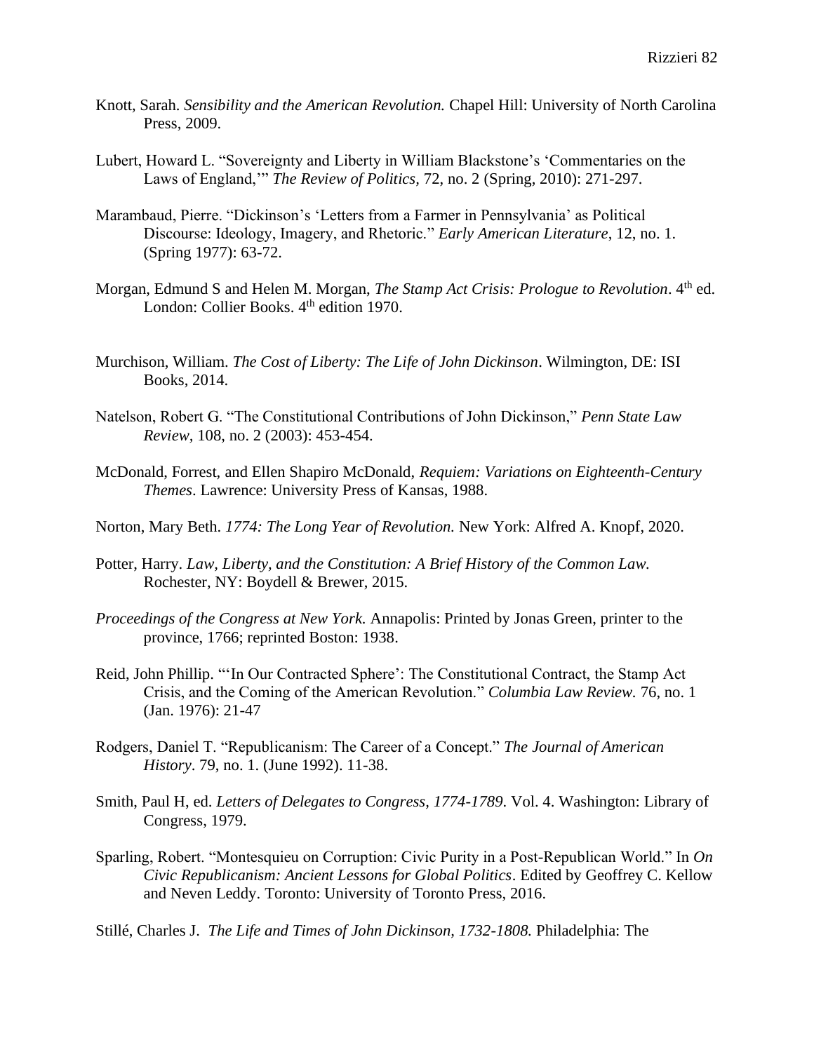Knott, Sarah. *Sensibility and the American Revolution.* Chapel Hill: University of North Carolina Press, 2009.

Lubert, Howard L. "Sovereignty and Liberty in William Blackstone's 'Commentaries on the Laws of England,'" *The Review of Politics,* 72, no. 2 (Spring, 2010): 271-297.

Marambaud, Pierre. "Dickinson's 'Letters from a Farmer in Pennsylvania' as Political Discourse: Ideology, Imagery, and Rhetoric." *Early American Literature,* 12, no. 1. (Spring 1977): 63-72.

Morgan, Edmund S and Helen M. Morgan, *The Stamp Act Crisis: Prologue to Revolution*. 4th ed. London: Collier Books. 4th edition 1970.

Murchison, William. *The Cost of Liberty: The Life of John Dickinson*. Wilmington, DE: ISI Books, 2014.

Natelson, Robert G. "The Constitutional Contributions of John Dickinson," *Penn State Law Review,* 108, no. 2 (2003): 453-454.

McDonald, Forrest, and Ellen Shapiro McDonald, *Requiem: Variations on Eighteenth-Century Themes*. Lawrence: University Press of Kansas, 1988.

Norton, Mary Beth. *1774: The Long Year of Revolution.* New York: Alfred A. Knopf, 2020.

Potter, Harry. *Law, Liberty, and the Constitution: A Brief History of the Common Law.* Rochester, NY: Boydell & Brewer, 2015.

*Proceedings of the Congress at New York.* Annapolis: Printed by Jonas Green, printer to the province, 1766; reprinted Boston: 1938.

Reid, John Phillip. "'In Our Contracted Sphere': The Constitutional Contract, the Stamp Act Crisis, and the Coming of the American Revolution." *Columbia Law Review.* 76, no. 1 (Jan. 1976): 21-47

Rodgers, Daniel T. "Republicanism: The Career of a Concept." *The Journal of American History*. 79, no. 1. (June 1992). 11-38.

Smith, Paul H, ed. *Letters of Delegates to Congress, 1774-1789.* Vol. 4. Washington: Library of Congress, 1979.

Sparling, Robert. "Montesquieu on Corruption: Civic Purity in a Post-Republican World." In *On Civic Republicanism: Ancient Lessons for Global Politics*. Edited by Geoffrey C. Kellow and Neven Leddy. Toronto: University of Toronto Press, 2016.

Stillé, Charles J. *The Life and Times of John Dickinson, 1732-1808.* Philadelphia: The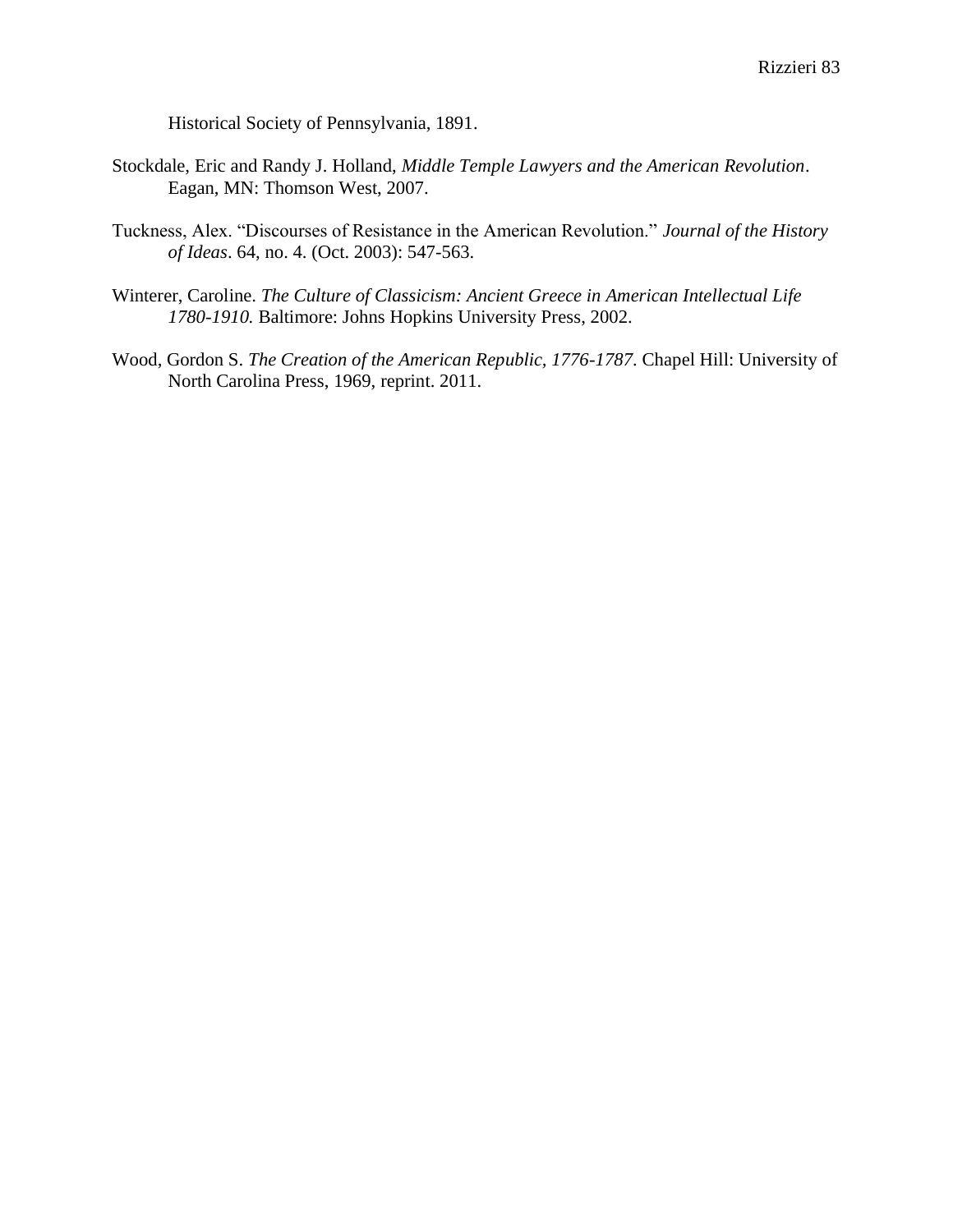Historical Society of Pennsylvania, 1891.

Stockdale, Eric and Randy J. Holland, *Middle Temple Lawyers and the American Revolution*. Eagan, MN: Thomson West, 2007.

Tuckness, Alex. "Discourses of Resistance in the American Revolution." *Journal of the History of Ideas*. 64, no. 4. (Oct. 2003): 547-563.

Winterer, Caroline. *The Culture of Classicism: Ancient Greece in American Intellectual Life 1780-1910.* Baltimore: Johns Hopkins University Press, 2002.

Wood, Gordon S. *The Creation of the American Republic, 1776-1787*. Chapel Hill: University of North Carolina Press, 1969, reprint. 2011.